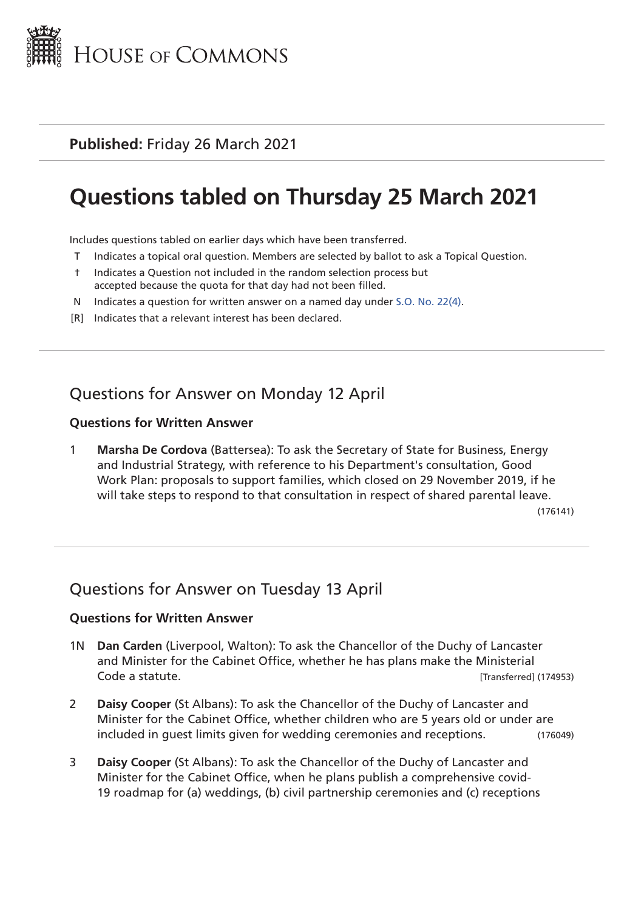House of Commons

**Published:** Friday 26 March 2021

# Questions tabled on Thursday 25 March 2021

Includes questions tabled on earlier days which have been transferred.

- T Indicates a topical oral question. Members are selected by ballot to ask a Topical Question.
- † Indicates a Question not included in the random selection process but accepted because the quota for that day had not been filled.
- N Indicates a question for written answer on a named day under S.O. No. 22(4).
- [R] Indicates that a relevant interest has been declared.

## Questions for Answer on Monday 12 April

### Questions for Written Answer

1 **Marsha De Cordova** (Battersea): To ask the Secretary of State for Business, Energy and Industrial Strategy, with reference to his Department's consultation, Good Work Plan: proposals to support families, which closed on 29 November 2019, if he will take steps to respond to that consultation in respect of shared parental leave. (176141)

## Questions for Answer on Tuesday 13 April

### Questions for Written Answer

1N **Dan Carden** (Liverpool, Walton): To ask the Chancellor of the Duchy of Lancaster and Minister for the Cabinet Office, whether he has plans make the Ministerial Code a statute. [Transferred] (174953)

2 **Daisy Cooper** (St Albans): To ask the Chancellor of the Duchy of Lancaster and Minister for the Cabinet Office, whether children who are 5 years old or under are included in guest limits given for wedding ceremonies and receptions. (176049)

3 **Daisy Cooper** (St Albans): To ask the Chancellor of the Duchy of Lancaster and Minister for the Cabinet Office, when he plans publish a comprehensive covid-19 roadmap for (a) weddings, (b) civil partnership ceremonies and (c) receptions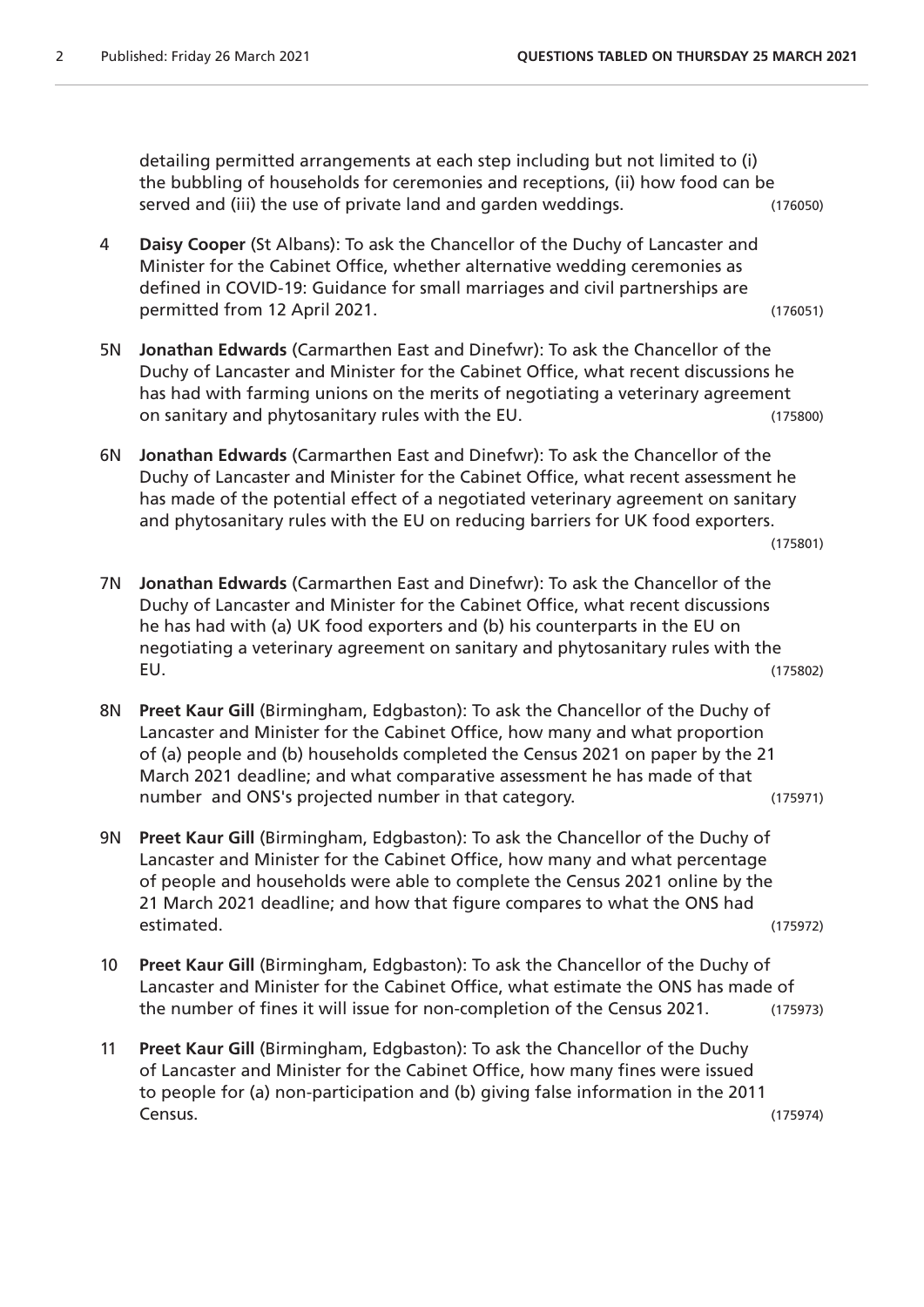detailing permitted arrangements at each step including but not limited to (i) the bubbling of households for ceremonies and receptions, (ii) how food can be served and (iii) the use of private land and garden weddings. (176050)

4 **Daisy Cooper** (St Albans): To ask the Chancellor of the Duchy of Lancaster and Minister for the Cabinet Office, whether alternative wedding ceremonies as defined in COVID-19: Guidance for small marriages and civil partnerships are permitted from 12 April 2021. (176051)

5N **Jonathan Edwards** (Carmarthen East and Dinefwr): To ask the Chancellor of the Duchy of Lancaster and Minister for the Cabinet Office, what recent discussions he has had with farming unions on the merits of negotiating a veterinary agreement on sanitary and phytosanitary rules with the EU. (175800)

6N **Jonathan Edwards** (Carmarthen East and Dinefwr): To ask the Chancellor of the Duchy of Lancaster and Minister for the Cabinet Office, what recent assessment he has made of the potential effect of a negotiated veterinary agreement on sanitary and phytosanitary rules with the EU on reducing barriers for UK food exporters. (175801)

7N **Jonathan Edwards** (Carmarthen East and Dinefwr): To ask the Chancellor of the Duchy of Lancaster and Minister for the Cabinet Office, what recent discussions he has had with (a) UK food exporters and (b) his counterparts in the EU on negotiating a veterinary agreement on sanitary and phytosanitary rules with the EU. (175802)

8N **Preet Kaur Gill** (Birmingham, Edgbaston): To ask the Chancellor of the Duchy of Lancaster and Minister for the Cabinet Office, how many and what proportion of (a) people and (b) households completed the Census 2021 on paper by the 21 March 2021 deadline; and what comparative assessment he has made of that number and ONS's projected number in that category. (175971)

9N **Preet Kaur Gill** (Birmingham, Edgbaston): To ask the Chancellor of the Duchy of Lancaster and Minister for the Cabinet Office, how many and what percentage of people and households were able to complete the Census 2021 online by the 21 March 2021 deadline; and how that figure compares to what the ONS had estimated. (175972)

10 **Preet Kaur Gill** (Birmingham, Edgbaston): To ask the Chancellor of the Duchy of Lancaster and Minister for the Cabinet Office, what estimate the ONS has made of the number of fines it will issue for non-completion of the Census 2021. (175973)

11 **Preet Kaur Gill** (Birmingham, Edgbaston): To ask the Chancellor of the Duchy of Lancaster and Minister for the Cabinet Office, how many fines were issued to people for (a) non-participation and (b) giving false information in the 2011 Census. (175974)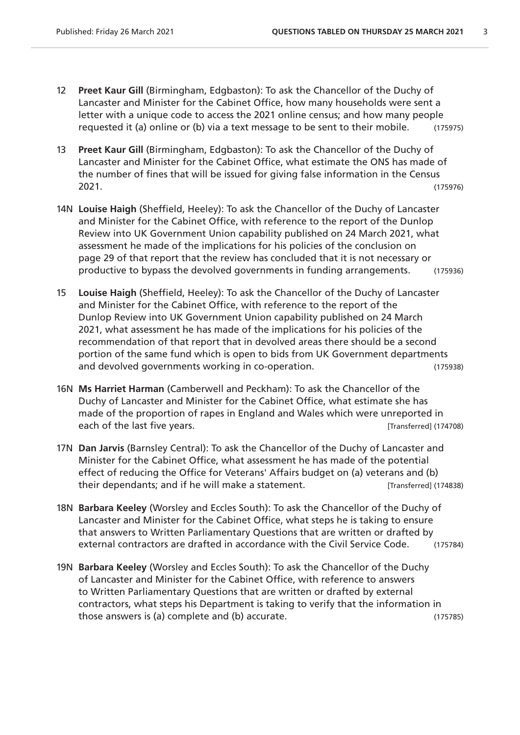12 **Preet Kaur Gill** (Birmingham, Edgbaston): To ask the Chancellor of the Duchy of Lancaster and Minister for the Cabinet Office, how many households were sent a letter with a unique code to access the 2021 online census; and how many people requested it (a) online or (b) via a text message to be sent to their mobile. (175975)

13 **Preet Kaur Gill** (Birmingham, Edgbaston): To ask the Chancellor of the Duchy of Lancaster and Minister for the Cabinet Office, what estimate the ONS has made of the number of fines that will be issued for giving false information in the Census 2021. (175976)

14N **Louise Haigh** (Sheffield, Heeley): To ask the Chancellor of the Duchy of Lancaster and Minister for the Cabinet Office, with reference to the report of the Dunlop Review into UK Government Union capability published on 24 March 2021, what assessment he made of the implications for his policies of the conclusion on page 29 of that report that the review has concluded that it is not necessary or productive to bypass the devolved governments in funding arrangements. (175936)

15 **Louise Haigh** (Sheffield, Heeley): To ask the Chancellor of the Duchy of Lancaster and Minister for the Cabinet Office, with reference to the report of the Dunlop Review into UK Government Union capability published on 24 March 2021, what assessment he has made of the implications for his policies of the recommendation of that report that in devolved areas there should be a second portion of the same fund which is open to bids from UK Government departments and devolved governments working in co-operation. (175938)

16N **Ms Harriet Harman** (Camberwell and Peckham): To ask the Chancellor of the Duchy of Lancaster and Minister for the Cabinet Office, what estimate she has made of the proportion of rapes in England and Wales which were unreported in each of the last five years. [Transferred] (174708)

17N **Dan Jarvis** (Barnsley Central): To ask the Chancellor of the Duchy of Lancaster and Minister for the Cabinet Office, what assessment he has made of the potential effect of reducing the Office for Veterans' Affairs budget on (a) veterans and (b) their dependants; and if he will make a statement. [Transferred] (174838)

18N **Barbara Keeley** (Worsley and Eccles South): To ask the Chancellor of the Duchy of Lancaster and Minister for the Cabinet Office, what steps he is taking to ensure that answers to Written Parliamentary Questions that are written or drafted by external contractors are drafted in accordance with the Civil Service Code. (175784)

19N **Barbara Keeley** (Worsley and Eccles South): To ask the Chancellor of the Duchy of Lancaster and Minister for the Cabinet Office, with reference to answers to Written Parliamentary Questions that are written or drafted by external contractors, what steps his Department is taking to verify that the information in those answers is (a) complete and (b) accurate. (175785)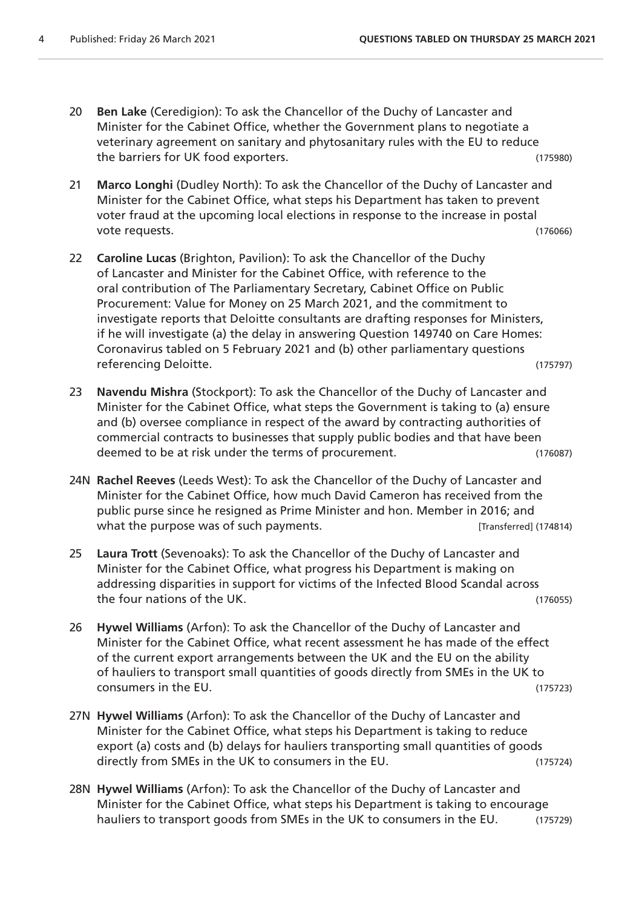20 **Ben Lake** (Ceredigion): To ask the Chancellor of the Duchy of Lancaster and Minister for the Cabinet Office, whether the Government plans to negotiate a veterinary agreement on sanitary and phytosanitary rules with the EU to reduce the barriers for UK food exporters. (175980)

21 **Marco Longhi** (Dudley North): To ask the Chancellor of the Duchy of Lancaster and Minister for the Cabinet Office, what steps his Department has taken to prevent voter fraud at the upcoming local elections in response to the increase in postal vote requests. (176066)

22 **Caroline Lucas** (Brighton, Pavilion): To ask the Chancellor of the Duchy of Lancaster and Minister for the Cabinet Office, with reference to the oral contribution of The Parliamentary Secretary, Cabinet Office on Public Procurement: Value for Money on 25 March 2021, and the commitment to investigate reports that Deloitte consultants are drafting responses for Ministers, if he will investigate (a) the delay in answering Question 149740 on Care Homes: Coronavirus tabled on 5 February 2021 and (b) other parliamentary questions referencing Deloitte. (175797)

23 **Navendu Mishra** (Stockport): To ask the Chancellor of the Duchy of Lancaster and Minister for the Cabinet Office, what steps the Government is taking to (a) ensure and (b) oversee compliance in respect of the award by contracting authorities of commercial contracts to businesses that supply public bodies and that have been deemed to be at risk under the terms of procurement. (176087)

24N **Rachel Reeves** (Leeds West): To ask the Chancellor of the Duchy of Lancaster and Minister for the Cabinet Office, how much David Cameron has received from the public purse since he resigned as Prime Minister and hon. Member in 2016; and what the purpose was of such payments. [Transferred] (174814)

25 **Laura Trott** (Sevenoaks): To ask the Chancellor of the Duchy of Lancaster and Minister for the Cabinet Office, what progress his Department is making on addressing disparities in support for victims of the Infected Blood Scandal across the four nations of the UK. (176055)

26 **Hywel Williams** (Arfon): To ask the Chancellor of the Duchy of Lancaster and Minister for the Cabinet Office, what recent assessment he has made of the effect of the current export arrangements between the UK and the EU on the ability of hauliers to transport small quantities of goods directly from SMEs in the UK to consumers in the EU. (175723)

27N **Hywel Williams** (Arfon): To ask the Chancellor of the Duchy of Lancaster and Minister for the Cabinet Office, what steps his Department is taking to reduce export (a) costs and (b) delays for hauliers transporting small quantities of goods directly from SMEs in the UK to consumers in the EU. (175724)

28N **Hywel Williams** (Arfon): To ask the Chancellor of the Duchy of Lancaster and Minister for the Cabinet Office, what steps his Department is taking to encourage hauliers to transport goods from SMEs in the UK to consumers in the EU. (175729)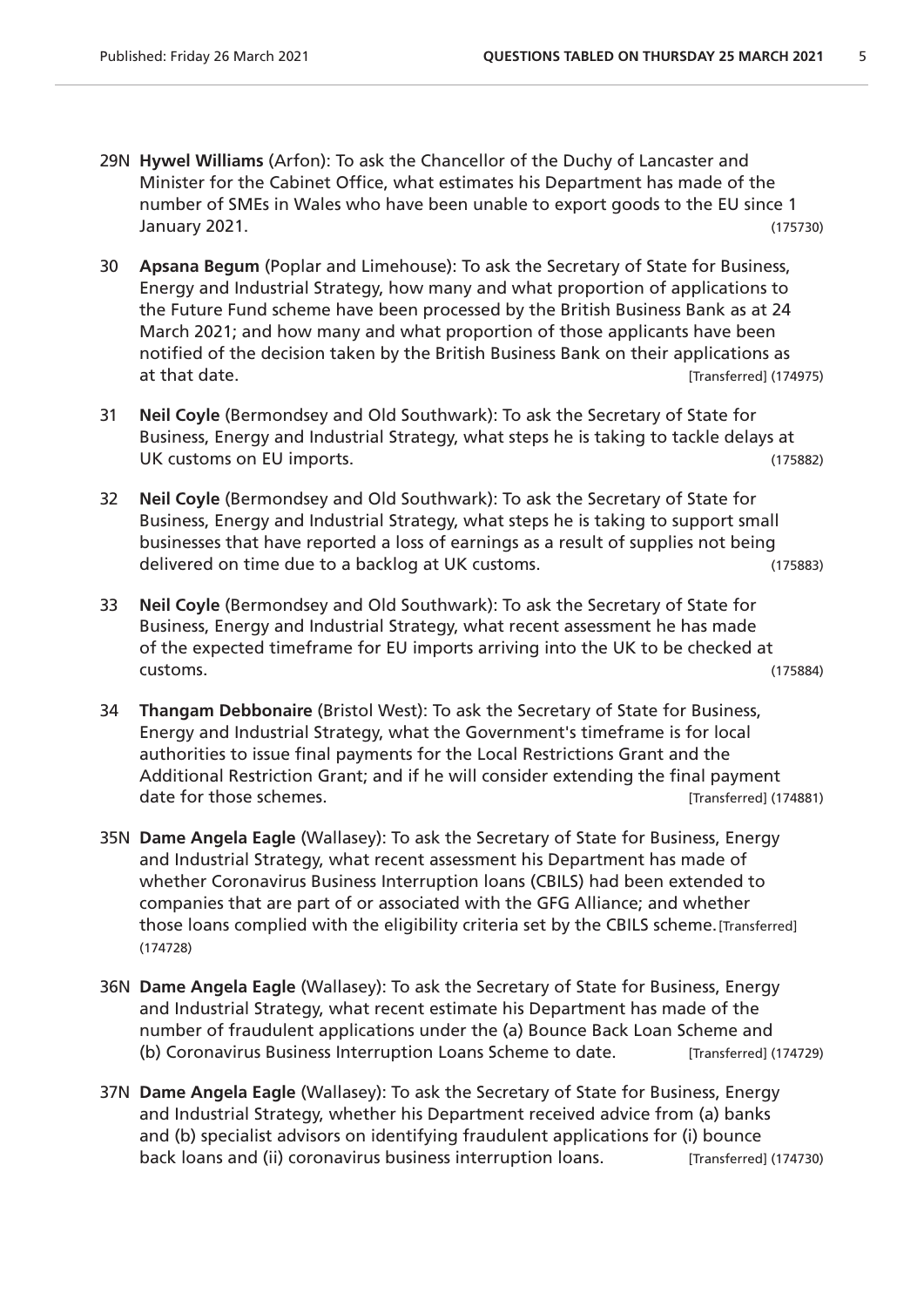29N **Hywel Williams** (Arfon): To ask the Chancellor of the Duchy of Lancaster and Minister for the Cabinet Office, what estimates his Department has made of the number of SMEs in Wales who have been unable to export goods to the EU since 1 January 2021. (175730)

30 **Apsana Begum** (Poplar and Limehouse): To ask the Secretary of State for Business, Energy and Industrial Strategy, how many and what proportion of applications to the Future Fund scheme have been processed by the British Business Bank as at 24 March 2021; and how many and what proportion of those applicants have been notified of the decision taken by the British Business Bank on their applications as at that date. [Transferred] (174975)

31 **Neil Coyle** (Bermondsey and Old Southwark): To ask the Secretary of State for Business, Energy and Industrial Strategy, what steps he is taking to tackle delays at UK customs on EU imports. (175882)

32 **Neil Coyle** (Bermondsey and Old Southwark): To ask the Secretary of State for Business, Energy and Industrial Strategy, what steps he is taking to support small businesses that have reported a loss of earnings as a result of supplies not being delivered on time due to a backlog at UK customs. (175883)

33 **Neil Coyle** (Bermondsey and Old Southwark): To ask the Secretary of State for Business, Energy and Industrial Strategy, what recent assessment he has made of the expected timeframe for EU imports arriving into the UK to be checked at customs. (175884)

34 **Thangam Debbonaire** (Bristol West): To ask the Secretary of State for Business, Energy and Industrial Strategy, what the Government's timeframe is for local authorities to issue final payments for the Local Restrictions Grant and the Additional Restriction Grant; and if he will consider extending the final payment date for those schemes. [Transferred] (174881)

35N **Dame Angela Eagle** (Wallasey): To ask the Secretary of State for Business, Energy and Industrial Strategy, what recent assessment his Department has made of whether Coronavirus Business Interruption loans (CBILS) had been extended to companies that are part of or associated with the GFG Alliance; and whether those loans complied with the eligibility criteria set by the CBILS scheme. [Transferred] (174728)

36N **Dame Angela Eagle** (Wallasey): To ask the Secretary of State for Business, Energy and Industrial Strategy, what recent estimate his Department has made of the number of fraudulent applications under the (a) Bounce Back Loan Scheme and (b) Coronavirus Business Interruption Loans Scheme to date. [Transferred] (174729)

37N **Dame Angela Eagle** (Wallasey): To ask the Secretary of State for Business, Energy and Industrial Strategy, whether his Department received advice from (a) banks and (b) specialist advisors on identifying fraudulent applications for (i) bounce back loans and (ii) coronavirus business interruption loans. [Transferred] (174730)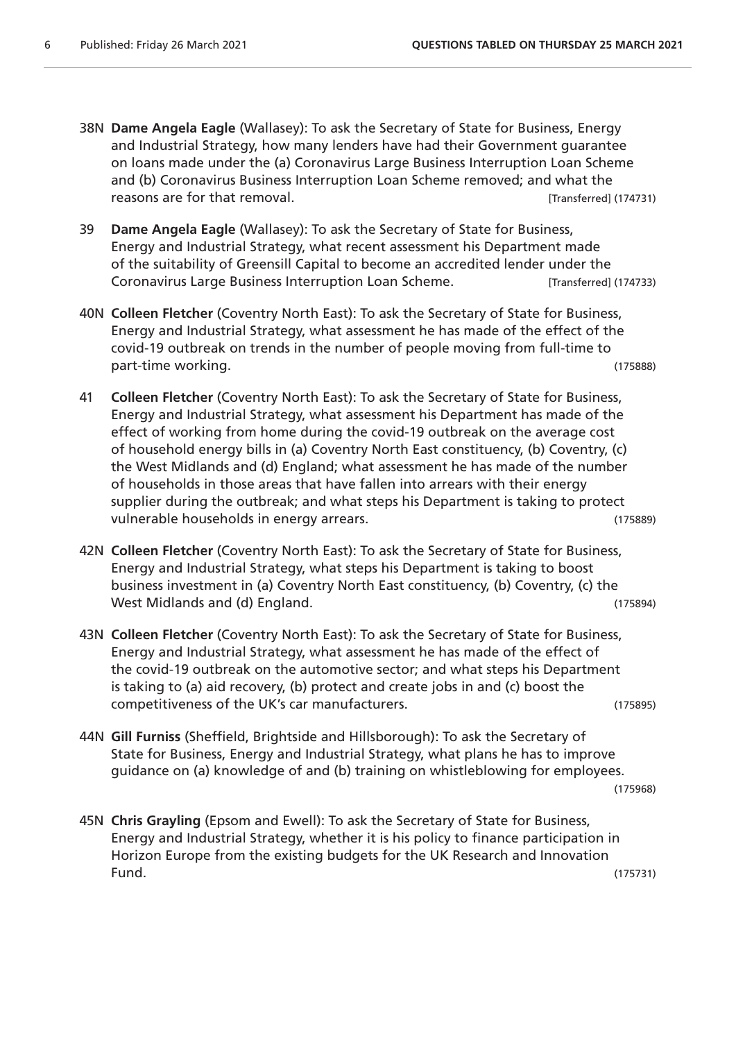38N **Dame Angela Eagle** (Wallasey): To ask the Secretary of State for Business, Energy and Industrial Strategy, how many lenders have had their Government guarantee on loans made under the (a) Coronavirus Large Business Interruption Loan Scheme and (b) Coronavirus Business Interruption Loan Scheme removed; and what the reasons are for that removal. [Transferred] (174731)

39 **Dame Angela Eagle** (Wallasey): To ask the Secretary of State for Business, Energy and Industrial Strategy, what recent assessment his Department made of the suitability of Greensill Capital to become an accredited lender under the Coronavirus Large Business Interruption Loan Scheme. [Transferred] (174733)

40N **Colleen Fletcher** (Coventry North East): To ask the Secretary of State for Business, Energy and Industrial Strategy, what assessment he has made of the effect of the covid-19 outbreak on trends in the number of people moving from full-time to part-time working. (175888)

41 **Colleen Fletcher** (Coventry North East): To ask the Secretary of State for Business, Energy and Industrial Strategy, what assessment his Department has made of the effect of working from home during the covid-19 outbreak on the average cost of household energy bills in (a) Coventry North East constituency, (b) Coventry, (c) the West Midlands and (d) England; what assessment he has made of the number of households in those areas that have fallen into arrears with their energy supplier during the outbreak; and what steps his Department is taking to protect vulnerable households in energy arrears. (175889)

42N **Colleen Fletcher** (Coventry North East): To ask the Secretary of State for Business, Energy and Industrial Strategy, what steps his Department is taking to boost business investment in (a) Coventry North East constituency, (b) Coventry, (c) the West Midlands and (d) England. (175894)

43N **Colleen Fletcher** (Coventry North East): To ask the Secretary of State for Business, Energy and Industrial Strategy, what assessment he has made of the effect of the covid-19 outbreak on the automotive sector; and what steps his Department is taking to (a) aid recovery, (b) protect and create jobs in and (c) boost the competitiveness of the UK's car manufacturers. (175895)

44N **Gill Furniss** (Sheffield, Brightside and Hillsborough): To ask the Secretary of State for Business, Energy and Industrial Strategy, what plans he has to improve guidance on (a) knowledge of and (b) training on whistleblowing for employees. (175968)

45N **Chris Grayling** (Epsom and Ewell): To ask the Secretary of State for Business, Energy and Industrial Strategy, whether it is his policy to finance participation in Horizon Europe from the existing budgets for the UK Research and Innovation Fund. (175731)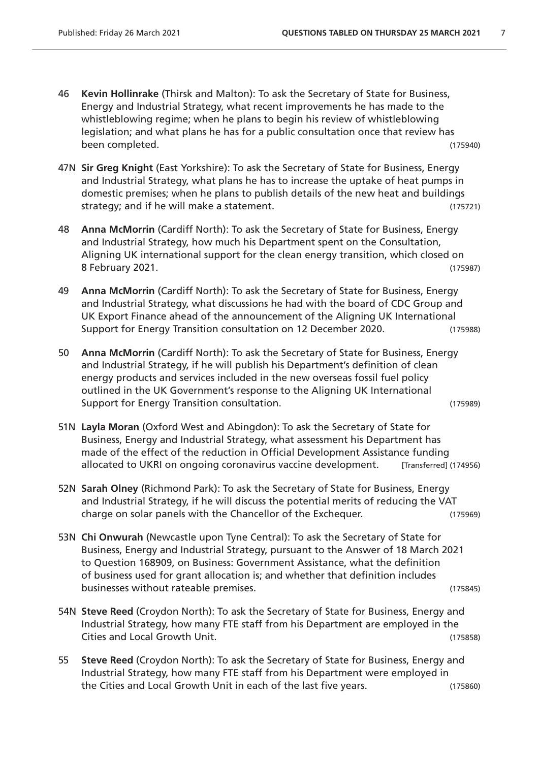46 **Kevin Hollinrake** (Thirsk and Malton): To ask the Secretary of State for Business, Energy and Industrial Strategy, what recent improvements he has made to the whistleblowing regime; when he plans to begin his review of whistleblowing legislation; and what plans he has for a public consultation once that review has been completed. (175940)

47N **Sir Greg Knight** (East Yorkshire): To ask the Secretary of State for Business, Energy and Industrial Strategy, what plans he has to increase the uptake of heat pumps in domestic premises; when he plans to publish details of the new heat and buildings strategy; and if he will make a statement. (175721)

48 **Anna McMorrin** (Cardiff North): To ask the Secretary of State for Business, Energy and Industrial Strategy, how much his Department spent on the Consultation, Aligning UK international support for the clean energy transition, which closed on 8 February 2021. (175987)

49 **Anna McMorrin** (Cardiff North): To ask the Secretary of State for Business, Energy and Industrial Strategy, what discussions he had with the board of CDC Group and UK Export Finance ahead of the announcement of the Aligning UK International Support for Energy Transition consultation on 12 December 2020. (175988)

50 **Anna McMorrin** (Cardiff North): To ask the Secretary of State for Business, Energy and Industrial Strategy, if he will publish his Department's definition of clean energy products and services included in the new overseas fossil fuel policy outlined in the UK Government's response to the Aligning UK International Support for Energy Transition consultation. (175989)

51N **Layla Moran** (Oxford West and Abingdon): To ask the Secretary of State for Business, Energy and Industrial Strategy, what assessment his Department has made of the effect of the reduction in Official Development Assistance funding allocated to UKRI on ongoing coronavirus vaccine development. [Transferred] (174956)

52N **Sarah Olney** (Richmond Park): To ask the Secretary of State for Business, Energy and Industrial Strategy, if he will discuss the potential merits of reducing the VAT charge on solar panels with the Chancellor of the Exchequer. (175969)

53N **Chi Onwurah** (Newcastle upon Tyne Central): To ask the Secretary of State for Business, Energy and Industrial Strategy, pursuant to the Answer of 18 March 2021 to Question 168909, on Business: Government Assistance, what the definition of business used for grant allocation is; and whether that definition includes businesses without rateable premises. (175845)

54N **Steve Reed** (Croydon North): To ask the Secretary of State for Business, Energy and Industrial Strategy, how many FTE staff from his Department are employed in the Cities and Local Growth Unit. (175858)

55 **Steve Reed** (Croydon North): To ask the Secretary of State for Business, Energy and Industrial Strategy, how many FTE staff from his Department were employed in the Cities and Local Growth Unit in each of the last five years. (175860)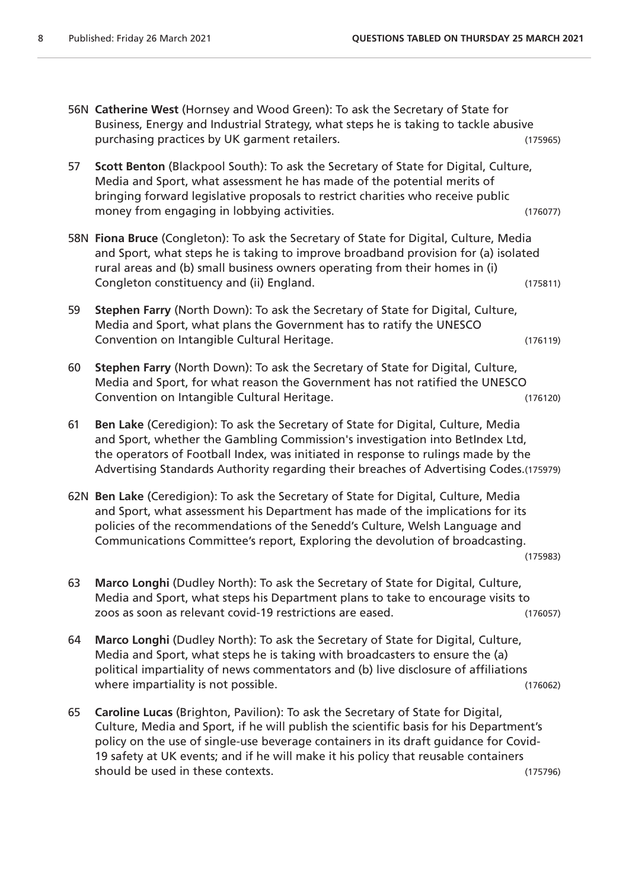56N **Catherine West** (Hornsey and Wood Green): To ask the Secretary of State for Business, Energy and Industrial Strategy, what steps he is taking to tackle abusive purchasing practices by UK garment retailers. (175965)

57 **Scott Benton** (Blackpool South): To ask the Secretary of State for Digital, Culture, Media and Sport, what assessment he has made of the potential merits of bringing forward legislative proposals to restrict charities who receive public money from engaging in lobbying activities. (176077)

58N **Fiona Bruce** (Congleton): To ask the Secretary of State for Digital, Culture, Media and Sport, what steps he is taking to improve broadband provision for (a) isolated rural areas and (b) small business owners operating from their homes in (i) Congleton constituency and (ii) England. (175811)

59 **Stephen Farry** (North Down): To ask the Secretary of State for Digital, Culture, Media and Sport, what plans the Government has to ratify the UNESCO Convention on Intangible Cultural Heritage. (176119)

60 **Stephen Farry** (North Down): To ask the Secretary of State for Digital, Culture, Media and Sport, for what reason the Government has not ratified the UNESCO Convention on Intangible Cultural Heritage. (176120)

61 **Ben Lake** (Ceredigion): To ask the Secretary of State for Digital, Culture, Media and Sport, whether the Gambling Commission's investigation into BetIndex Ltd, the operators of Football Index, was initiated in response to rulings made by the Advertising Standards Authority regarding their breaches of Advertising Codes. (175979)

62N **Ben Lake** (Ceredigion): To ask the Secretary of State for Digital, Culture, Media and Sport, what assessment his Department has made of the implications for its policies of the recommendations of the Senedd's Culture, Welsh Language and Communications Committee's report, Exploring the devolution of broadcasting. (175983)

63 **Marco Longhi** (Dudley North): To ask the Secretary of State for Digital, Culture, Media and Sport, what steps his Department plans to take to encourage visits to zoos as soon as relevant covid-19 restrictions are eased. (176057)

64 **Marco Longhi** (Dudley North): To ask the Secretary of State for Digital, Culture, Media and Sport, what steps he is taking with broadcasters to ensure the (a) political impartiality of news commentators and (b) live disclosure of affiliations where impartiality is not possible. (176062)

65 **Caroline Lucas** (Brighton, Pavilion): To ask the Secretary of State for Digital, Culture, Media and Sport, if he will publish the scientific basis for his Department's policy on the use of single-use beverage containers in its draft guidance for Covid-19 safety at UK events; and if he will make it his policy that reusable containers should be used in these contexts. (175796)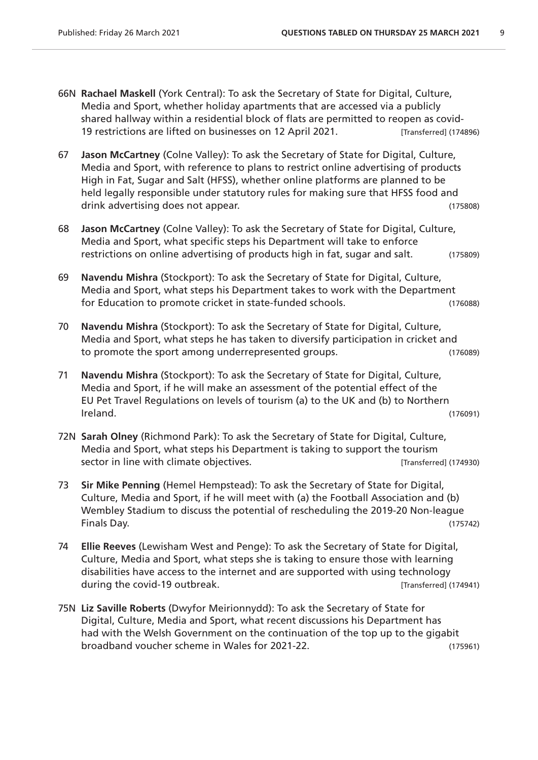66N **Rachael Maskell** (York Central): To ask the Secretary of State for Digital, Culture, Media and Sport, whether holiday apartments that are accessed via a publicly shared hallway within a residential block of flats are permitted to reopen as covid-19 restrictions are lifted on businesses on 12 April 2021. [Transferred] (174896)

67 **Jason McCartney** (Colne Valley): To ask the Secretary of State for Digital, Culture, Media and Sport, with reference to plans to restrict online advertising of products High in Fat, Sugar and Salt (HFSS), whether online platforms are planned to be held legally responsible under statutory rules for making sure that HFSS food and drink advertising does not appear. (175808)

68 **Jason McCartney** (Colne Valley): To ask the Secretary of State for Digital, Culture, Media and Sport, what specific steps his Department will take to enforce restrictions on online advertising of products high in fat, sugar and salt. (175809)

69 **Navendu Mishra** (Stockport): To ask the Secretary of State for Digital, Culture, Media and Sport, what steps his Department takes to work with the Department for Education to promote cricket in state-funded schools. (176088)

70 **Navendu Mishra** (Stockport): To ask the Secretary of State for Digital, Culture, Media and Sport, what steps he has taken to diversify participation in cricket and to promote the sport among underrepresented groups. (176089)

71 **Navendu Mishra** (Stockport): To ask the Secretary of State for Digital, Culture, Media and Sport, if he will make an assessment of the potential effect of the EU Pet Travel Regulations on levels of tourism (a) to the UK and (b) to Northern Ireland. (176091)

72N **Sarah Olney** (Richmond Park): To ask the Secretary of State for Digital, Culture, Media and Sport, what steps his Department is taking to support the tourism sector in line with climate objectives. [Transferred] (174930)

73 **Sir Mike Penning** (Hemel Hempstead): To ask the Secretary of State for Digital, Culture, Media and Sport, if he will meet with (a) the Football Association and (b) Wembley Stadium to discuss the potential of rescheduling the 2019-20 Non-league Finals Day. (175742)

74 **Ellie Reeves** (Lewisham West and Penge): To ask the Secretary of State for Digital, Culture, Media and Sport, what steps she is taking to ensure those with learning disabilities have access to the internet and are supported with using technology during the covid-19 outbreak. [Transferred] (174941)

75N **Liz Saville Roberts** (Dwyfor Meirionnydd): To ask the Secretary of State for Digital, Culture, Media and Sport, what recent discussions his Department has had with the Welsh Government on the continuation of the top up to the gigabit broadband voucher scheme in Wales for 2021-22. (175961)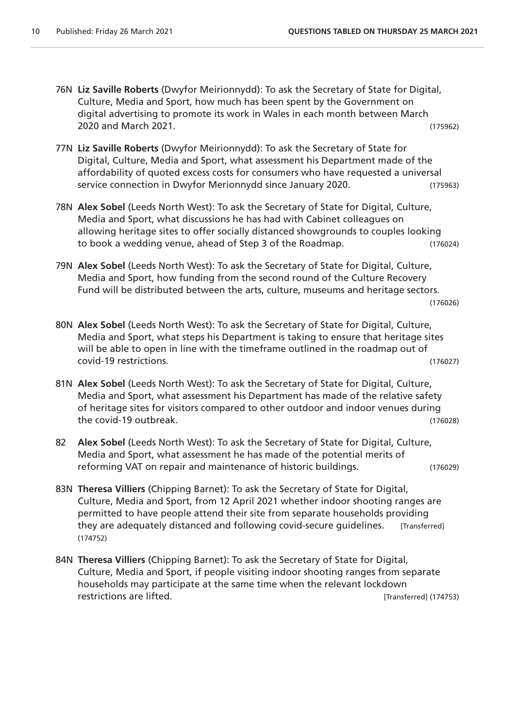76N **Liz Saville Roberts** (Dwyfor Meirionnydd): To ask the Secretary of State for Digital, Culture, Media and Sport, how much has been spent by the Government on digital advertising to promote its work in Wales in each month between March 2020 and March 2021. (175962)

77N **Liz Saville Roberts** (Dwyfor Meirionnydd): To ask the Secretary of State for Digital, Culture, Media and Sport, what assessment his Department made of the affordability of quoted excess costs for consumers who have requested a universal service connection in Dwyfor Merionnydd since January 2020. (175963)

78N **Alex Sobel** (Leeds North West): To ask the Secretary of State for Digital, Culture, Media and Sport, what discussions he has had with Cabinet colleagues on allowing heritage sites to offer socially distanced showgrounds to couples looking to book a wedding venue, ahead of Step 3 of the Roadmap. (176024)

79N **Alex Sobel** (Leeds North West): To ask the Secretary of State for Digital, Culture, Media and Sport, how funding from the second round of the Culture Recovery Fund will be distributed between the arts, culture, museums and heritage sectors. (176026)

80N **Alex Sobel** (Leeds North West): To ask the Secretary of State for Digital, Culture, Media and Sport, what steps his Department is taking to ensure that heritage sites will be able to open in line with the timeframe outlined in the roadmap out of covid-19 restrictions. (176027)

81N **Alex Sobel** (Leeds North West): To ask the Secretary of State for Digital, Culture, Media and Sport, what assessment his Department has made of the relative safety of heritage sites for visitors compared to other outdoor and indoor venues during the covid-19 outbreak. (176028)

82 **Alex Sobel** (Leeds North West): To ask the Secretary of State for Digital, Culture, Media and Sport, what assessment he has made of the potential merits of reforming VAT on repair and maintenance of historic buildings. (176029)

83N **Theresa Villiers** (Chipping Barnet): To ask the Secretary of State for Digital, Culture, Media and Sport, from 12 April 2021 whether indoor shooting ranges are permitted to have people attend their site from separate households providing they are adequately distanced and following covid-secure guidelines. [Transferred] (174752)

84N **Theresa Villiers** (Chipping Barnet): To ask the Secretary of State for Digital, Culture, Media and Sport, if people visiting indoor shooting ranges from separate households may participate at the same time when the relevant lockdown restrictions are lifted. [Transferred] (174753)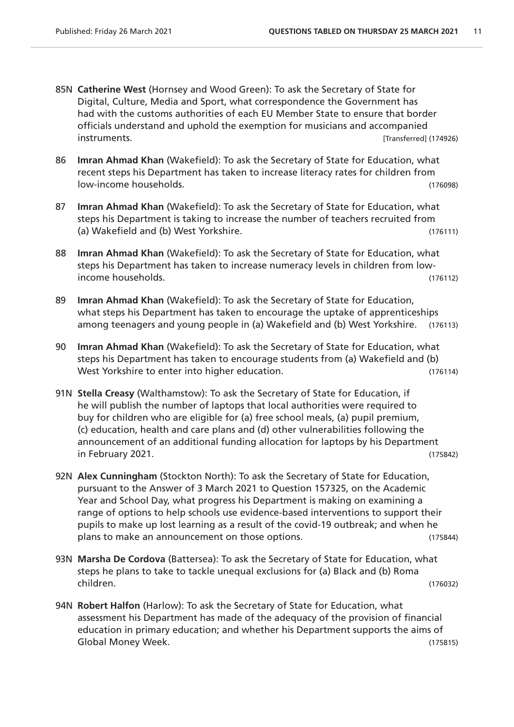85N **Catherine West** (Hornsey and Wood Green): To ask the Secretary of State for Digital, Culture, Media and Sport, what correspondence the Government has had with the customs authorities of each EU Member State to ensure that border officials understand and uphold the exemption for musicians and accompanied instruments. [Transferred] (174926)

86 **Imran Ahmad Khan** (Wakefield): To ask the Secretary of State for Education, what recent steps his Department has taken to increase literacy rates for children from low-income households. (176098)

87 **Imran Ahmad Khan** (Wakefield): To ask the Secretary of State for Education, what steps his Department is taking to increase the number of teachers recruited from (a) Wakefield and (b) West Yorkshire. (176111)

88 **Imran Ahmad Khan** (Wakefield): To ask the Secretary of State for Education, what steps his Department has taken to increase numeracy levels in children from low-income households. (176112)

89 **Imran Ahmad Khan** (Wakefield): To ask the Secretary of State for Education, what steps his Department has taken to encourage the uptake of apprenticeships among teenagers and young people in (a) Wakefield and (b) West Yorkshire. (176113)

90 **Imran Ahmad Khan** (Wakefield): To ask the Secretary of State for Education, what steps his Department has taken to encourage students from (a) Wakefield and (b) West Yorkshire to enter into higher education. (176114)

91N **Stella Creasy** (Walthamstow): To ask the Secretary of State for Education, if he will publish the number of laptops that local authorities were required to buy for children who are eligible for (a) free school meals, (a) pupil premium, (c) education, health and care plans and (d) other vulnerabilities following the announcement of an additional funding allocation for laptops by his Department in February 2021. (175842)

92N **Alex Cunningham** (Stockton North): To ask the Secretary of State for Education, pursuant to the Answer of 3 March 2021 to Question 157325, on the Academic Year and School Day, what progress his Department is making on examining a range of options to help schools use evidence-based interventions to support their pupils to make up lost learning as a result of the covid-19 outbreak; and when he plans to make an announcement on those options. (175844)

93N **Marsha De Cordova** (Battersea): To ask the Secretary of State for Education, what steps he plans to take to tackle unequal exclusions for (a) Black and (b) Roma children. (176032)

94N **Robert Halfon** (Harlow): To ask the Secretary of State for Education, what assessment his Department has made of the adequacy of the provision of financial education in primary education; and whether his Department supports the aims of Global Money Week. (175815)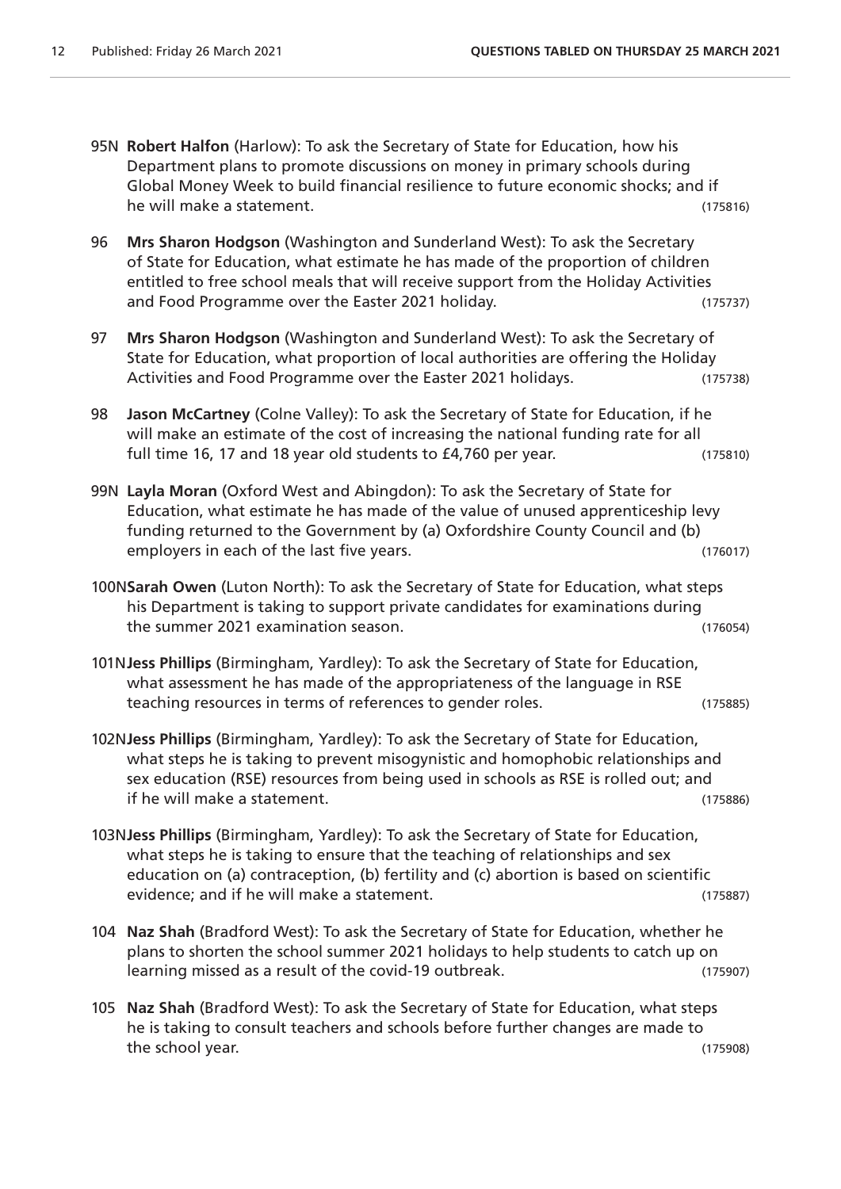95N **Robert Halfon** (Harlow): To ask the Secretary of State for Education, how his Department plans to promote discussions on money in primary schools during Global Money Week to build financial resilience to future economic shocks; and if he will make a statement. (175816)

96 **Mrs Sharon Hodgson** (Washington and Sunderland West): To ask the Secretary of State for Education, what estimate he has made of the proportion of children entitled to free school meals that will receive support from the Holiday Activities and Food Programme over the Easter 2021 holiday. (175737)

97 **Mrs Sharon Hodgson** (Washington and Sunderland West): To ask the Secretary of State for Education, what proportion of local authorities are offering the Holiday Activities and Food Programme over the Easter 2021 holidays. (175738)

98 **Jason McCartney** (Colne Valley): To ask the Secretary of State for Education, if he will make an estimate of the cost of increasing the national funding rate for all full time 16, 17 and 18 year old students to £4,760 per year. (175810)

99N **Layla Moran** (Oxford West and Abingdon): To ask the Secretary of State for Education, what estimate he has made of the value of unused apprenticeship levy funding returned to the Government by (a) Oxfordshire County Council and (b) employers in each of the last five years. (176017)

100N **Sarah Owen** (Luton North): To ask the Secretary of State for Education, what steps his Department is taking to support private candidates for examinations during the summer 2021 examination season. (176054)

101N **Jess Phillips** (Birmingham, Yardley): To ask the Secretary of State for Education, what assessment he has made of the appropriateness of the language in RSE teaching resources in terms of references to gender roles. (175885)

102N **Jess Phillips** (Birmingham, Yardley): To ask the Secretary of State for Education, what steps he is taking to prevent misogynistic and homophobic relationships and sex education (RSE) resources from being used in schools as RSE is rolled out; and if he will make a statement. (175886)

103N **Jess Phillips** (Birmingham, Yardley): To ask the Secretary of State for Education, what steps he is taking to ensure that the teaching of relationships and sex education on (a) contraception, (b) fertility and (c) abortion is based on scientific evidence; and if he will make a statement. (175887)

104 **Naz Shah** (Bradford West): To ask the Secretary of State for Education, whether he plans to shorten the school summer 2021 holidays to help students to catch up on learning missed as a result of the covid-19 outbreak. (175907)

105 **Naz Shah** (Bradford West): To ask the Secretary of State for Education, what steps he is taking to consult teachers and schools before further changes are made to the school year. (175908)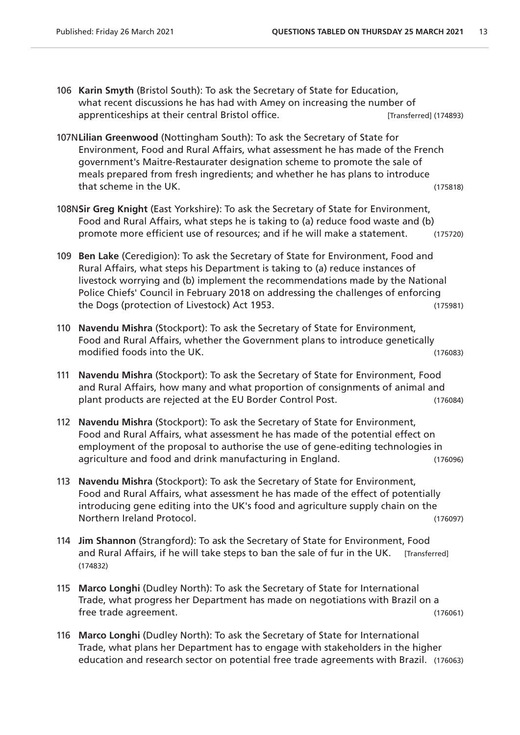106 **Karin Smyth** (Bristol South): To ask the Secretary of State for Education, what recent discussions he has had with Amey on increasing the number of apprenticeships at their central Bristol office. [Transferred] (174893)

107N **Lilian Greenwood** (Nottingham South): To ask the Secretary of State for Environment, Food and Rural Affairs, what assessment he has made of the French government's Maitre-Restaurater designation scheme to promote the sale of meals prepared from fresh ingredients; and whether he has plans to introduce that scheme in the UK. (175818)

108N **Sir Greg Knight** (East Yorkshire): To ask the Secretary of State for Environment, Food and Rural Affairs, what steps he is taking to (a) reduce food waste and (b) promote more efficient use of resources; and if he will make a statement. (175720)

109 **Ben Lake** (Ceredigion): To ask the Secretary of State for Environment, Food and Rural Affairs, what steps his Department is taking to (a) reduce instances of livestock worrying and (b) implement the recommendations made by the National Police Chiefs' Council in February 2018 on addressing the challenges of enforcing the Dogs (protection of Livestock) Act 1953. (175981)

110 **Navendu Mishra** (Stockport): To ask the Secretary of State for Environment, Food and Rural Affairs, whether the Government plans to introduce genetically modified foods into the UK. (176083)

111 **Navendu Mishra** (Stockport): To ask the Secretary of State for Environment, Food and Rural Affairs, how many and what proportion of consignments of animal and plant products are rejected at the EU Border Control Post. (176084)

112 **Navendu Mishra** (Stockport): To ask the Secretary of State for Environment, Food and Rural Affairs, what assessment he has made of the potential effect on employment of the proposal to authorise the use of gene-editing technologies in agriculture and food and drink manufacturing in England. (176096)

113 **Navendu Mishra** (Stockport): To ask the Secretary of State for Environment, Food and Rural Affairs, what assessment he has made of the effect of potentially introducing gene editing into the UK's food and agriculture supply chain on the Northern Ireland Protocol. (176097)

114 **Jim Shannon** (Strangford): To ask the Secretary of State for Environment, Food and Rural Affairs, if he will take steps to ban the sale of fur in the UK. [Transferred] (174832)

115 **Marco Longhi** (Dudley North): To ask the Secretary of State for International Trade, what progress her Department has made on negotiations with Brazil on a free trade agreement. (176061)

116 **Marco Longhi** (Dudley North): To ask the Secretary of State for International Trade, what plans her Department has to engage with stakeholders in the higher education and research sector on potential free trade agreements with Brazil. (176063)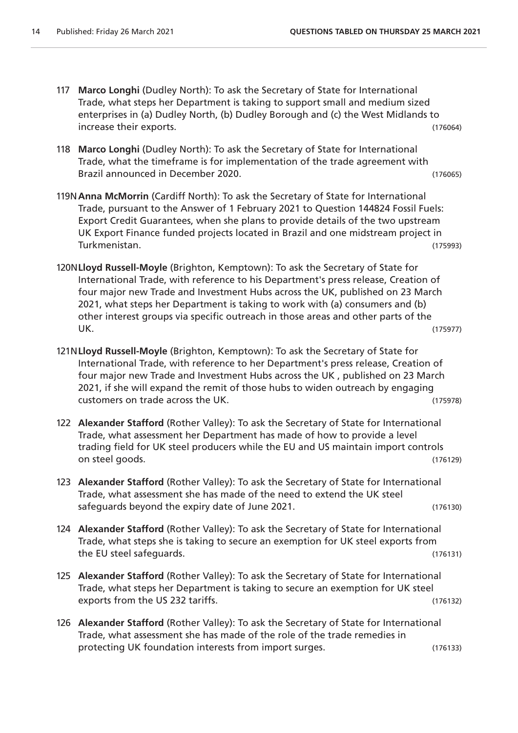117 **Marco Longhi** (Dudley North): To ask the Secretary of State for International Trade, what steps her Department is taking to support small and medium sized enterprises in (a) Dudley North, (b) Dudley Borough and (c) the West Midlands to increase their exports. (176064)

118 **Marco Longhi** (Dudley North): To ask the Secretary of State for International Trade, what the timeframe is for implementation of the trade agreement with Brazil announced in December 2020. (176065)

119N **Anna McMorrin** (Cardiff North): To ask the Secretary of State for International Trade, pursuant to the Answer of 1 February 2021 to Question 144824 Fossil Fuels: Export Credit Guarantees, when she plans to provide details of the two upstream UK Export Finance funded projects located in Brazil and one midstream project in Turkmenistan. (175993)

120N **Lloyd Russell-Moyle** (Brighton, Kemptown): To ask the Secretary of State for International Trade, with reference to his Department's press release, Creation of four major new Trade and Investment Hubs across the UK, published on 23 March 2021, what steps her Department is taking to work with (a) consumers and (b) other interest groups via specific outreach in those areas and other parts of the UK. (175977)

121N **Lloyd Russell-Moyle** (Brighton, Kemptown): To ask the Secretary of State for International Trade, with reference to her Department's press release, Creation of four major new Trade and Investment Hubs across the UK , published on 23 March 2021, if she will expand the remit of those hubs to widen outreach by engaging customers on trade across the UK. (175978)

122 **Alexander Stafford** (Rother Valley): To ask the Secretary of State for International Trade, what assessment her Department has made of how to provide a level trading field for UK steel producers while the EU and US maintain import controls on steel goods. (176129)

123 **Alexander Stafford** (Rother Valley): To ask the Secretary of State for International Trade, what assessment she has made of the need to extend the UK steel safeguards beyond the expiry date of June 2021. (176130)

124 **Alexander Stafford** (Rother Valley): To ask the Secretary of State for International Trade, what steps she is taking to secure an exemption for UK steel exports from the EU steel safeguards. (176131)

125 **Alexander Stafford** (Rother Valley): To ask the Secretary of State for International Trade, what steps her Department is taking to secure an exemption for UK steel exports from the US 232 tariffs. (176132)

126 **Alexander Stafford** (Rother Valley): To ask the Secretary of State for International Trade, what assessment she has made of the role of the trade remedies in protecting UK foundation interests from import surges. (176133)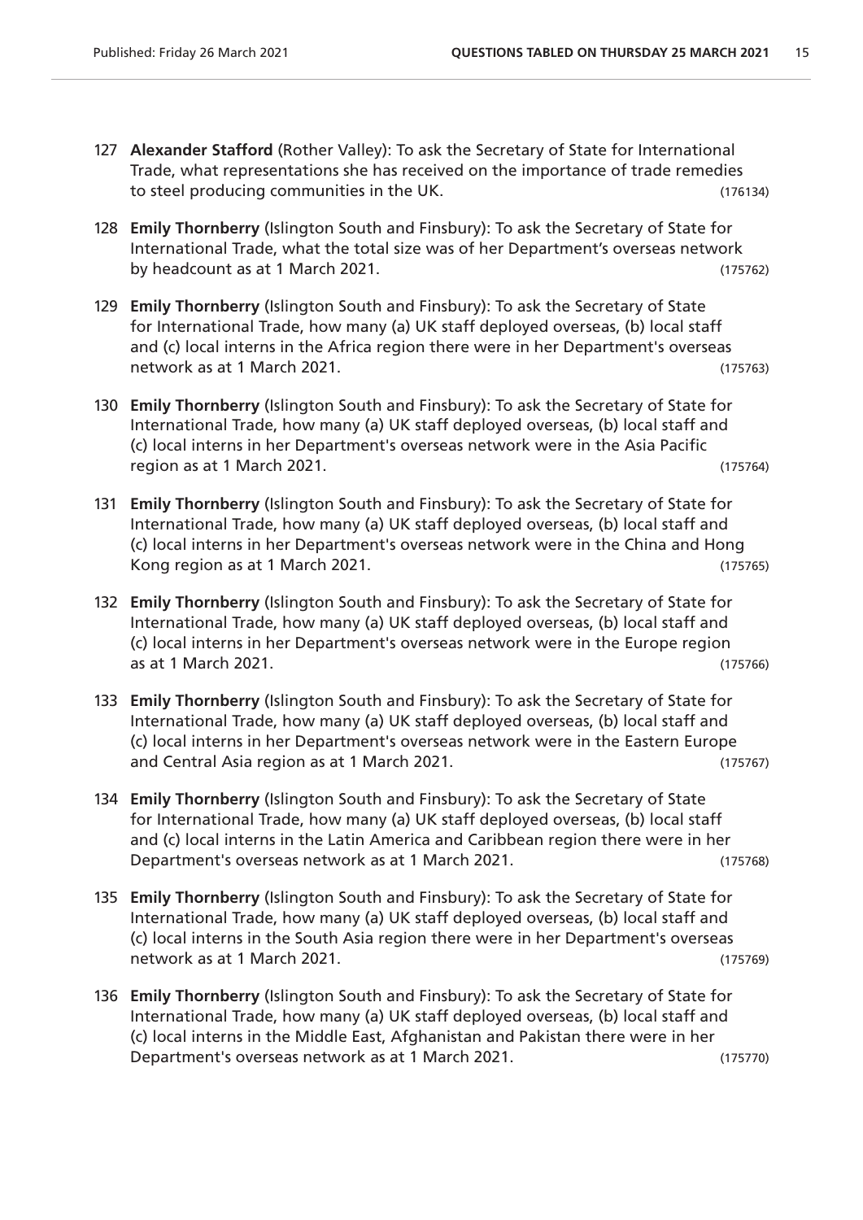127 **Alexander Stafford** (Rother Valley): To ask the Secretary of State for International Trade, what representations she has received on the importance of trade remedies to steel producing communities in the UK. (176134)

128 **Emily Thornberry** (Islington South and Finsbury): To ask the Secretary of State for International Trade, what the total size was of her Department's overseas network by headcount as at 1 March 2021. (175762)

129 **Emily Thornberry** (Islington South and Finsbury): To ask the Secretary of State for International Trade, how many (a) UK staff deployed overseas, (b) local staff and (c) local interns in the Africa region there were in her Department's overseas network as at 1 March 2021. (175763)

130 **Emily Thornberry** (Islington South and Finsbury): To ask the Secretary of State for International Trade, how many (a) UK staff deployed overseas, (b) local staff and (c) local interns in her Department's overseas network were in the Asia Pacific region as at 1 March 2021. (175764)

131 **Emily Thornberry** (Islington South and Finsbury): To ask the Secretary of State for International Trade, how many (a) UK staff deployed overseas, (b) local staff and (c) local interns in her Department's overseas network were in the China and Hong Kong region as at 1 March 2021. (175765)

132 **Emily Thornberry** (Islington South and Finsbury): To ask the Secretary of State for International Trade, how many (a) UK staff deployed overseas, (b) local staff and (c) local interns in her Department's overseas network were in the Europe region as at 1 March 2021. (175766)

133 **Emily Thornberry** (Islington South and Finsbury): To ask the Secretary of State for International Trade, how many (a) UK staff deployed overseas, (b) local staff and (c) local interns in her Department's overseas network were in the Eastern Europe and Central Asia region as at 1 March 2021. (175767)

134 **Emily Thornberry** (Islington South and Finsbury): To ask the Secretary of State for International Trade, how many (a) UK staff deployed overseas, (b) local staff and (c) local interns in the Latin America and Caribbean region there were in her Department's overseas network as at 1 March 2021. (175768)

135 **Emily Thornberry** (Islington South and Finsbury): To ask the Secretary of State for International Trade, how many (a) UK staff deployed overseas, (b) local staff and (c) local interns in the South Asia region there were in her Department's overseas network as at 1 March 2021. (175769)

136 **Emily Thornberry** (Islington South and Finsbury): To ask the Secretary of State for International Trade, how many (a) UK staff deployed overseas, (b) local staff and (c) local interns in the Middle East, Afghanistan and Pakistan there were in her Department's overseas network as at 1 March 2021. (175770)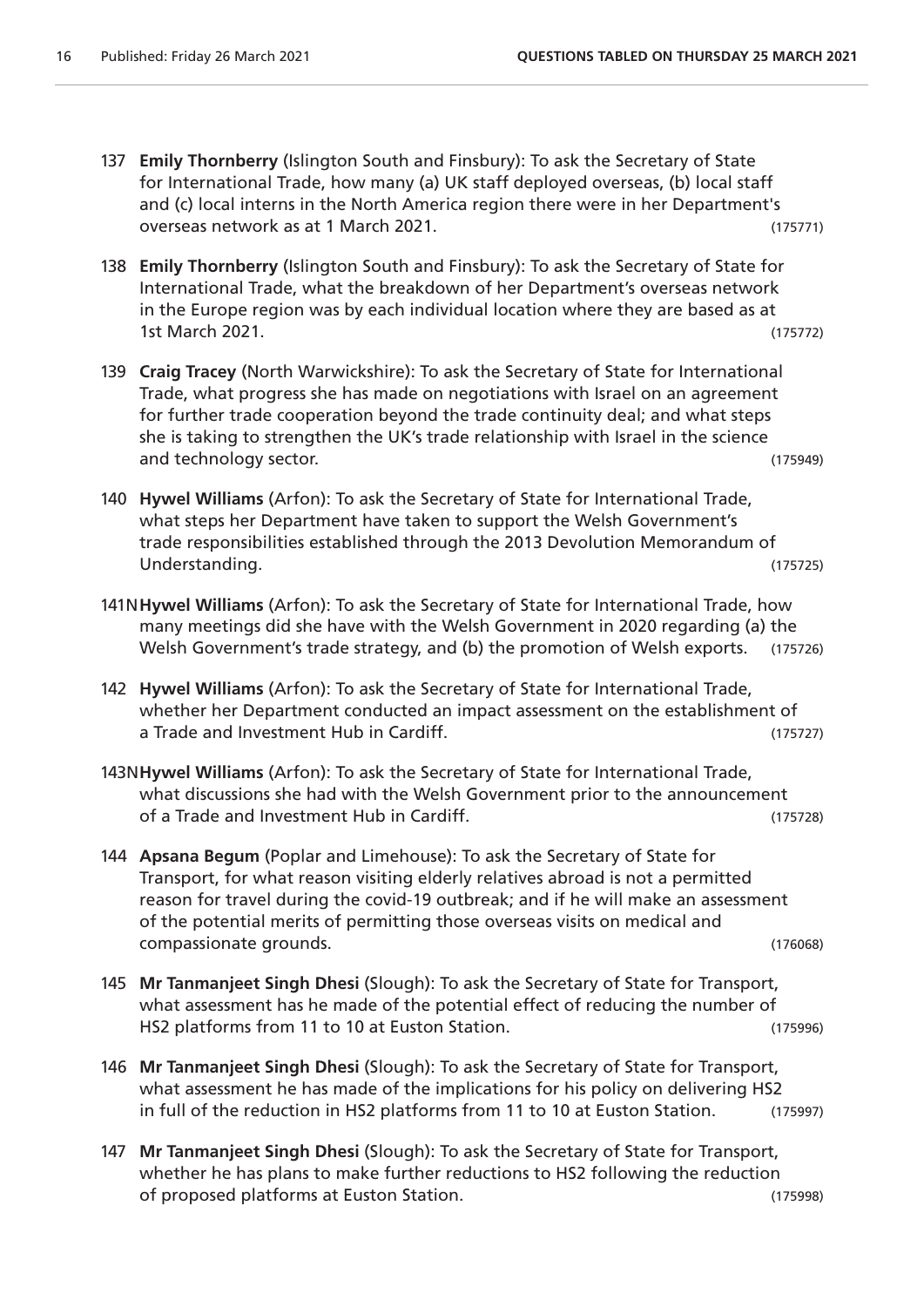137 **Emily Thornberry** (Islington South and Finsbury): To ask the Secretary of State for International Trade, how many (a) UK staff deployed overseas, (b) local staff and (c) local interns in the North America region there were in her Department's overseas network as at 1 March 2021. (175771)

138 **Emily Thornberry** (Islington South and Finsbury): To ask the Secretary of State for International Trade, what the breakdown of her Department's overseas network in the Europe region was by each individual location where they are based as at 1st March 2021. (175772)

139 **Craig Tracey** (North Warwickshire): To ask the Secretary of State for International Trade, what progress she has made on negotiations with Israel on an agreement for further trade cooperation beyond the trade continuity deal; and what steps she is taking to strengthen the UK's trade relationship with Israel in the science and technology sector. (175949)

140 **Hywel Williams** (Arfon): To ask the Secretary of State for International Trade, what steps her Department have taken to support the Welsh Government's trade responsibilities established through the 2013 Devolution Memorandum of Understanding. (175725)

141N **Hywel Williams** (Arfon): To ask the Secretary of State for International Trade, how many meetings did she have with the Welsh Government in 2020 regarding (a) the Welsh Government's trade strategy, and (b) the promotion of Welsh exports. (175726)

142 **Hywel Williams** (Arfon): To ask the Secretary of State for International Trade, whether her Department conducted an impact assessment on the establishment of a Trade and Investment Hub in Cardiff. (175727)

143N **Hywel Williams** (Arfon): To ask the Secretary of State for International Trade, what discussions she had with the Welsh Government prior to the announcement of a Trade and Investment Hub in Cardiff. (175728)

144 **Apsana Begum** (Poplar and Limehouse): To ask the Secretary of State for Transport, for what reason visiting elderly relatives abroad is not a permitted reason for travel during the covid-19 outbreak; and if he will make an assessment of the potential merits of permitting those overseas visits on medical and compassionate grounds. (176068)

145 **Mr Tanmanjeet Singh Dhesi** (Slough): To ask the Secretary of State for Transport, what assessment has he made of the potential effect of reducing the number of HS2 platforms from 11 to 10 at Euston Station. (175996)

146 **Mr Tanmanjeet Singh Dhesi** (Slough): To ask the Secretary of State for Transport, what assessment he has made of the implications for his policy on delivering HS2 in full of the reduction in HS2 platforms from 11 to 10 at Euston Station. (175997)

147 **Mr Tanmanjeet Singh Dhesi** (Slough): To ask the Secretary of State for Transport, whether he has plans to make further reductions to HS2 following the reduction of proposed platforms at Euston Station. (175998)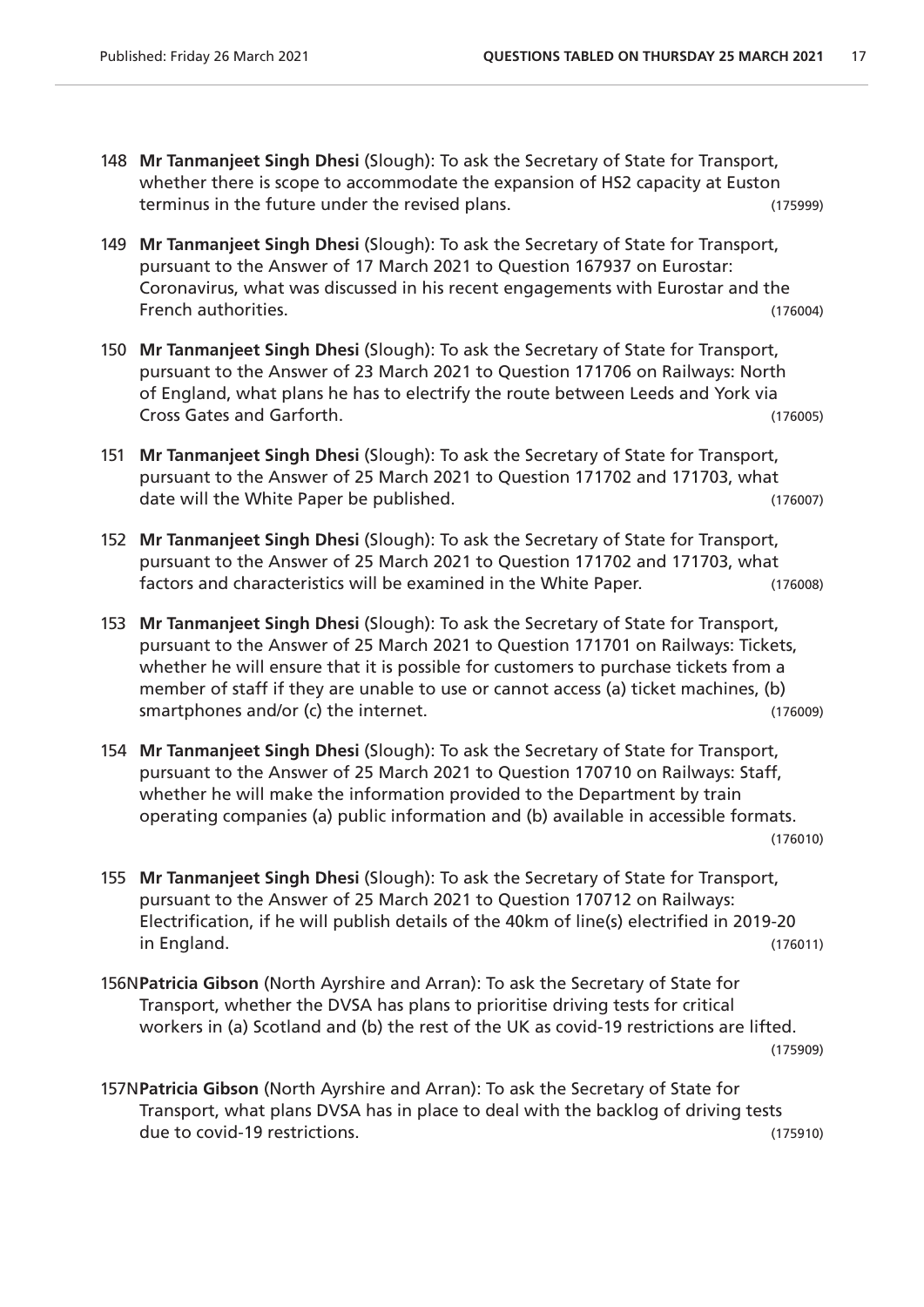148 **Mr Tanmanjeet Singh Dhesi** (Slough): To ask the Secretary of State for Transport, whether there is scope to accommodate the expansion of HS2 capacity at Euston terminus in the future under the revised plans. (175999)

149 **Mr Tanmanjeet Singh Dhesi** (Slough): To ask the Secretary of State for Transport, pursuant to the Answer of 17 March 2021 to Question 167937 on Eurostar: Coronavirus, what was discussed in his recent engagements with Eurostar and the French authorities. (176004)

150 **Mr Tanmanjeet Singh Dhesi** (Slough): To ask the Secretary of State for Transport, pursuant to the Answer of 23 March 2021 to Question 171706 on Railways: North of England, what plans he has to electrify the route between Leeds and York via Cross Gates and Garforth. (176005)

151 **Mr Tanmanjeet Singh Dhesi** (Slough): To ask the Secretary of State for Transport, pursuant to the Answer of 25 March 2021 to Question 171702 and 171703, what date will the White Paper be published. (176007)

152 **Mr Tanmanjeet Singh Dhesi** (Slough): To ask the Secretary of State for Transport, pursuant to the Answer of 25 March 2021 to Question 171702 and 171703, what factors and characteristics will be examined in the White Paper. (176008)

153 **Mr Tanmanjeet Singh Dhesi** (Slough): To ask the Secretary of State for Transport, pursuant to the Answer of 25 March 2021 to Question 171701 on Railways: Tickets, whether he will ensure that it is possible for customers to purchase tickets from a member of staff if they are unable to use or cannot access (a) ticket machines, (b) smartphones and/or (c) the internet. (176009)

154 **Mr Tanmanjeet Singh Dhesi** (Slough): To ask the Secretary of State for Transport, pursuant to the Answer of 25 March 2021 to Question 170710 on Railways: Staff, whether he will make the information provided to the Department by train operating companies (a) public information and (b) available in accessible formats. (176010)

155 **Mr Tanmanjeet Singh Dhesi** (Slough): To ask the Secretary of State for Transport, pursuant to the Answer of 25 March 2021 to Question 170712 on Railways: Electrification, if he will publish details of the 40km of line(s) electrified in 2019-20 in England. (176011)

156N **Patricia Gibson** (North Ayrshire and Arran): To ask the Secretary of State for Transport, whether the DVSA has plans to prioritise driving tests for critical workers in (a) Scotland and (b) the rest of the UK as covid-19 restrictions are lifted. (175909)

157N **Patricia Gibson** (North Ayrshire and Arran): To ask the Secretary of State for Transport, what plans DVSA has in place to deal with the backlog of driving tests due to covid-19 restrictions. (175910)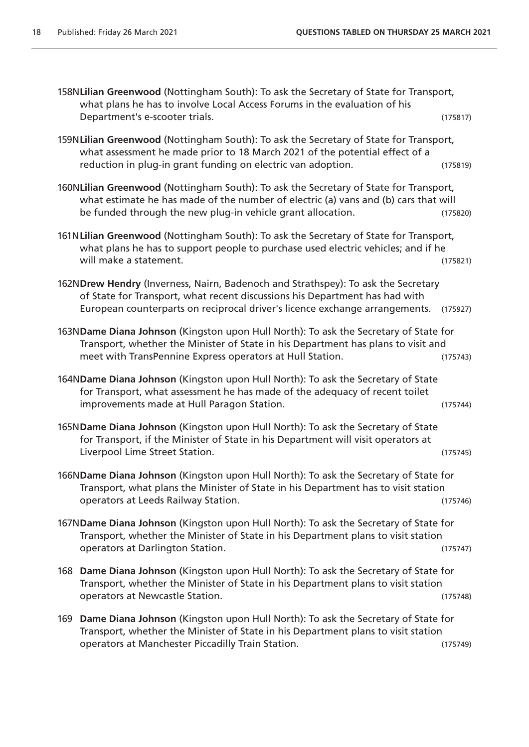158N**Lilian Greenwood** (Nottingham South): To ask the Secretary of State for Transport, what plans he has to involve Local Access Forums in the evaluation of his Department's e-scooter trials. (175817)

159N**Lilian Greenwood** (Nottingham South): To ask the Secretary of State for Transport, what assessment he made prior to 18 March 2021 of the potential effect of a reduction in plug-in grant funding on electric van adoption. (175819)

160N**Lilian Greenwood** (Nottingham South): To ask the Secretary of State for Transport, what estimate he has made of the number of electric (a) vans and (b) cars that will be funded through the new plug-in vehicle grant allocation. (175820)

161N**Lilian Greenwood** (Nottingham South): To ask the Secretary of State for Transport, what plans he has to support people to purchase used electric vehicles; and if he will make a statement. (175821)

162N**Drew Hendry** (Inverness, Nairn, Badenoch and Strathspey): To ask the Secretary of State for Transport, what recent discussions his Department has had with European counterparts on reciprocal driver's licence exchange arrangements. (175927)

163N**Dame Diana Johnson** (Kingston upon Hull North): To ask the Secretary of State for Transport, whether the Minister of State in his Department has plans to visit and meet with TransPennine Express operators at Hull Station. (175743)

164N**Dame Diana Johnson** (Kingston upon Hull North): To ask the Secretary of State for Transport, what assessment he has made of the adequacy of recent toilet improvements made at Hull Paragon Station. (175744)

165N**Dame Diana Johnson** (Kingston upon Hull North): To ask the Secretary of State for Transport, if the Minister of State in his Department will visit operators at Liverpool Lime Street Station. (175745)

166N**Dame Diana Johnson** (Kingston upon Hull North): To ask the Secretary of State for Transport, what plans the Minister of State in his Department has to visit station operators at Leeds Railway Station. (175746)

167N**Dame Diana Johnson** (Kingston upon Hull North): To ask the Secretary of State for Transport, whether the Minister of State in his Department plans to visit station operators at Darlington Station. (175747)

168 **Dame Diana Johnson** (Kingston upon Hull North): To ask the Secretary of State for Transport, whether the Minister of State in his Department plans to visit station operators at Newcastle Station. (175748)

169 **Dame Diana Johnson** (Kingston upon Hull North): To ask the Secretary of State for Transport, whether the Minister of State in his Department plans to visit station operators at Manchester Piccadilly Train Station. (175749)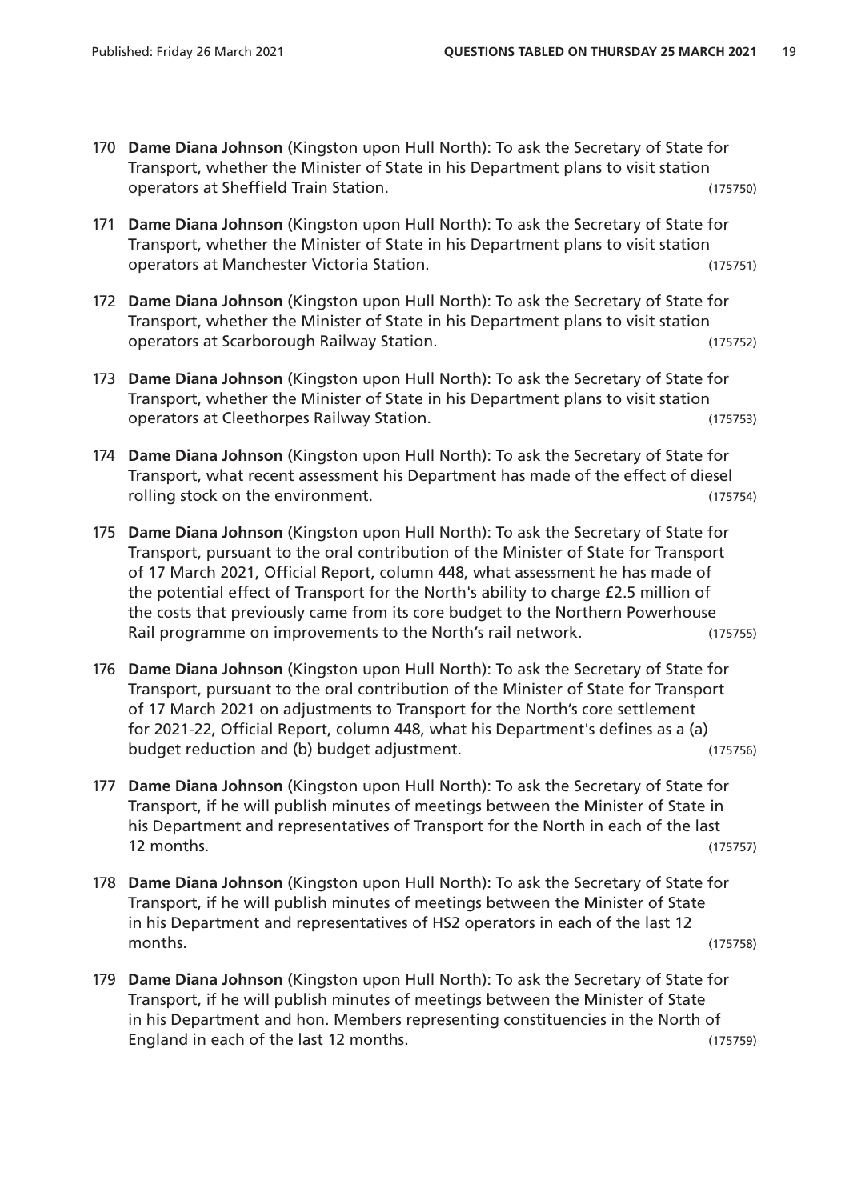170 **Dame Diana Johnson** (Kingston upon Hull North): To ask the Secretary of State for Transport, whether the Minister of State in his Department plans to visit station operators at Sheffield Train Station. (175750)

171 **Dame Diana Johnson** (Kingston upon Hull North): To ask the Secretary of State for Transport, whether the Minister of State in his Department plans to visit station operators at Manchester Victoria Station. (175751)

172 **Dame Diana Johnson** (Kingston upon Hull North): To ask the Secretary of State for Transport, whether the Minister of State in his Department plans to visit station operators at Scarborough Railway Station. (175752)

173 **Dame Diana Johnson** (Kingston upon Hull North): To ask the Secretary of State for Transport, whether the Minister of State in his Department plans to visit station operators at Cleethorpes Railway Station. (175753)

174 **Dame Diana Johnson** (Kingston upon Hull North): To ask the Secretary of State for Transport, what recent assessment his Department has made of the effect of diesel rolling stock on the environment. (175754)

175 **Dame Diana Johnson** (Kingston upon Hull North): To ask the Secretary of State for Transport, pursuant to the oral contribution of the Minister of State for Transport of 17 March 2021, Official Report, column 448, what assessment he has made of the potential effect of Transport for the North's ability to charge £2.5 million of the costs that previously came from its core budget to the Northern Powerhouse Rail programme on improvements to the North's rail network. (175755)

176 **Dame Diana Johnson** (Kingston upon Hull North): To ask the Secretary of State for Transport, pursuant to the oral contribution of the Minister of State for Transport of 17 March 2021 on adjustments to Transport for the North's core settlement for 2021-22, Official Report, column 448, what his Department's defines as a (a) budget reduction and (b) budget adjustment. (175756)

177 **Dame Diana Johnson** (Kingston upon Hull North): To ask the Secretary of State for Transport, if he will publish minutes of meetings between the Minister of State in his Department and representatives of Transport for the North in each of the last 12 months. (175757)

178 **Dame Diana Johnson** (Kingston upon Hull North): To ask the Secretary of State for Transport, if he will publish minutes of meetings between the Minister of State in his Department and representatives of HS2 operators in each of the last 12 months. (175758)

179 **Dame Diana Johnson** (Kingston upon Hull North): To ask the Secretary of State for Transport, if he will publish minutes of meetings between the Minister of State in his Department and hon. Members representing constituencies in the North of England in each of the last 12 months. (175759)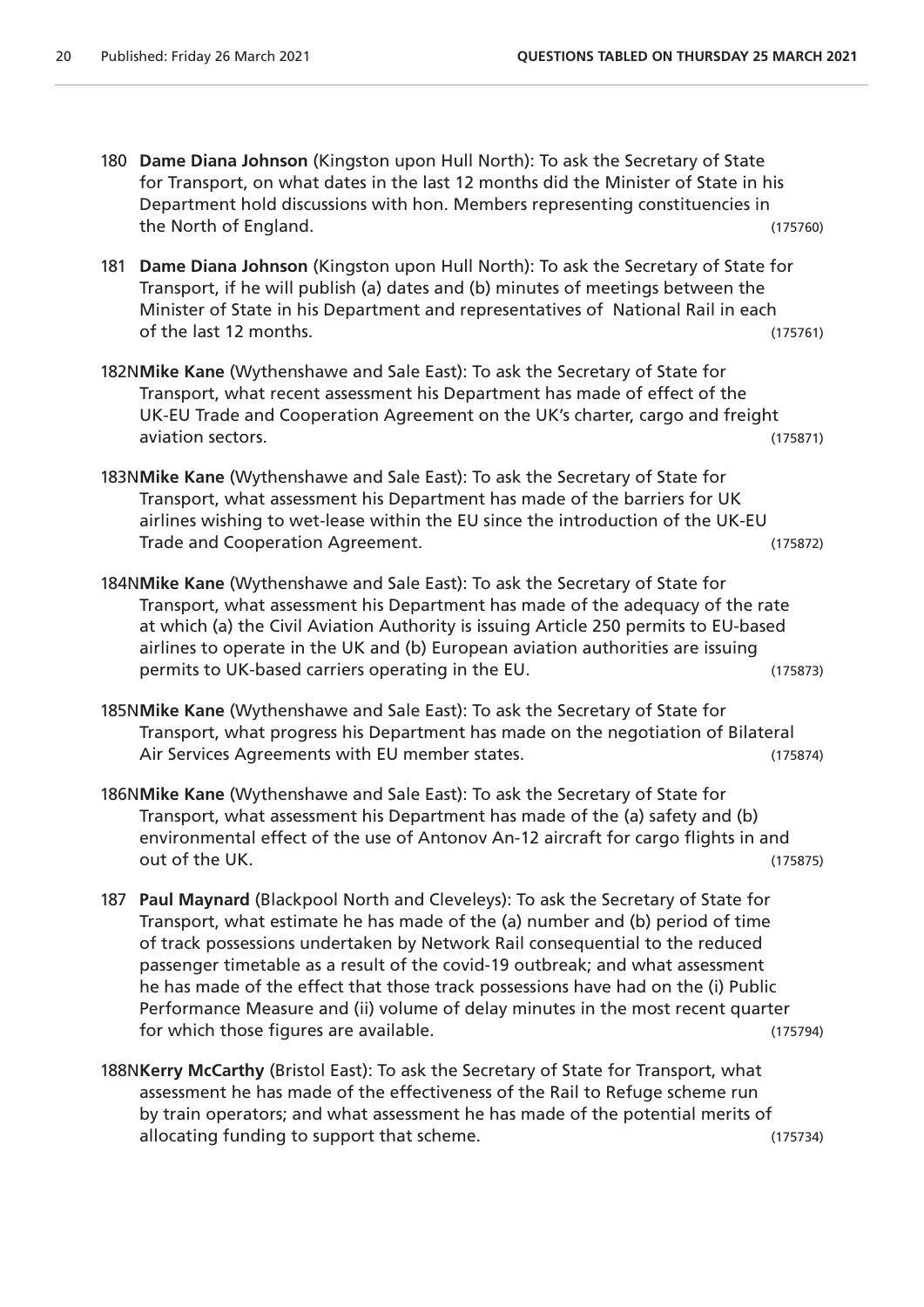180 **Dame Diana Johnson** (Kingston upon Hull North): To ask the Secretary of State for Transport, on what dates in the last 12 months did the Minister of State in his Department hold discussions with hon. Members representing constituencies in the North of England. (175760)

181 **Dame Diana Johnson** (Kingston upon Hull North): To ask the Secretary of State for Transport, if he will publish (a) dates and (b) minutes of meetings between the Minister of State in his Department and representatives of National Rail in each of the last 12 months. (175761)

182N**Mike Kane** (Wythenshawe and Sale East): To ask the Secretary of State for Transport, what recent assessment his Department has made of effect of the UK-EU Trade and Cooperation Agreement on the UK's charter, cargo and freight aviation sectors. (175871)

183N**Mike Kane** (Wythenshawe and Sale East): To ask the Secretary of State for Transport, what assessment his Department has made of the barriers for UK airlines wishing to wet-lease within the EU since the introduction of the UK-EU Trade and Cooperation Agreement. (175872)

184N**Mike Kane** (Wythenshawe and Sale East): To ask the Secretary of State for Transport, what assessment his Department has made of the adequacy of the rate at which (a) the Civil Aviation Authority is issuing Article 250 permits to EU-based airlines to operate in the UK and (b) European aviation authorities are issuing permits to UK-based carriers operating in the EU. (175873)

185N**Mike Kane** (Wythenshawe and Sale East): To ask the Secretary of State for Transport, what progress his Department has made on the negotiation of Bilateral Air Services Agreements with EU member states. (175874)

186N**Mike Kane** (Wythenshawe and Sale East): To ask the Secretary of State for Transport, what assessment his Department has made of the (a) safety and (b) environmental effect of the use of Antonov An-12 aircraft for cargo flights in and out of the UK. (175875)

187 **Paul Maynard** (Blackpool North and Cleveleys): To ask the Secretary of State for Transport, what estimate he has made of the (a) number and (b) period of time of track possessions undertaken by Network Rail consequential to the reduced passenger timetable as a result of the covid-19 outbreak; and what assessment he has made of the effect that those track possessions have had on the (i) Public Performance Measure and (ii) volume of delay minutes in the most recent quarter for which those figures are available. (175794)

188N**Kerry McCarthy** (Bristol East): To ask the Secretary of State for Transport, what assessment he has made of the effectiveness of the Rail to Refuge scheme run by train operators; and what assessment he has made of the potential merits of allocating funding to support that scheme. (175734)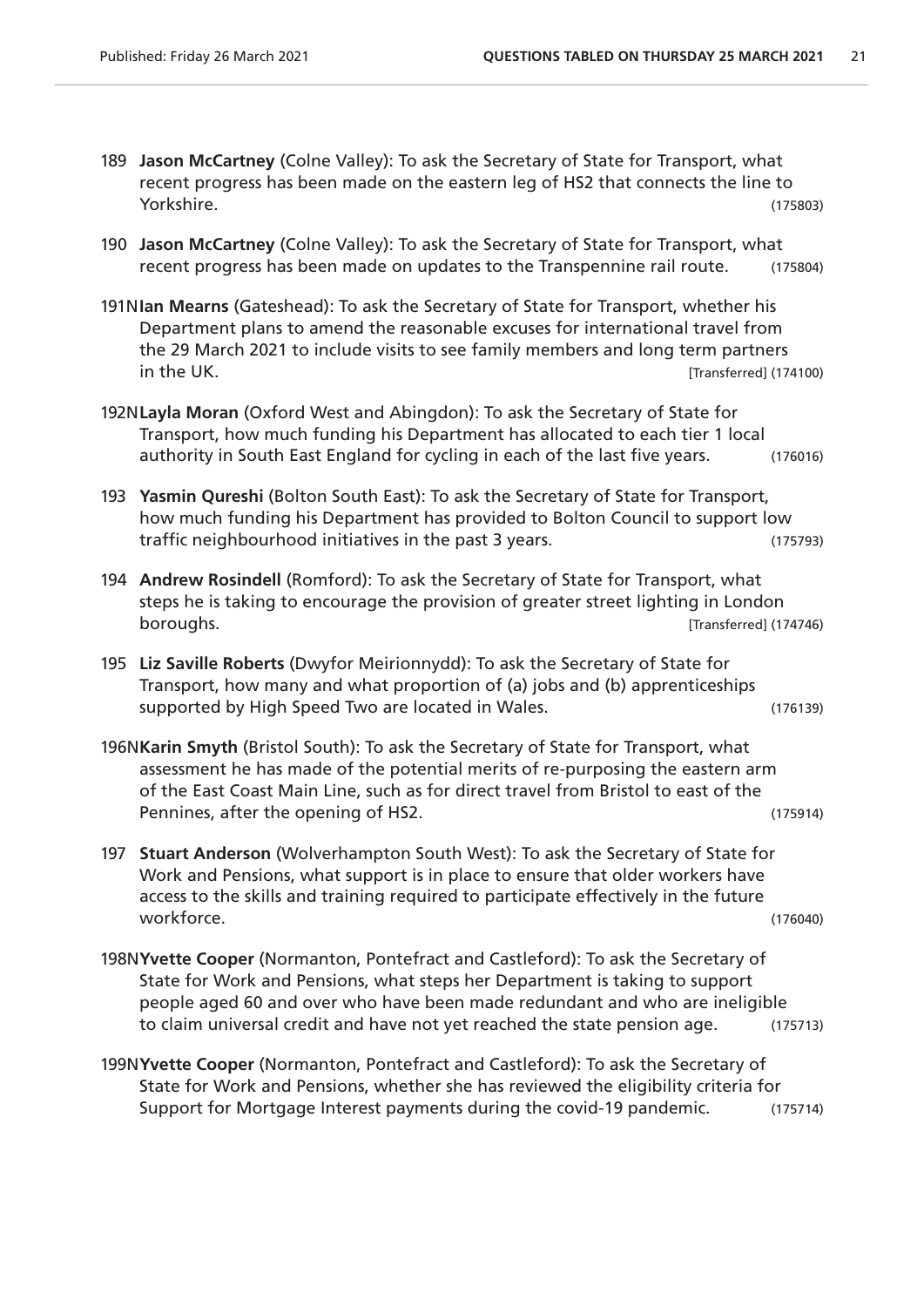189 **Jason McCartney** (Colne Valley): To ask the Secretary of State for Transport, what recent progress has been made on the eastern leg of HS2 that connects the line to Yorkshire. (175803)

190 **Jason McCartney** (Colne Valley): To ask the Secretary of State for Transport, what recent progress has been made on updates to the Transpennine rail route. (175804)

191N**Ian Mearns** (Gateshead): To ask the Secretary of State for Transport, whether his Department plans to amend the reasonable excuses for international travel from the 29 March 2021 to include visits to see family members and long term partners in the UK. [Transferred] (174100)

192N**Layla Moran** (Oxford West and Abingdon): To ask the Secretary of State for Transport, how much funding his Department has allocated to each tier 1 local authority in South East England for cycling in each of the last five years. (176016)

193 **Yasmin Qureshi** (Bolton South East): To ask the Secretary of State for Transport, how much funding his Department has provided to Bolton Council to support low traffic neighbourhood initiatives in the past 3 years. (175793)

194 **Andrew Rosindell** (Romford): To ask the Secretary of State for Transport, what steps he is taking to encourage the provision of greater street lighting in London boroughs. [Transferred] (174746)

195 **Liz Saville Roberts** (Dwyfor Meirionnydd): To ask the Secretary of State for Transport, how many and what proportion of (a) jobs and (b) apprenticeships supported by High Speed Two are located in Wales. (176139)

196N**Karin Smyth** (Bristol South): To ask the Secretary of State for Transport, what assessment he has made of the potential merits of re-purposing the eastern arm of the East Coast Main Line, such as for direct travel from Bristol to east of the Pennines, after the opening of HS2. (175914)

197 **Stuart Anderson** (Wolverhampton South West): To ask the Secretary of State for Work and Pensions, what support is in place to ensure that older workers have access to the skills and training required to participate effectively in the future workforce. (176040)

198N**Yvette Cooper** (Normanton, Pontefract and Castleford): To ask the Secretary of State for Work and Pensions, what steps her Department is taking to support people aged 60 and over who have been made redundant and who are ineligible to claim universal credit and have not yet reached the state pension age. (175713)

199N**Yvette Cooper** (Normanton, Pontefract and Castleford): To ask the Secretary of State for Work and Pensions, whether she has reviewed the eligibility criteria for Support for Mortgage Interest payments during the covid-19 pandemic. (175714)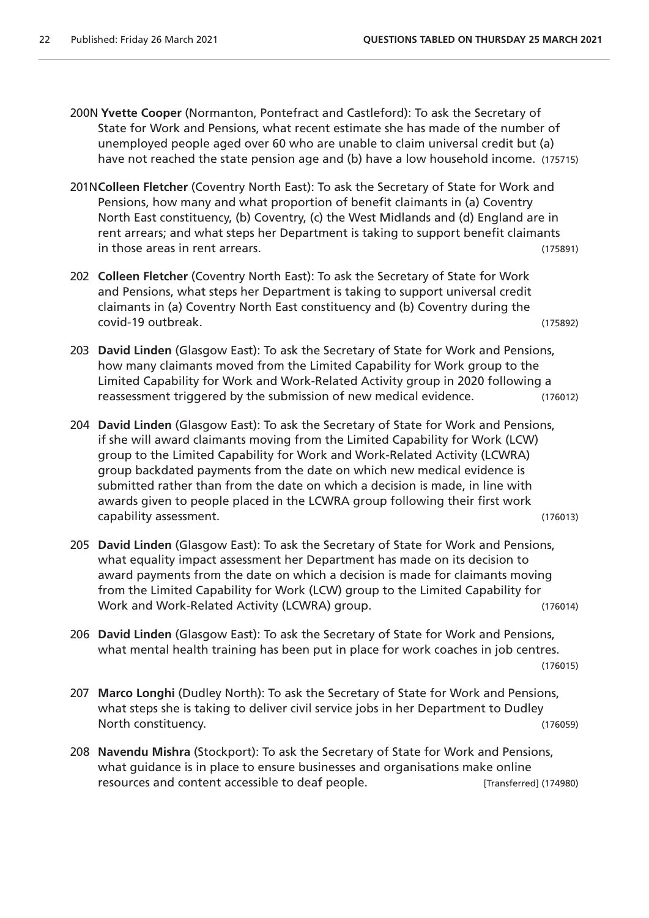200N **Yvette Cooper** (Normanton, Pontefract and Castleford): To ask the Secretary of State for Work and Pensions, what recent estimate she has made of the number of unemployed people aged over 60 who are unable to claim universal credit but (a) have not reached the state pension age and (b) have a low household income. (175715)

201N **Colleen Fletcher** (Coventry North East): To ask the Secretary of State for Work and Pensions, how many and what proportion of benefit claimants in (a) Coventry North East constituency, (b) Coventry, (c) the West Midlands and (d) England are in rent arrears; and what steps her Department is taking to support benefit claimants in those areas in rent arrears. (175891)

202 **Colleen Fletcher** (Coventry North East): To ask the Secretary of State for Work and Pensions, what steps her Department is taking to support universal credit claimants in (a) Coventry North East constituency and (b) Coventry during the covid-19 outbreak. (175892)

203 **David Linden** (Glasgow East): To ask the Secretary of State for Work and Pensions, how many claimants moved from the Limited Capability for Work group to the Limited Capability for Work and Work-Related Activity group in 2020 following a reassessment triggered by the submission of new medical evidence. (176012)

204 **David Linden** (Glasgow East): To ask the Secretary of State for Work and Pensions, if she will award claimants moving from the Limited Capability for Work (LCW) group to the Limited Capability for Work and Work-Related Activity (LCWRA) group backdated payments from the date on which new medical evidence is submitted rather than from the date on which a decision is made, in line with awards given to people placed in the LCWRA group following their first work capability assessment. (176013)

205 **David Linden** (Glasgow East): To ask the Secretary of State for Work and Pensions, what equality impact assessment her Department has made on its decision to award payments from the date on which a decision is made for claimants moving from the Limited Capability for Work (LCW) group to the Limited Capability for Work and Work-Related Activity (LCWRA) group. (176014)

206 **David Linden** (Glasgow East): To ask the Secretary of State for Work and Pensions, what mental health training has been put in place for work coaches in job centres. (176015)

207 **Marco Longhi** (Dudley North): To ask the Secretary of State for Work and Pensions, what steps she is taking to deliver civil service jobs in her Department to Dudley North constituency. (176059)

208 **Navendu Mishra** (Stockport): To ask the Secretary of State for Work and Pensions, what guidance is in place to ensure businesses and organisations make online resources and content accessible to deaf people. [Transferred] (174980)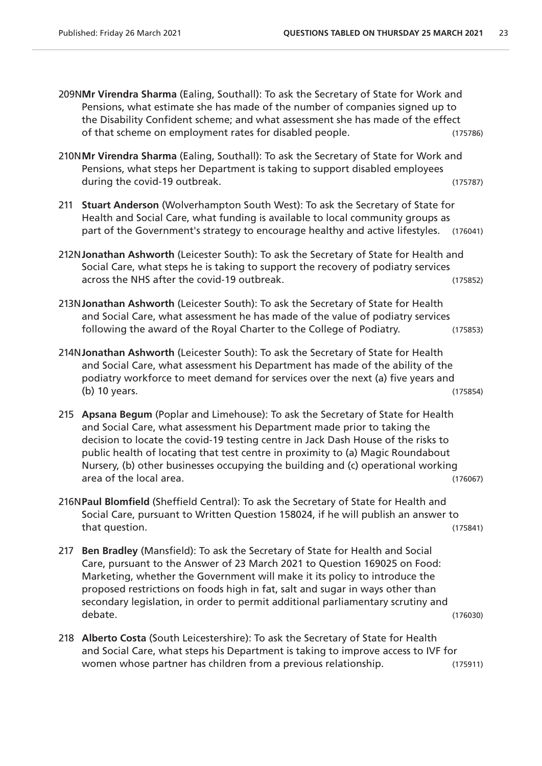209N **Mr Virendra Sharma** (Ealing, Southall): To ask the Secretary of State for Work and Pensions, what estimate she has made of the number of companies signed up to the Disability Confident scheme; and what assessment she has made of the effect of that scheme on employment rates for disabled people. (175786)

210N **Mr Virendra Sharma** (Ealing, Southall): To ask the Secretary of State for Work and Pensions, what steps her Department is taking to support disabled employees during the covid-19 outbreak. (175787)

211 **Stuart Anderson** (Wolverhampton South West): To ask the Secretary of State for Health and Social Care, what funding is available to local community groups as part of the Government's strategy to encourage healthy and active lifestyles. (176041)

212N **Jonathan Ashworth** (Leicester South): To ask the Secretary of State for Health and Social Care, what steps he is taking to support the recovery of podiatry services across the NHS after the covid-19 outbreak. (175852)

213N **Jonathan Ashworth** (Leicester South): To ask the Secretary of State for Health and Social Care, what assessment he has made of the value of podiatry services following the award of the Royal Charter to the College of Podiatry. (175853)

214N **Jonathan Ashworth** (Leicester South): To ask the Secretary of State for Health and Social Care, what assessment his Department has made of the ability of the podiatry workforce to meet demand for services over the next (a) five years and (b) 10 years. (175854)

215 **Apsana Begum** (Poplar and Limehouse): To ask the Secretary of State for Health and Social Care, what assessment his Department made prior to taking the decision to locate the covid-19 testing centre in Jack Dash House of the risks to public health of locating that test centre in proximity to (a) Magic Roundabout Nursery, (b) other businesses occupying the building and (c) operational working area of the local area. (176067)

216N **Paul Blomfield** (Sheffield Central): To ask the Secretary of State for Health and Social Care, pursuant to Written Question 158024, if he will publish an answer to that question. (175841)

217 **Ben Bradley** (Mansfield): To ask the Secretary of State for Health and Social Care, pursuant to the Answer of 23 March 2021 to Question 169025 on Food: Marketing, whether the Government will make it its policy to introduce the proposed restrictions on foods high in fat, salt and sugar in ways other than secondary legislation, in order to permit additional parliamentary scrutiny and debate. (176030)

218 **Alberto Costa** (South Leicestershire): To ask the Secretary of State for Health and Social Care, what steps his Department is taking to improve access to IVF for women whose partner has children from a previous relationship. (175911)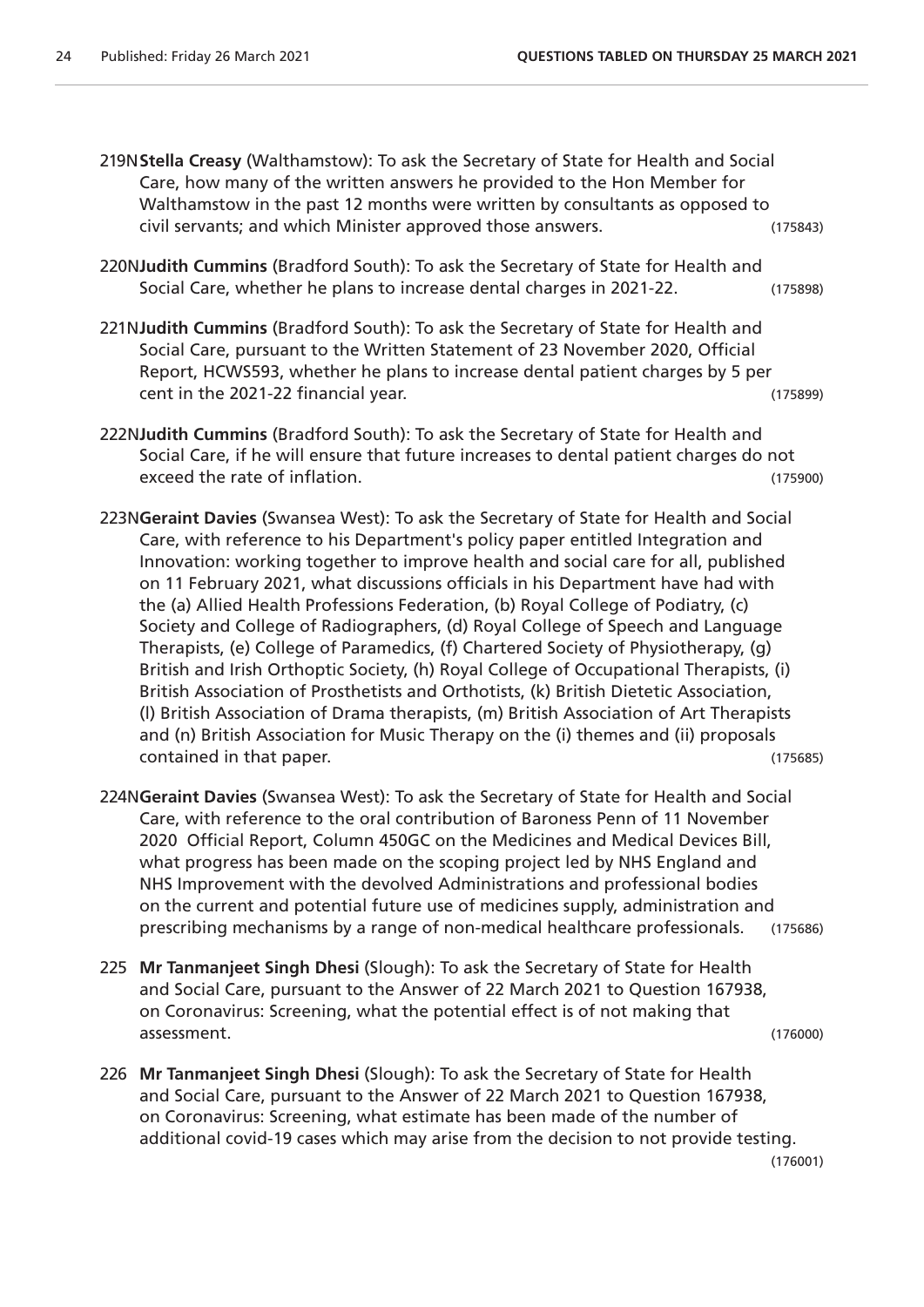219N **Stella Creasy** (Walthamstow): To ask the Secretary of State for Health and Social Care, how many of the written answers he provided to the Hon Member for Walthamstow in the past 12 months were written by consultants as opposed to civil servants; and which Minister approved those answers. (175843)

220N **Judith Cummins** (Bradford South): To ask the Secretary of State for Health and Social Care, whether he plans to increase dental charges in 2021-22. (175898)

221N **Judith Cummins** (Bradford South): To ask the Secretary of State for Health and Social Care, pursuant to the Written Statement of 23 November 2020, Official Report, HCWS593, whether he plans to increase dental patient charges by 5 per cent in the 2021-22 financial year. (175899)

222N **Judith Cummins** (Bradford South): To ask the Secretary of State for Health and Social Care, if he will ensure that future increases to dental patient charges do not exceed the rate of inflation. (175900)

223N **Geraint Davies** (Swansea West): To ask the Secretary of State for Health and Social Care, with reference to his Department's policy paper entitled Integration and Innovation: working together to improve health and social care for all, published on 11 February 2021, what discussions officials in his Department have had with the (a) Allied Health Professions Federation, (b) Royal College of Podiatry, (c) Society and College of Radiographers, (d) Royal College of Speech and Language Therapists, (e) College of Paramedics, (f) Chartered Society of Physiotherapy, (g) British and Irish Orthoptic Society, (h) Royal College of Occupational Therapists, (i) British Association of Prosthetists and Orthotists, (k) British Dietetic Association, (l) British Association of Drama therapists, (m) British Association of Art Therapists and (n) British Association for Music Therapy on the (i) themes and (ii) proposals contained in that paper. (175685)

224N **Geraint Davies** (Swansea West): To ask the Secretary of State for Health and Social Care, with reference to the oral contribution of Baroness Penn of 11 November 2020 Official Report, Column 450GC on the Medicines and Medical Devices Bill, what progress has been made on the scoping project led by NHS England and NHS Improvement with the devolved Administrations and professional bodies on the current and potential future use of medicines supply, administration and prescribing mechanisms by a range of non-medical healthcare professionals. (175686)

225 **Mr Tanmanjeet Singh Dhesi** (Slough): To ask the Secretary of State for Health and Social Care, pursuant to the Answer of 22 March 2021 to Question 167938, on Coronavirus: Screening, what the potential effect is of not making that assessment. (176000)

226 **Mr Tanmanjeet Singh Dhesi** (Slough): To ask the Secretary of State for Health and Social Care, pursuant to the Answer of 22 March 2021 to Question 167938, on Coronavirus: Screening, what estimate has been made of the number of additional covid-19 cases which may arise from the decision to not provide testing. (176001)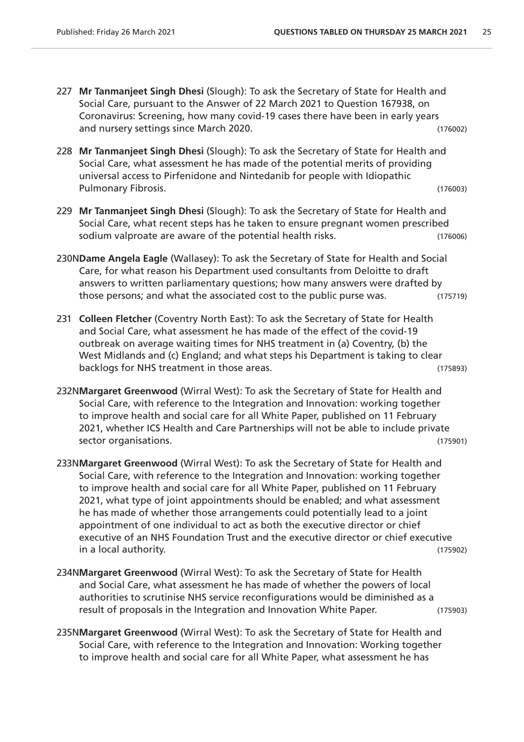227 **Mr Tanmanjeet Singh Dhesi** (Slough): To ask the Secretary of State for Health and Social Care, pursuant to the Answer of 22 March 2021 to Question 167938, on Coronavirus: Screening, how many covid-19 cases there have been in early years and nursery settings since March 2020. (176002)

228 **Mr Tanmanjeet Singh Dhesi** (Slough): To ask the Secretary of State for Health and Social Care, what assessment he has made of the potential merits of providing universal access to Pirfenidone and Nintedanib for people with Idiopathic Pulmonary Fibrosis. (176003)

229 **Mr Tanmanjeet Singh Dhesi** (Slough): To ask the Secretary of State for Health and Social Care, what recent steps has he taken to ensure pregnant women prescribed sodium valproate are aware of the potential health risks. (176006)

230N **Dame Angela Eagle** (Wallasey): To ask the Secretary of State for Health and Social Care, for what reason his Department used consultants from Deloitte to draft answers to written parliamentary questions; how many answers were drafted by those persons; and what the associated cost to the public purse was. (175719)

231 **Colleen Fletcher** (Coventry North East): To ask the Secretary of State for Health and Social Care, what assessment he has made of the effect of the covid-19 outbreak on average waiting times for NHS treatment in (a) Coventry, (b) the West Midlands and (c) England; and what steps his Department is taking to clear backlogs for NHS treatment in those areas. (175893)

232N **Margaret Greenwood** (Wirral West): To ask the Secretary of State for Health and Social Care, with reference to the Integration and Innovation: working together to improve health and social care for all White Paper, published on 11 February 2021, whether ICS Health and Care Partnerships will not be able to include private sector organisations. (175901)

233N **Margaret Greenwood** (Wirral West): To ask the Secretary of State for Health and Social Care, with reference to the Integration and Innovation: working together to improve health and social care for all White Paper, published on 11 February 2021, what type of joint appointments should be enabled; and what assessment he has made of whether those arrangements could potentially lead to a joint appointment of one individual to act as both the executive director or chief executive of an NHS Foundation Trust and the executive director or chief executive in a local authority. (175902)

234N **Margaret Greenwood** (Wirral West): To ask the Secretary of State for Health and Social Care, what assessment he has made of whether the powers of local authorities to scrutinise NHS service reconfigurations would be diminished as a result of proposals in the Integration and Innovation White Paper. (175903)

235N **Margaret Greenwood** (Wirral West): To ask the Secretary of State for Health and Social Care, with reference to the Integration and Innovation: Working together to improve health and social care for all White Paper, what assessment he has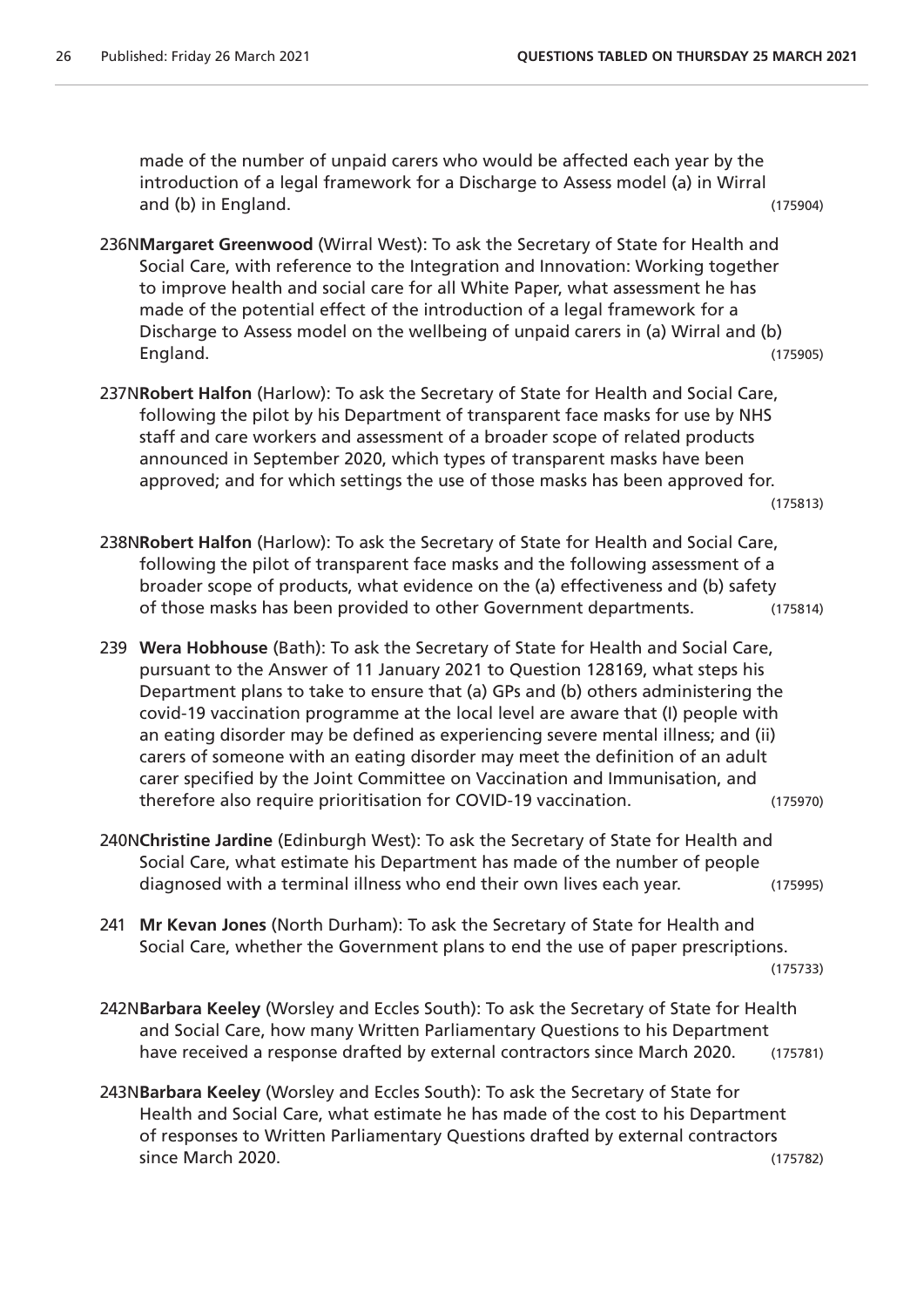made of the number of unpaid carers who would be affected each year by the introduction of a legal framework for a Discharge to Assess model (a) in Wirral and (b) in England. (175904)

236N**Margaret Greenwood** (Wirral West): To ask the Secretary of State for Health and Social Care, with reference to the Integration and Innovation: Working together to improve health and social care for all White Paper, what assessment he has made of the potential effect of the introduction of a legal framework for a Discharge to Assess model on the wellbeing of unpaid carers in (a) Wirral and (b) England. (175905)

237N**Robert Halfon** (Harlow): To ask the Secretary of State for Health and Social Care, following the pilot by his Department of transparent face masks for use by NHS staff and care workers and assessment of a broader scope of related products announced in September 2020, which types of transparent masks have been approved; and for which settings the use of those masks has been approved for. (175813)

238N**Robert Halfon** (Harlow): To ask the Secretary of State for Health and Social Care, following the pilot of transparent face masks and the following assessment of a broader scope of products, what evidence on the (a) effectiveness and (b) safety of those masks has been provided to other Government departments. (175814)

239 **Wera Hobhouse** (Bath): To ask the Secretary of State for Health and Social Care, pursuant to the Answer of 11 January 2021 to Question 128169, what steps his Department plans to take to ensure that (a) GPs and (b) others administering the covid-19 vaccination programme at the local level are aware that (I) people with an eating disorder may be defined as experiencing severe mental illness; and (ii) carers of someone with an eating disorder may meet the definition of an adult carer specified by the Joint Committee on Vaccination and Immunisation, and therefore also require prioritisation for COVID-19 vaccination. (175970)

240N**Christine Jardine** (Edinburgh West): To ask the Secretary of State for Health and Social Care, what estimate his Department has made of the number of people diagnosed with a terminal illness who end their own lives each year. (175995)

241 **Mr Kevan Jones** (North Durham): To ask the Secretary of State for Health and Social Care, whether the Government plans to end the use of paper prescriptions. (175733)

242N**Barbara Keeley** (Worsley and Eccles South): To ask the Secretary of State for Health and Social Care, how many Written Parliamentary Questions to his Department have received a response drafted by external contractors since March 2020. (175781)

243N**Barbara Keeley** (Worsley and Eccles South): To ask the Secretary of State for Health and Social Care, what estimate he has made of the cost to his Department of responses to Written Parliamentary Questions drafted by external contractors since March 2020. (175782)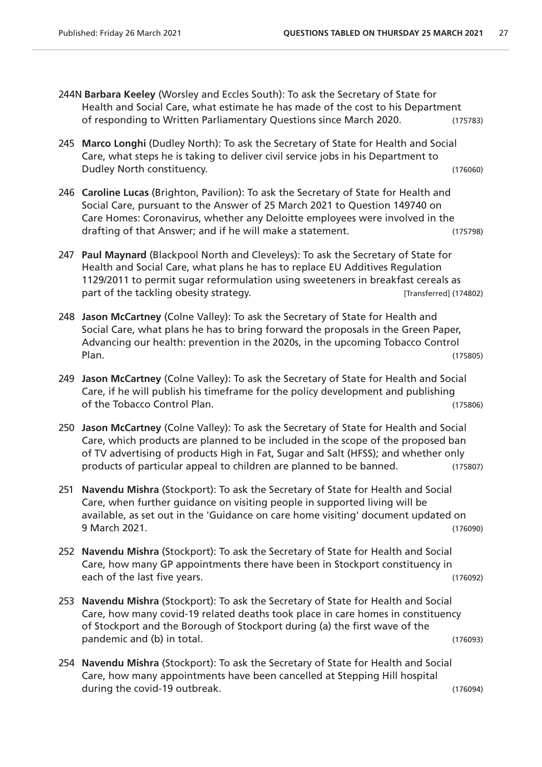244N **Barbara Keeley** (Worsley and Eccles South): To ask the Secretary of State for Health and Social Care, what estimate he has made of the cost to his Department of responding to Written Parliamentary Questions since March 2020. (175783)

245 **Marco Longhi** (Dudley North): To ask the Secretary of State for Health and Social Care, what steps he is taking to deliver civil service jobs in his Department to Dudley North constituency. (176060)

246 **Caroline Lucas** (Brighton, Pavilion): To ask the Secretary of State for Health and Social Care, pursuant to the Answer of 25 March 2021 to Question 149740 on Care Homes: Coronavirus, whether any Deloitte employees were involved in the drafting of that Answer; and if he will make a statement. (175798)

247 **Paul Maynard** (Blackpool North and Cleveleys): To ask the Secretary of State for Health and Social Care, what plans he has to replace EU Additives Regulation 1129/2011 to permit sugar reformulation using sweeteners in breakfast cereals as part of the tackling obesity strategy. [Transferred] (174802)

248 **Jason McCartney** (Colne Valley): To ask the Secretary of State for Health and Social Care, what plans he has to bring forward the proposals in the Green Paper, Advancing our health: prevention in the 2020s, in the upcoming Tobacco Control Plan. (175805)

249 **Jason McCartney** (Colne Valley): To ask the Secretary of State for Health and Social Care, if he will publish his timeframe for the policy development and publishing of the Tobacco Control Plan. (175806)

250 **Jason McCartney** (Colne Valley): To ask the Secretary of State for Health and Social Care, which products are planned to be included in the scope of the proposed ban of TV advertising of products High in Fat, Sugar and Salt (HFSS); and whether only products of particular appeal to children are planned to be banned. (175807)

251 **Navendu Mishra** (Stockport): To ask the Secretary of State for Health and Social Care, when further guidance on visiting people in supported living will be available, as set out in the 'Guidance on care home visiting' document updated on 9 March 2021. (176090)

252 **Navendu Mishra** (Stockport): To ask the Secretary of State for Health and Social Care, how many GP appointments there have been in Stockport constituency in each of the last five years. (176092)

253 **Navendu Mishra** (Stockport): To ask the Secretary of State for Health and Social Care, how many covid-19 related deaths took place in care homes in constituency of Stockport and the Borough of Stockport during (a) the first wave of the pandemic and (b) in total. (176093)

254 **Navendu Mishra** (Stockport): To ask the Secretary of State for Health and Social Care, how many appointments have been cancelled at Stepping Hill hospital during the covid-19 outbreak. (176094)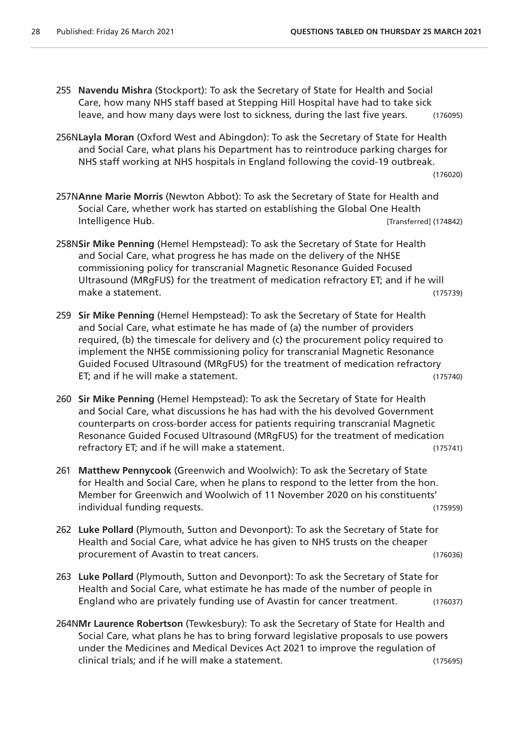255 **Navendu Mishra** (Stockport): To ask the Secretary of State for Health and Social Care, how many NHS staff based at Stepping Hill Hospital have had to take sick leave, and how many days were lost to sickness, during the last five years. (176095)

256N**Layla Moran** (Oxford West and Abingdon): To ask the Secretary of State for Health and Social Care, what plans his Department has to reintroduce parking charges for NHS staff working at NHS hospitals in England following the covid-19 outbreak. (176020)

257N**Anne Marie Morris** (Newton Abbot): To ask the Secretary of State for Health and Social Care, whether work has started on establishing the Global One Health Intelligence Hub. [Transferred] (174842)

258N**Sir Mike Penning** (Hemel Hempstead): To ask the Secretary of State for Health and Social Care, what progress he has made on the delivery of the NHSE commissioning policy for transcranial Magnetic Resonance Guided Focused Ultrasound (MRgFUS) for the treatment of medication refractory ET; and if he will make a statement. (175739)

259 **Sir Mike Penning** (Hemel Hempstead): To ask the Secretary of State for Health and Social Care, what estimate he has made of (a) the number of providers required, (b) the timescale for delivery and (c) the procurement policy required to implement the NHSE commissioning policy for transcranial Magnetic Resonance Guided Focused Ultrasound (MRgFUS) for the treatment of medication refractory ET; and if he will make a statement. (175740)

260 **Sir Mike Penning** (Hemel Hempstead): To ask the Secretary of State for Health and Social Care, what discussions he has had with the his devolved Government counterparts on cross-border access for patients requiring transcranial Magnetic Resonance Guided Focused Ultrasound (MRgFUS) for the treatment of medication refractory ET; and if he will make a statement. (175741)

261 **Matthew Pennycook** (Greenwich and Woolwich): To ask the Secretary of State for Health and Social Care, when he plans to respond to the letter from the hon. Member for Greenwich and Woolwich of 11 November 2020 on his constituents' individual funding requests. (175959)

262 **Luke Pollard** (Plymouth, Sutton and Devonport): To ask the Secretary of State for Health and Social Care, what advice he has given to NHS trusts on the cheaper procurement of Avastin to treat cancers. (176036)

263 **Luke Pollard** (Plymouth, Sutton and Devonport): To ask the Secretary of State for Health and Social Care, what estimate he has made of the number of people in England who are privately funding use of Avastin for cancer treatment. (176037)

264N**Mr Laurence Robertson** (Tewkesbury): To ask the Secretary of State for Health and Social Care, what plans he has to bring forward legislative proposals to use powers under the Medicines and Medical Devices Act 2021 to improve the regulation of clinical trials; and if he will make a statement. (175695)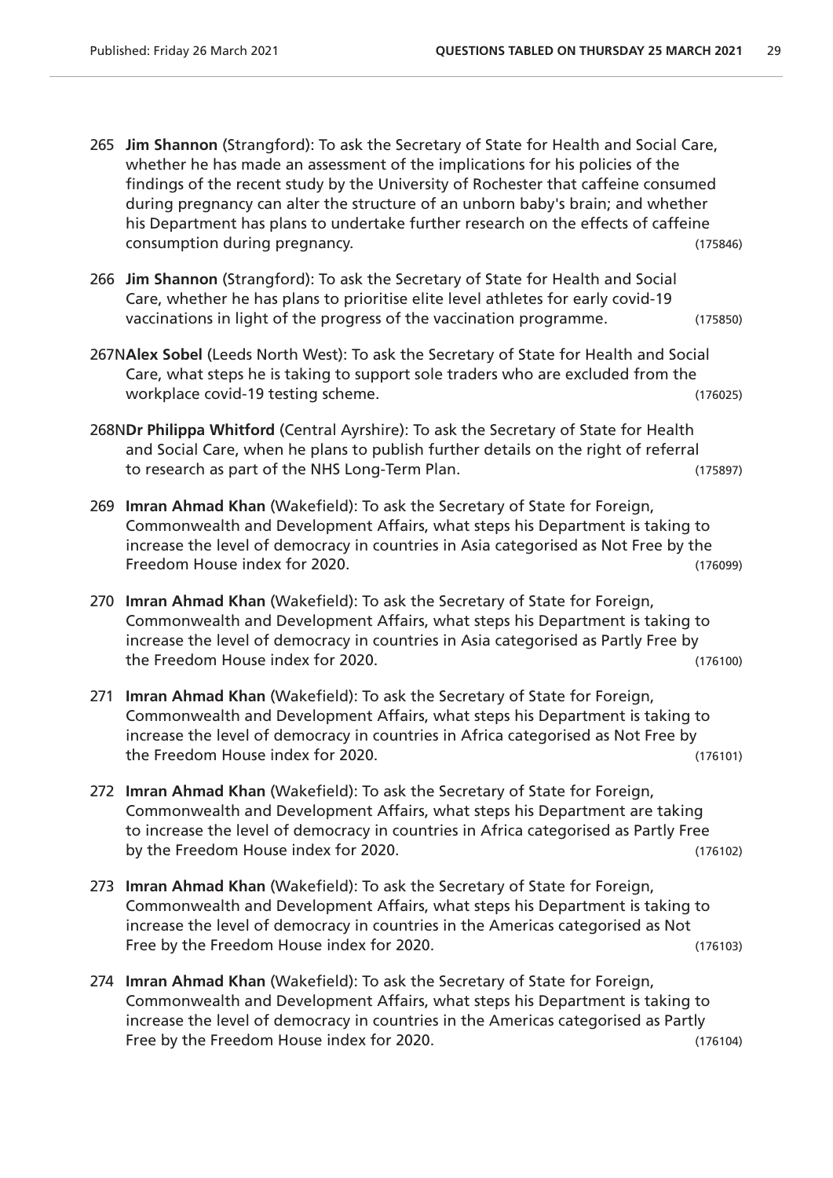265 **Jim Shannon** (Strangford): To ask the Secretary of State for Health and Social Care, whether he has made an assessment of the implications for his policies of the findings of the recent study by the University of Rochester that caffeine consumed during pregnancy can alter the structure of an unborn baby's brain; and whether his Department has plans to undertake further research on the effects of caffeine consumption during pregnancy. (175846)

266 **Jim Shannon** (Strangford): To ask the Secretary of State for Health and Social Care, whether he has plans to prioritise elite level athletes for early covid-19 vaccinations in light of the progress of the vaccination programme. (175850)

267N**Alex Sobel** (Leeds North West): To ask the Secretary of State for Health and Social Care, what steps he is taking to support sole traders who are excluded from the workplace covid-19 testing scheme. (176025)

268N**Dr Philippa Whitford** (Central Ayrshire): To ask the Secretary of State for Health and Social Care, when he plans to publish further details on the right of referral to research as part of the NHS Long-Term Plan. (175897)

269 **Imran Ahmad Khan** (Wakefield): To ask the Secretary of State for Foreign, Commonwealth and Development Affairs, what steps his Department is taking to increase the level of democracy in countries in Asia categorised as Not Free by the Freedom House index for 2020. (176099)

270 **Imran Ahmad Khan** (Wakefield): To ask the Secretary of State for Foreign, Commonwealth and Development Affairs, what steps his Department is taking to increase the level of democracy in countries in Asia categorised as Partly Free by the Freedom House index for 2020. (176100)

271 **Imran Ahmad Khan** (Wakefield): To ask the Secretary of State for Foreign, Commonwealth and Development Affairs, what steps his Department is taking to increase the level of democracy in countries in Africa categorised as Not Free by the Freedom House index for 2020. (176101)

272 **Imran Ahmad Khan** (Wakefield): To ask the Secretary of State for Foreign, Commonwealth and Development Affairs, what steps his Department are taking to increase the level of democracy in countries in Africa categorised as Partly Free by the Freedom House index for 2020. (176102)

273 **Imran Ahmad Khan** (Wakefield): To ask the Secretary of State for Foreign, Commonwealth and Development Affairs, what steps his Department is taking to increase the level of democracy in countries in the Americas categorised as Not Free by the Freedom House index for 2020. (176103)

274 **Imran Ahmad Khan** (Wakefield): To ask the Secretary of State for Foreign, Commonwealth and Development Affairs, what steps his Department is taking to increase the level of democracy in countries in the Americas categorised as Partly Free by the Freedom House index for 2020. (176104)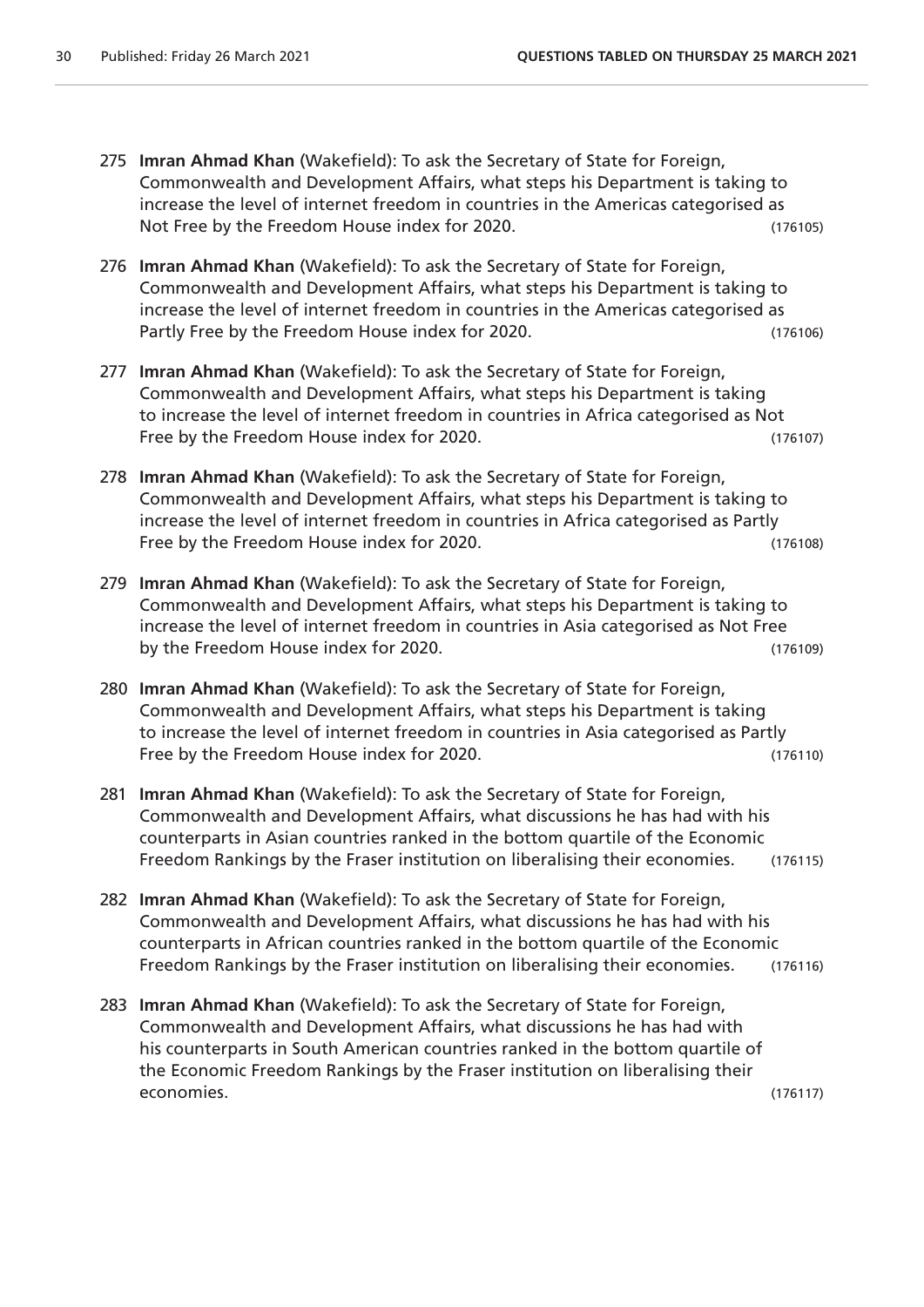275 **Imran Ahmad Khan** (Wakefield): To ask the Secretary of State for Foreign, Commonwealth and Development Affairs, what steps his Department is taking to increase the level of internet freedom in countries in the Americas categorised as Not Free by the Freedom House index for 2020. (176105)

276 **Imran Ahmad Khan** (Wakefield): To ask the Secretary of State for Foreign, Commonwealth and Development Affairs, what steps his Department is taking to increase the level of internet freedom in countries in the Americas categorised as Partly Free by the Freedom House index for 2020. (176106)

277 **Imran Ahmad Khan** (Wakefield): To ask the Secretary of State for Foreign, Commonwealth and Development Affairs, what steps his Department is taking to increase the level of internet freedom in countries in Africa categorised as Not Free by the Freedom House index for 2020. (176107)

278 **Imran Ahmad Khan** (Wakefield): To ask the Secretary of State for Foreign, Commonwealth and Development Affairs, what steps his Department is taking to increase the level of internet freedom in countries in Africa categorised as Partly Free by the Freedom House index for 2020. (176108)

279 **Imran Ahmad Khan** (Wakefield): To ask the Secretary of State for Foreign, Commonwealth and Development Affairs, what steps his Department is taking to increase the level of internet freedom in countries in Asia categorised as Not Free by the Freedom House index for 2020. (176109)

280 **Imran Ahmad Khan** (Wakefield): To ask the Secretary of State for Foreign, Commonwealth and Development Affairs, what steps his Department is taking to increase the level of internet freedom in countries in Asia categorised as Partly Free by the Freedom House index for 2020. (176110)

281 **Imran Ahmad Khan** (Wakefield): To ask the Secretary of State for Foreign, Commonwealth and Development Affairs, what discussions he has had with his counterparts in Asian countries ranked in the bottom quartile of the Economic Freedom Rankings by the Fraser institution on liberalising their economies. (176115)

282 **Imran Ahmad Khan** (Wakefield): To ask the Secretary of State for Foreign, Commonwealth and Development Affairs, what discussions he has had with his counterparts in African countries ranked in the bottom quartile of the Economic Freedom Rankings by the Fraser institution on liberalising their economies. (176116)

283 **Imran Ahmad Khan** (Wakefield): To ask the Secretary of State for Foreign, Commonwealth and Development Affairs, what discussions he has had with his counterparts in South American countries ranked in the bottom quartile of the Economic Freedom Rankings by the Fraser institution on liberalising their economies. (176117)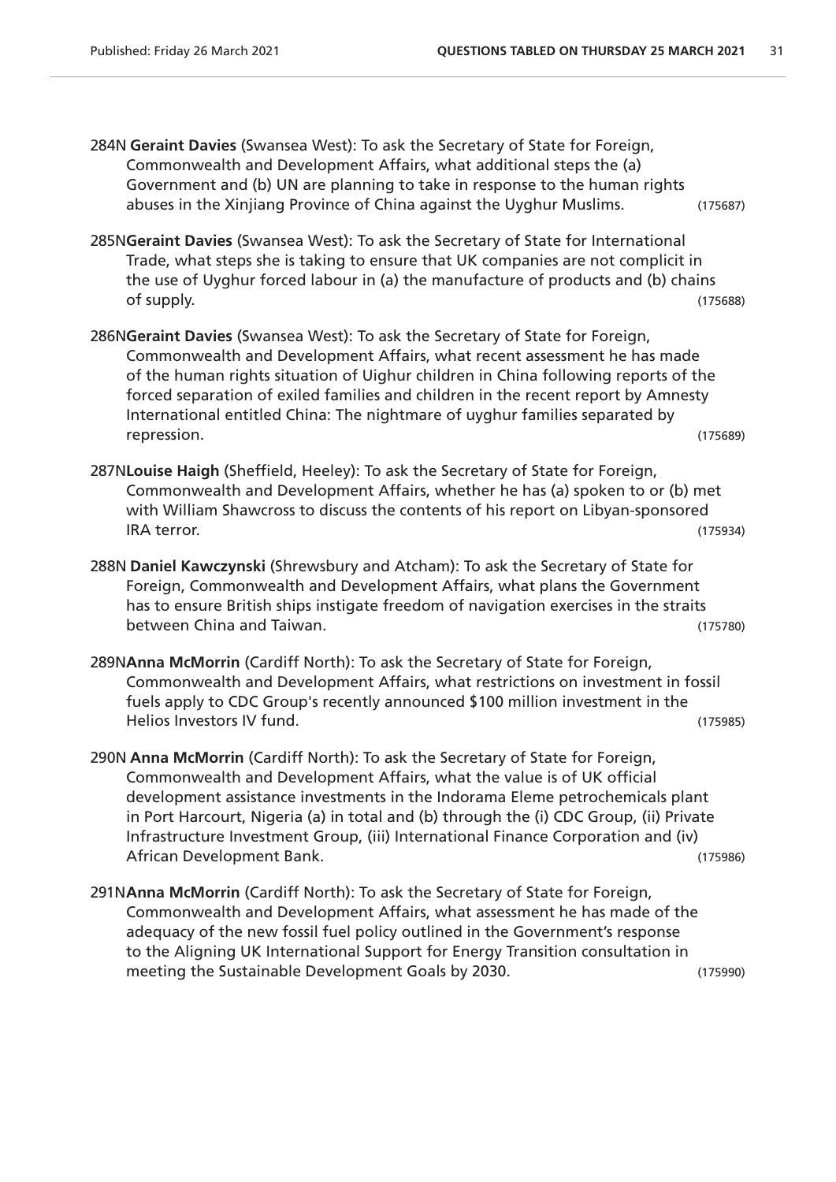284N **Geraint Davies** (Swansea West): To ask the Secretary of State for Foreign, Commonwealth and Development Affairs, what additional steps the (a) Government and (b) UN are planning to take in response to the human rights abuses in the Xinjiang Province of China against the Uyghur Muslims. (175687)

285N**Geraint Davies** (Swansea West): To ask the Secretary of State for International Trade, what steps she is taking to ensure that UK companies are not complicit in the use of Uyghur forced labour in (a) the manufacture of products and (b) chains of supply. (175688)

286N**Geraint Davies** (Swansea West): To ask the Secretary of State for Foreign, Commonwealth and Development Affairs, what recent assessment he has made of the human rights situation of Uighur children in China following reports of the forced separation of exiled families and children in the recent report by Amnesty International entitled China: The nightmare of uyghur families separated by repression. (175689)

287N**Louise Haigh** (Sheffield, Heeley): To ask the Secretary of State for Foreign, Commonwealth and Development Affairs, whether he has (a) spoken to or (b) met with William Shawcross to discuss the contents of his report on Libyan-sponsored IRA terror. (175934)

288N **Daniel Kawczynski** (Shrewsbury and Atcham): To ask the Secretary of State for Foreign, Commonwealth and Development Affairs, what plans the Government has to ensure British ships instigate freedom of navigation exercises in the straits between China and Taiwan. (175780)

289N**Anna McMorrin** (Cardiff North): To ask the Secretary of State for Foreign, Commonwealth and Development Affairs, what restrictions on investment in fossil fuels apply to CDC Group's recently announced $100 million investment in the Helios Investors IV fund. (175985)

290N **Anna McMorrin** (Cardiff North): To ask the Secretary of State for Foreign, Commonwealth and Development Affairs, what the value is of UK official development assistance investments in the Indorama Eleme petrochemicals plant in Port Harcourt, Nigeria (a) in total and (b) through the (i) CDC Group, (ii) Private Infrastructure Investment Group, (iii) International Finance Corporation and (iv) African Development Bank. (175986)

291N**Anna McMorrin** (Cardiff North): To ask the Secretary of State for Foreign, Commonwealth and Development Affairs, what assessment he has made of the adequacy of the new fossil fuel policy outlined in the Government's response to the Aligning UK International Support for Energy Transition consultation in meeting the Sustainable Development Goals by 2030. (175990)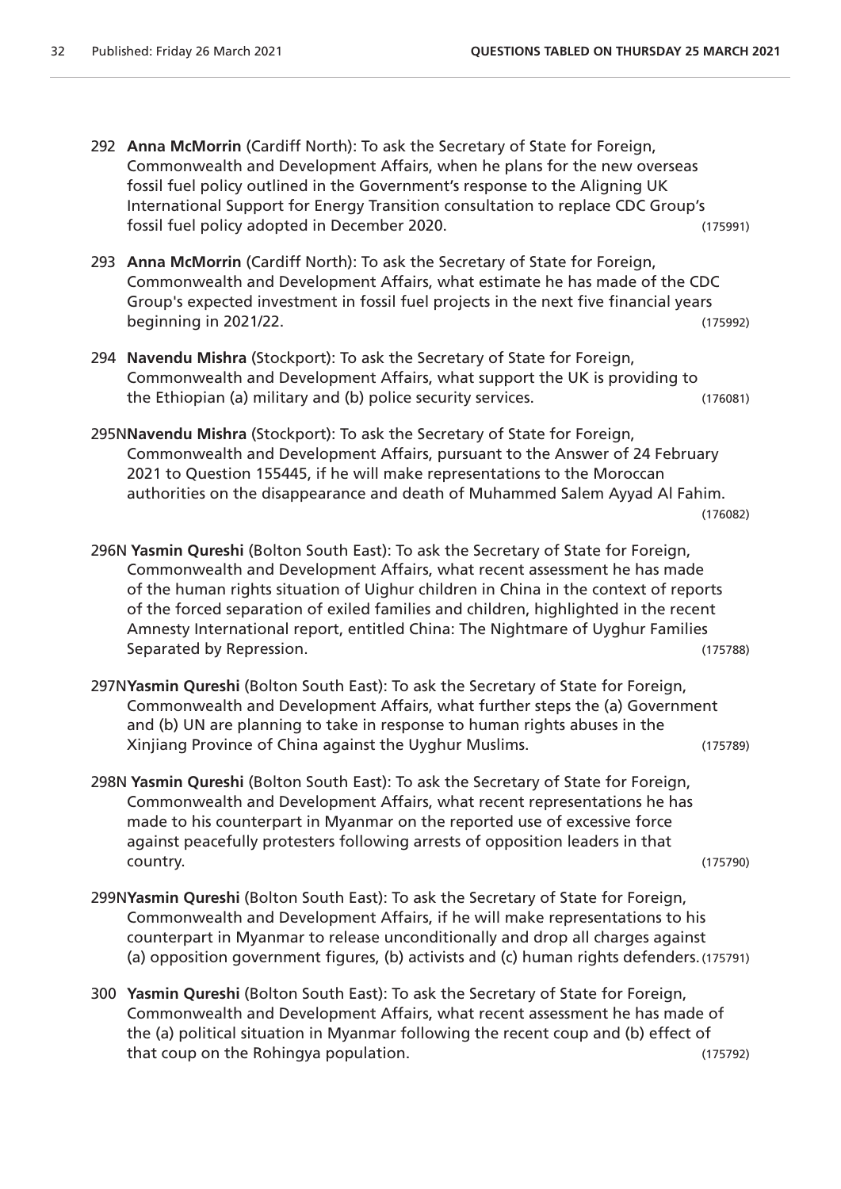292 **Anna McMorrin** (Cardiff North): To ask the Secretary of State for Foreign, Commonwealth and Development Affairs, when he plans for the new overseas fossil fuel policy outlined in the Government's response to the Aligning UK International Support for Energy Transition consultation to replace CDC Group's fossil fuel policy adopted in December 2020. (175991)

293 **Anna McMorrin** (Cardiff North): To ask the Secretary of State for Foreign, Commonwealth and Development Affairs, what estimate he has made of the CDC Group's expected investment in fossil fuel projects in the next five financial years beginning in 2021/22. (175992)

294 **Navendu Mishra** (Stockport): To ask the Secretary of State for Foreign, Commonwealth and Development Affairs, what support the UK is providing to the Ethiopian (a) military and (b) police security services. (176081)

295N **Navendu Mishra** (Stockport): To ask the Secretary of State for Foreign, Commonwealth and Development Affairs, pursuant to the Answer of 24 February 2021 to Question 155445, if he will make representations to the Moroccan authorities on the disappearance and death of Muhammed Salem Ayyad Al Fahim. (176082)

296N **Yasmin Qureshi** (Bolton South East): To ask the Secretary of State for Foreign, Commonwealth and Development Affairs, what recent assessment he has made of the human rights situation of Uighur children in China in the context of reports of the forced separation of exiled families and children, highlighted in the recent Amnesty International report, entitled China: The Nightmare of Uyghur Families Separated by Repression. (175788)

297N **Yasmin Qureshi** (Bolton South East): To ask the Secretary of State for Foreign, Commonwealth and Development Affairs, what further steps the (a) Government and (b) UN are planning to take in response to human rights abuses in the Xinjiang Province of China against the Uyghur Muslims. (175789)

298N **Yasmin Qureshi** (Bolton South East): To ask the Secretary of State for Foreign, Commonwealth and Development Affairs, what recent representations he has made to his counterpart in Myanmar on the reported use of excessive force against peacefully protesters following arrests of opposition leaders in that country. (175790)

299N **Yasmin Qureshi** (Bolton South East): To ask the Secretary of State for Foreign, Commonwealth and Development Affairs, if he will make representations to his counterpart in Myanmar to release unconditionally and drop all charges against (a) opposition government figures, (b) activists and (c) human rights defenders. (175791)

300 **Yasmin Qureshi** (Bolton South East): To ask the Secretary of State for Foreign, Commonwealth and Development Affairs, what recent assessment he has made of the (a) political situation in Myanmar following the recent coup and (b) effect of that coup on the Rohingya population. (175792)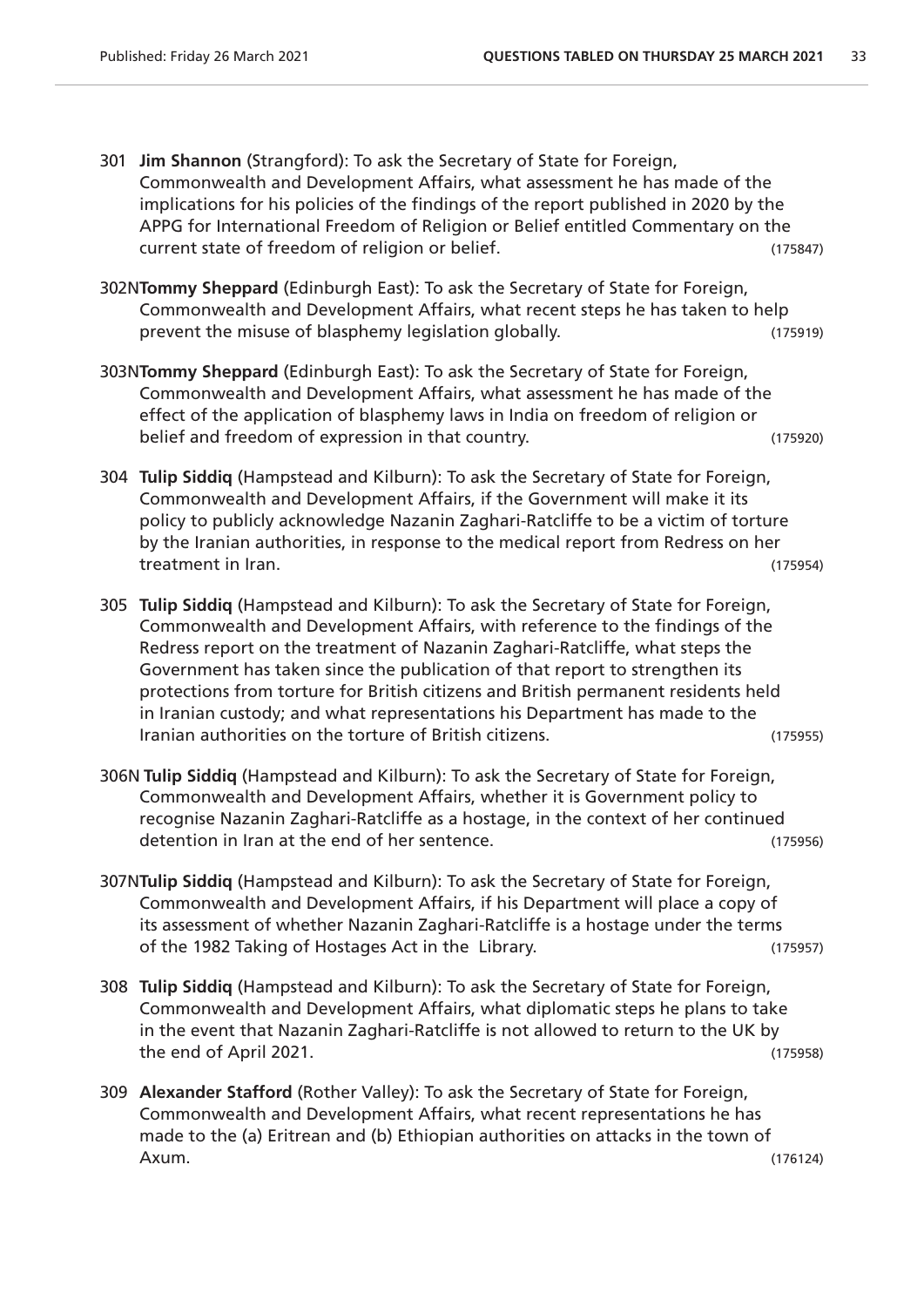301 **Jim Shannon** (Strangford): To ask the Secretary of State for Foreign, Commonwealth and Development Affairs, what assessment he has made of the implications for his policies of the findings of the report published in 2020 by the APPG for International Freedom of Religion or Belief entitled Commentary on the current state of freedom of religion or belief. (175847)

302N **Tommy Sheppard** (Edinburgh East): To ask the Secretary of State for Foreign, Commonwealth and Development Affairs, what recent steps he has taken to help prevent the misuse of blasphemy legislation globally. (175919)

303N **Tommy Sheppard** (Edinburgh East): To ask the Secretary of State for Foreign, Commonwealth and Development Affairs, what assessment he has made of the effect of the application of blasphemy laws in India on freedom of religion or belief and freedom of expression in that country. (175920)

304 **Tulip Siddiq** (Hampstead and Kilburn): To ask the Secretary of State for Foreign, Commonwealth and Development Affairs, if the Government will make it its policy to publicly acknowledge Nazanin Zaghari-Ratcliffe to be a victim of torture by the Iranian authorities, in response to the medical report from Redress on her treatment in Iran. (175954)

305 **Tulip Siddiq** (Hampstead and Kilburn): To ask the Secretary of State for Foreign, Commonwealth and Development Affairs, with reference to the findings of the Redress report on the treatment of Nazanin Zaghari-Ratcliffe, what steps the Government has taken since the publication of that report to strengthen its protections from torture for British citizens and British permanent residents held in Iranian custody; and what representations his Department has made to the Iranian authorities on the torture of British citizens. (175955)

306N **Tulip Siddiq** (Hampstead and Kilburn): To ask the Secretary of State for Foreign, Commonwealth and Development Affairs, whether it is Government policy to recognise Nazanin Zaghari-Ratcliffe as a hostage, in the context of her continued detention in Iran at the end of her sentence. (175956)

307N **Tulip Siddiq** (Hampstead and Kilburn): To ask the Secretary of State for Foreign, Commonwealth and Development Affairs, if his Department will place a copy of its assessment of whether Nazanin Zaghari-Ratcliffe is a hostage under the terms of the 1982 Taking of Hostages Act in the Library. (175957)

308 **Tulip Siddiq** (Hampstead and Kilburn): To ask the Secretary of State for Foreign, Commonwealth and Development Affairs, what diplomatic steps he plans to take in the event that Nazanin Zaghari-Ratcliffe is not allowed to return to the UK by the end of April 2021. (175958)

309 **Alexander Stafford** (Rother Valley): To ask the Secretary of State for Foreign, Commonwealth and Development Affairs, what recent representations he has made to the (a) Eritrean and (b) Ethiopian authorities on attacks in the town of Axum. (176124)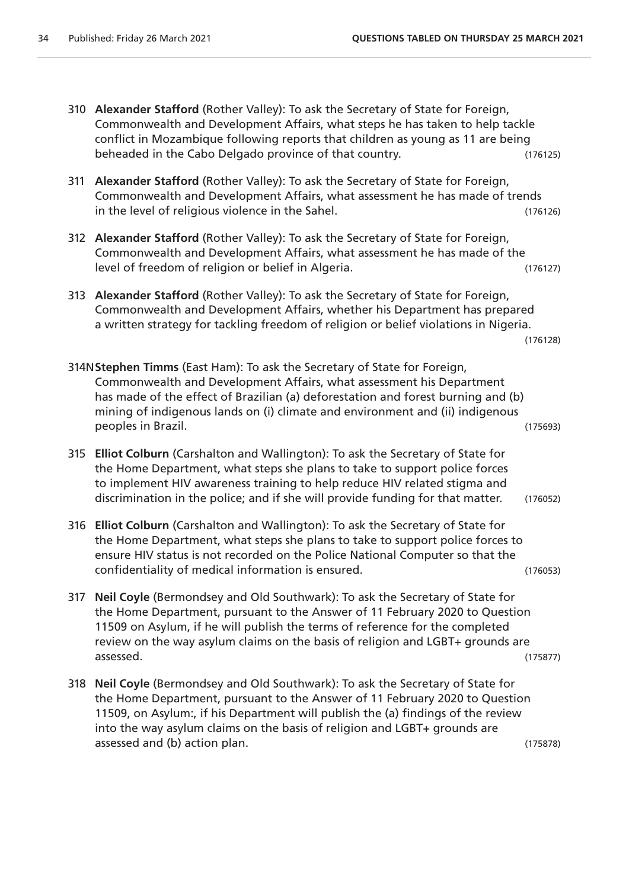310 **Alexander Stafford** (Rother Valley): To ask the Secretary of State for Foreign, Commonwealth and Development Affairs, what steps he has taken to help tackle conflict in Mozambique following reports that children as young as 11 are being beheaded in the Cabo Delgado province of that country. (176125)

311 **Alexander Stafford** (Rother Valley): To ask the Secretary of State for Foreign, Commonwealth and Development Affairs, what assessment he has made of trends in the level of religious violence in the Sahel. (176126)

312 **Alexander Stafford** (Rother Valley): To ask the Secretary of State for Foreign, Commonwealth and Development Affairs, what assessment he has made of the level of freedom of religion or belief in Algeria. (176127)

313 **Alexander Stafford** (Rother Valley): To ask the Secretary of State for Foreign, Commonwealth and Development Affairs, whether his Department has prepared a written strategy for tackling freedom of religion or belief violations in Nigeria. (176128)

314N **Stephen Timms** (East Ham): To ask the Secretary of State for Foreign, Commonwealth and Development Affairs, what assessment his Department has made of the effect of Brazilian (a) deforestation and forest burning and (b) mining of indigenous lands on (i) climate and environment and (ii) indigenous peoples in Brazil. (175693)

315 **Elliot Colburn** (Carshalton and Wallington): To ask the Secretary of State for the Home Department, what steps she plans to take to support police forces to implement HIV awareness training to help reduce HIV related stigma and discrimination in the police; and if she will provide funding for that matter. (176052)

316 **Elliot Colburn** (Carshalton and Wallington): To ask the Secretary of State for the Home Department, what steps she plans to take to support police forces to ensure HIV status is not recorded on the Police National Computer so that the confidentiality of medical information is ensured. (176053)

317 **Neil Coyle** (Bermondsey and Old Southwark): To ask the Secretary of State for the Home Department, pursuant to the Answer of 11 February 2020 to Question 11509 on Asylum, if he will publish the terms of reference for the completed review on the way asylum claims on the basis of religion and LGBT+ grounds are assessed. (175877)

318 **Neil Coyle** (Bermondsey and Old Southwark): To ask the Secretary of State for the Home Department, pursuant to the Answer of 11 February 2020 to Question 11509, on Asylum:, if his Department will publish the (a) findings of the review into the way asylum claims on the basis of religion and LGBT+ grounds are assessed and (b) action plan. (175878)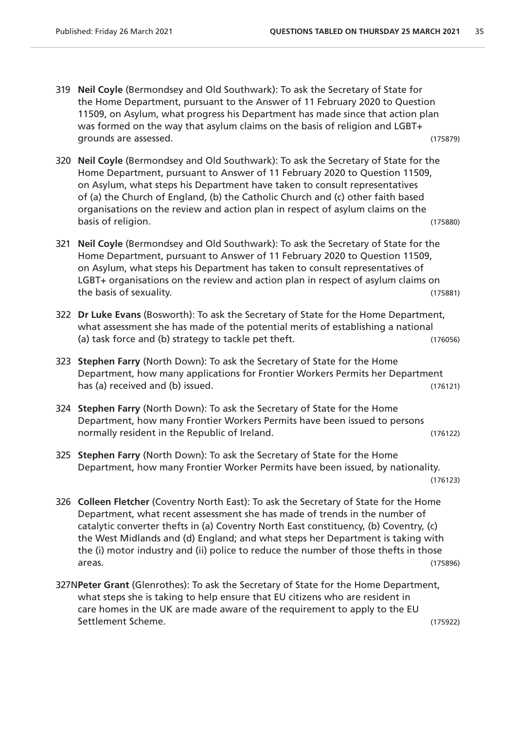319 **Neil Coyle** (Bermondsey and Old Southwark): To ask the Secretary of State for the Home Department, pursuant to the Answer of 11 February 2020 to Question 11509, on Asylum, what progress his Department has made since that action plan was formed on the way that asylum claims on the basis of religion and LGBT+ grounds are assessed. (175879)

320 **Neil Coyle** (Bermondsey and Old Southwark): To ask the Secretary of State for the Home Department, pursuant to Answer of 11 February 2020 to Question 11509, on Asylum, what steps his Department have taken to consult representatives of (a) the Church of England, (b) the Catholic Church and (c) other faith based organisations on the review and action plan in respect of asylum claims on the basis of religion. (175880)

321 **Neil Coyle** (Bermondsey and Old Southwark): To ask the Secretary of State for the Home Department, pursuant to Answer of 11 February 2020 to Question 11509, on Asylum, what steps his Department has taken to consult representatives of LGBT+ organisations on the review and action plan in respect of asylum claims on the basis of sexuality. (175881)

322 **Dr Luke Evans** (Bosworth): To ask the Secretary of State for the Home Department, what assessment she has made of the potential merits of establishing a national (a) task force and (b) strategy to tackle pet theft. (176056)

323 **Stephen Farry** (North Down): To ask the Secretary of State for the Home Department, how many applications for Frontier Workers Permits her Department has (a) received and (b) issued. (176121)

324 **Stephen Farry** (North Down): To ask the Secretary of State for the Home Department, how many Frontier Workers Permits have been issued to persons normally resident in the Republic of Ireland. (176122)

325 **Stephen Farry** (North Down): To ask the Secretary of State for the Home Department, how many Frontier Worker Permits have been issued, by nationality. (176123)

326 **Colleen Fletcher** (Coventry North East): To ask the Secretary of State for the Home Department, what recent assessment she has made of trends in the number of catalytic converter thefts in (a) Coventry North East constituency, (b) Coventry, (c) the West Midlands and (d) England; and what steps her Department is taking with the (i) motor industry and (ii) police to reduce the number of those thefts in those areas. (175896)

327N**Peter Grant** (Glenrothes): To ask the Secretary of State for the Home Department, what steps she is taking to help ensure that EU citizens who are resident in care homes in the UK are made aware of the requirement to apply to the EU Settlement Scheme. (175922)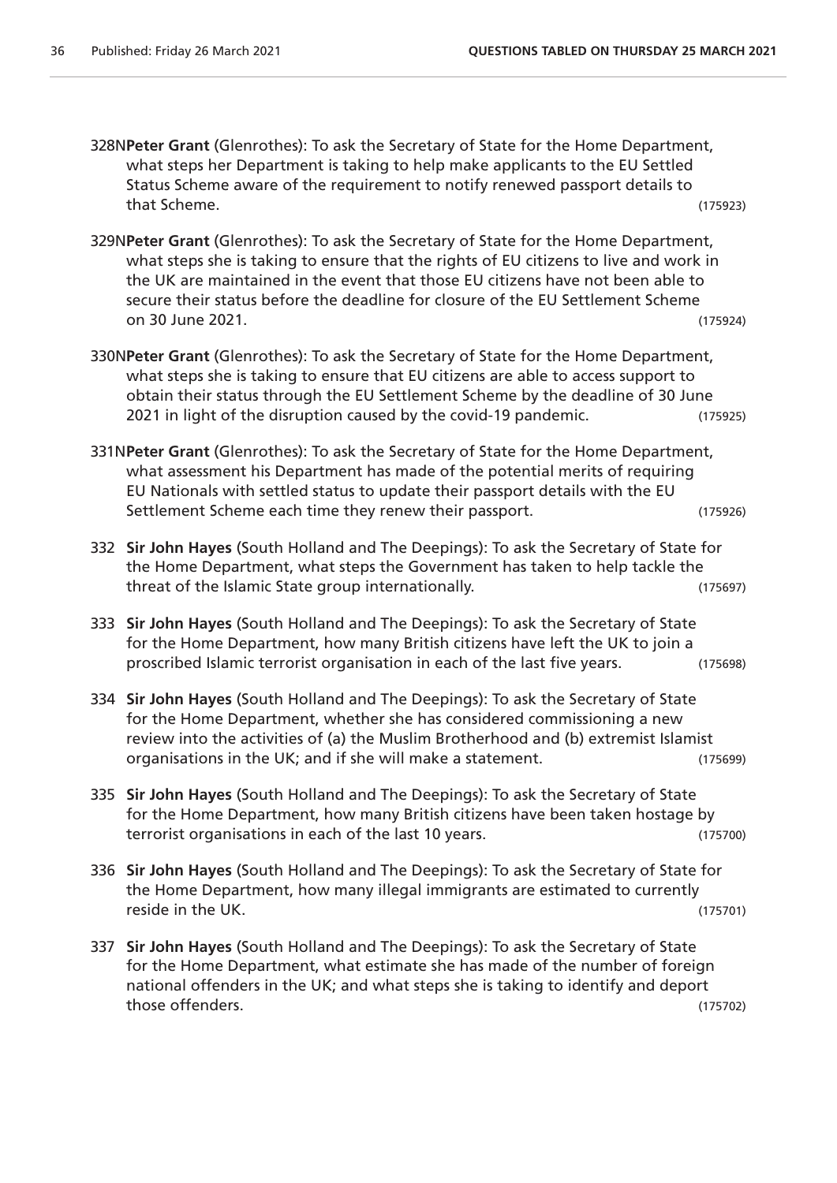328N **Peter Grant** (Glenrothes): To ask the Secretary of State for the Home Department, what steps her Department is taking to help make applicants to the EU Settled Status Scheme aware of the requirement to notify renewed passport details to that Scheme. (175923)

329N **Peter Grant** (Glenrothes): To ask the Secretary of State for the Home Department, what steps she is taking to ensure that the rights of EU citizens to live and work in the UK are maintained in the event that those EU citizens have not been able to secure their status before the deadline for closure of the EU Settlement Scheme on 30 June 2021. (175924)

330N **Peter Grant** (Glenrothes): To ask the Secretary of State for the Home Department, what steps she is taking to ensure that EU citizens are able to access support to obtain their status through the EU Settlement Scheme by the deadline of 30 June 2021 in light of the disruption caused by the covid-19 pandemic. (175925)

331N **Peter Grant** (Glenrothes): To ask the Secretary of State for the Home Department, what assessment his Department has made of the potential merits of requiring EU Nationals with settled status to update their passport details with the EU Settlement Scheme each time they renew their passport. (175926)

332 **Sir John Hayes** (South Holland and The Deepings): To ask the Secretary of State for the Home Department, what steps the Government has taken to help tackle the threat of the Islamic State group internationally. (175697)

333 **Sir John Hayes** (South Holland and The Deepings): To ask the Secretary of State for the Home Department, how many British citizens have left the UK to join a proscribed Islamic terrorist organisation in each of the last five years. (175698)

334 **Sir John Hayes** (South Holland and The Deepings): To ask the Secretary of State for the Home Department, whether she has considered commissioning a new review into the activities of (a) the Muslim Brotherhood and (b) extremist Islamist organisations in the UK; and if she will make a statement. (175699)

335 **Sir John Hayes** (South Holland and The Deepings): To ask the Secretary of State for the Home Department, how many British citizens have been taken hostage by terrorist organisations in each of the last 10 years. (175700)

336 **Sir John Hayes** (South Holland and The Deepings): To ask the Secretary of State for the Home Department, how many illegal immigrants are estimated to currently reside in the UK. (175701)

337 **Sir John Hayes** (South Holland and The Deepings): To ask the Secretary of State for the Home Department, what estimate she has made of the number of foreign national offenders in the UK; and what steps she is taking to identify and deport those offenders. (175702)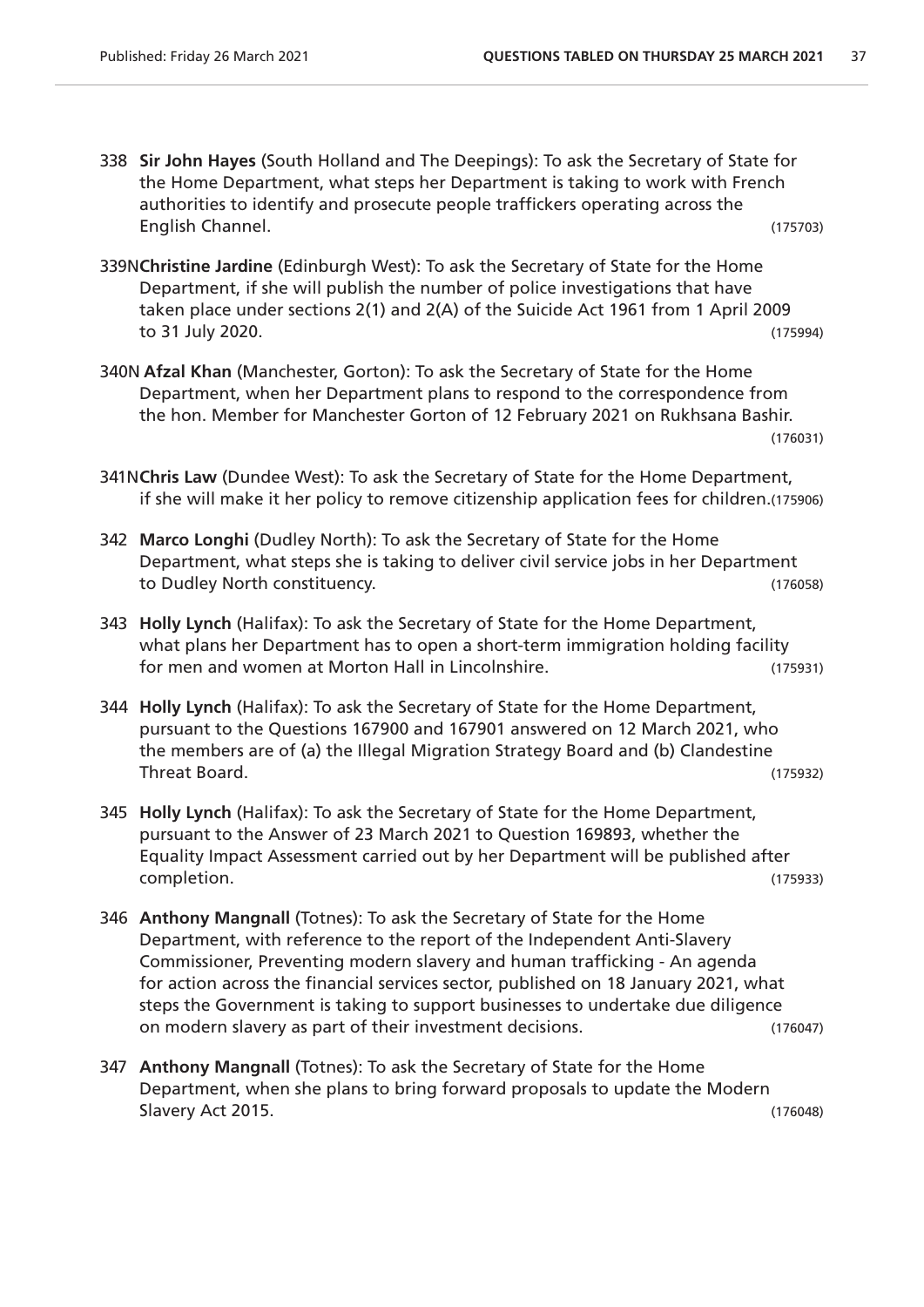338 **Sir John Hayes** (South Holland and The Deepings): To ask the Secretary of State for the Home Department, what steps her Department is taking to work with French authorities to identify and prosecute people traffickers operating across the English Channel. (175703)

339N **Christine Jardine** (Edinburgh West): To ask the Secretary of State for the Home Department, if she will publish the number of police investigations that have taken place under sections 2(1) and 2(A) of the Suicide Act 1961 from 1 April 2009 to 31 July 2020. (175994)

340N **Afzal Khan** (Manchester, Gorton): To ask the Secretary of State for the Home Department, when her Department plans to respond to the correspondence from the hon. Member for Manchester Gorton of 12 February 2021 on Rukhsana Bashir. (176031)

341N **Chris Law** (Dundee West): To ask the Secretary of State for the Home Department, if she will make it her policy to remove citizenship application fees for children. (175906)

342 **Marco Longhi** (Dudley North): To ask the Secretary of State for the Home Department, what steps she is taking to deliver civil service jobs in her Department to Dudley North constituency. (176058)

343 **Holly Lynch** (Halifax): To ask the Secretary of State for the Home Department, what plans her Department has to open a short-term immigration holding facility for men and women at Morton Hall in Lincolnshire. (175931)

344 **Holly Lynch** (Halifax): To ask the Secretary of State for the Home Department, pursuant to the Questions 167900 and 167901 answered on 12 March 2021, who the members are of (a) the Illegal Migration Strategy Board and (b) Clandestine Threat Board. (175932)

345 **Holly Lynch** (Halifax): To ask the Secretary of State for the Home Department, pursuant to the Answer of 23 March 2021 to Question 169893, whether the Equality Impact Assessment carried out by her Department will be published after completion. (175933)

346 **Anthony Mangnall** (Totnes): To ask the Secretary of State for the Home Department, with reference to the report of the Independent Anti-Slavery Commissioner, Preventing modern slavery and human trafficking - An agenda for action across the financial services sector, published on 18 January 2021, what steps the Government is taking to support businesses to undertake due diligence on modern slavery as part of their investment decisions. (176047)

347 **Anthony Mangnall** (Totnes): To ask the Secretary of State for the Home Department, when she plans to bring forward proposals to update the Modern Slavery Act 2015. (176048)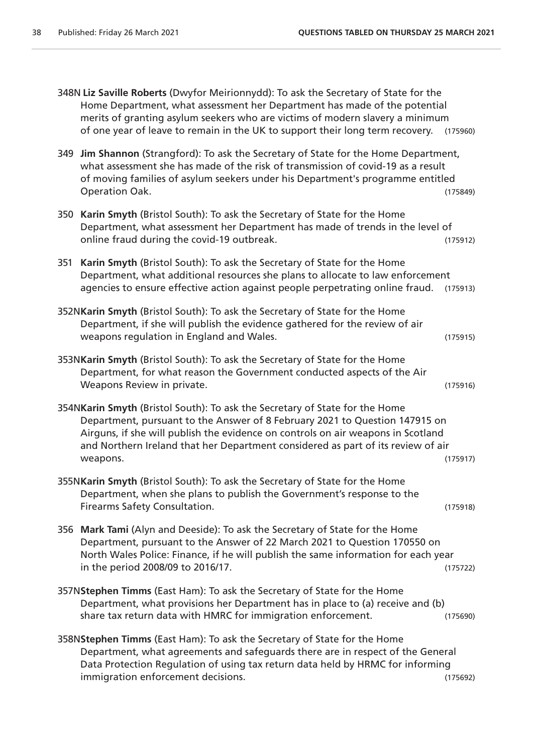348N **Liz Saville Roberts** (Dwyfor Meirionnydd): To ask the Secretary of State for the Home Department, what assessment her Department has made of the potential merits of granting asylum seekers who are victims of modern slavery a minimum of one year of leave to remain in the UK to support their long term recovery. (175960)

349 **Jim Shannon** (Strangford): To ask the Secretary of State for the Home Department, what assessment she has made of the risk of transmission of covid-19 as a result of moving families of asylum seekers under his Department's programme entitled Operation Oak. (175849)

350 **Karin Smyth** (Bristol South): To ask the Secretary of State for the Home Department, what assessment her Department has made of trends in the level of online fraud during the covid-19 outbreak. (175912)

351 **Karin Smyth** (Bristol South): To ask the Secretary of State for the Home Department, what additional resources she plans to allocate to law enforcement agencies to ensure effective action against people perpetrating online fraud. (175913)

352N **Karin Smyth** (Bristol South): To ask the Secretary of State for the Home Department, if she will publish the evidence gathered for the review of air weapons regulation in England and Wales. (175915)

353N **Karin Smyth** (Bristol South): To ask the Secretary of State for the Home Department, for what reason the Government conducted aspects of the Air Weapons Review in private. (175916)

354N **Karin Smyth** (Bristol South): To ask the Secretary of State for the Home Department, pursuant to the Answer of 8 February 2021 to Question 147915 on Airguns, if she will publish the evidence on controls on air weapons in Scotland and Northern Ireland that her Department considered as part of its review of air weapons. (175917)

355N **Karin Smyth** (Bristol South): To ask the Secretary of State for the Home Department, when she plans to publish the Government's response to the Firearms Safety Consultation. (175918)

356 **Mark Tami** (Alyn and Deeside): To ask the Secretary of State for the Home Department, pursuant to the Answer of 22 March 2021 to Question 170550 on North Wales Police: Finance, if he will publish the same information for each year in the period 2008/09 to 2016/17. (175722)

357N **Stephen Timms** (East Ham): To ask the Secretary of State for the Home Department, what provisions her Department has in place to (a) receive and (b) share tax return data with HMRC for immigration enforcement. (175690)

358N **Stephen Timms** (East Ham): To ask the Secretary of State for the Home Department, what agreements and safeguards there are in respect of the General Data Protection Regulation of using tax return data held by HRMC for informing immigration enforcement decisions. (175692)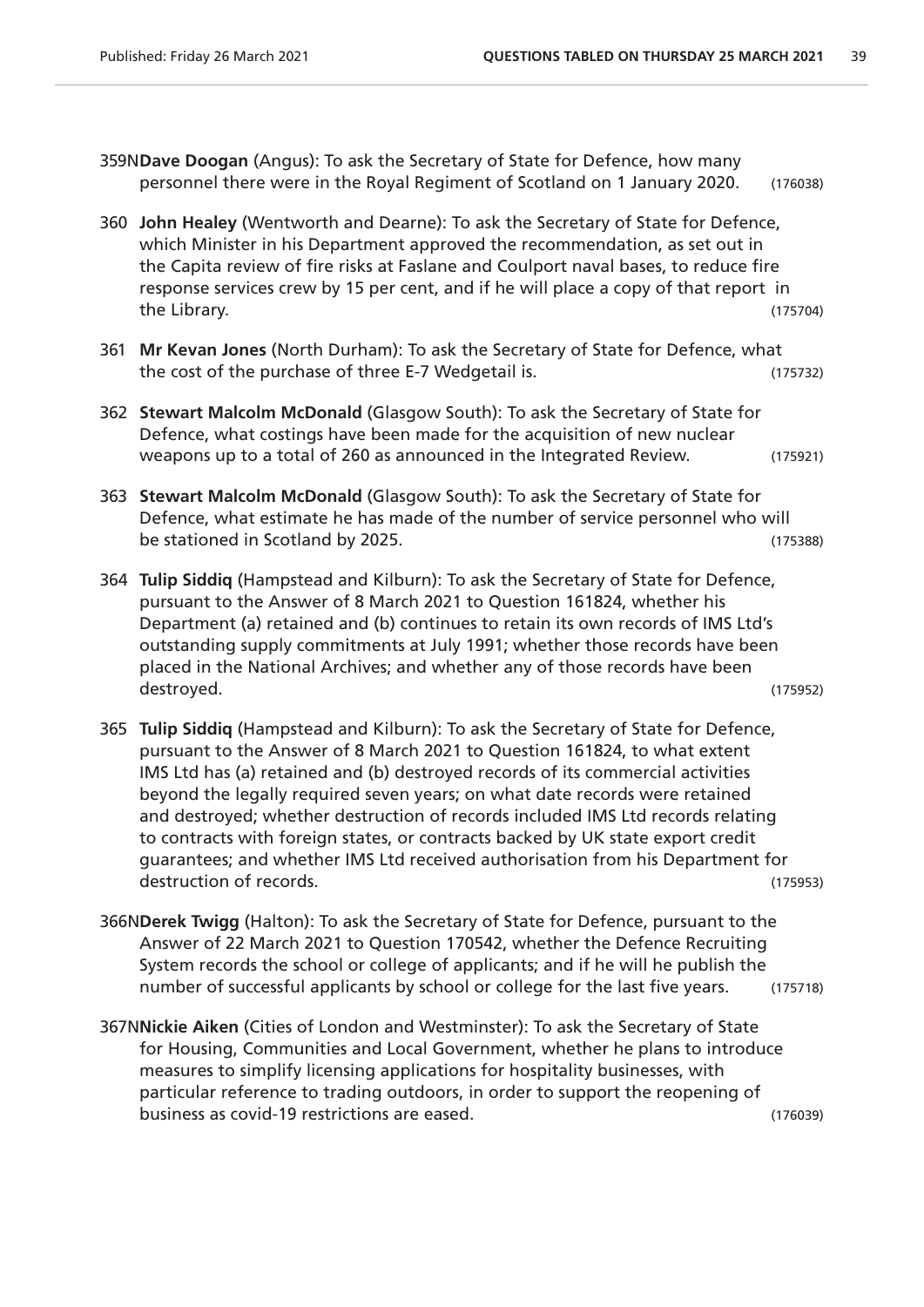359N**Dave Doogan** (Angus): To ask the Secretary of State for Defence, how many personnel there were in the Royal Regiment of Scotland on 1 January 2020. (176038)

360 **John Healey** (Wentworth and Dearne): To ask the Secretary of State for Defence, which Minister in his Department approved the recommendation, as set out in the Capita review of fire risks at Faslane and Coulport naval bases, to reduce fire response services crew by 15 per cent, and if he will place a copy of that report in the Library. (175704)

361 **Mr Kevan Jones** (North Durham): To ask the Secretary of State for Defence, what the cost of the purchase of three E-7 Wedgetail is. (175732)

362 **Stewart Malcolm McDonald** (Glasgow South): To ask the Secretary of State for Defence, what costings have been made for the acquisition of new nuclear weapons up to a total of 260 as announced in the Integrated Review. (175921)

363 **Stewart Malcolm McDonald** (Glasgow South): To ask the Secretary of State for Defence, what estimate he has made of the number of service personnel who will be stationed in Scotland by 2025. (175388)

364 **Tulip Siddiq** (Hampstead and Kilburn): To ask the Secretary of State for Defence, pursuant to the Answer of 8 March 2021 to Question 161824, whether his Department (a) retained and (b) continues to retain its own records of IMS Ltd's outstanding supply commitments at July 1991; whether those records have been placed in the National Archives; and whether any of those records have been destroyed. (175952)

365 **Tulip Siddiq** (Hampstead and Kilburn): To ask the Secretary of State for Defence, pursuant to the Answer of 8 March 2021 to Question 161824, to what extent IMS Ltd has (a) retained and (b) destroyed records of its commercial activities beyond the legally required seven years; on what date records were retained and destroyed; whether destruction of records included IMS Ltd records relating to contracts with foreign states, or contracts backed by UK state export credit guarantees; and whether IMS Ltd received authorisation from his Department for destruction of records. (175953)

366N**Derek Twigg** (Halton): To ask the Secretary of State for Defence, pursuant to the Answer of 22 March 2021 to Question 170542, whether the Defence Recruiting System records the school or college of applicants; and if he will he publish the number of successful applicants by school or college for the last five years. (175718)

367N**Nickie Aiken** (Cities of London and Westminster): To ask the Secretary of State for Housing, Communities and Local Government, whether he plans to introduce measures to simplify licensing applications for hospitality businesses, with particular reference to trading outdoors, in order to support the reopening of business as covid-19 restrictions are eased. (176039)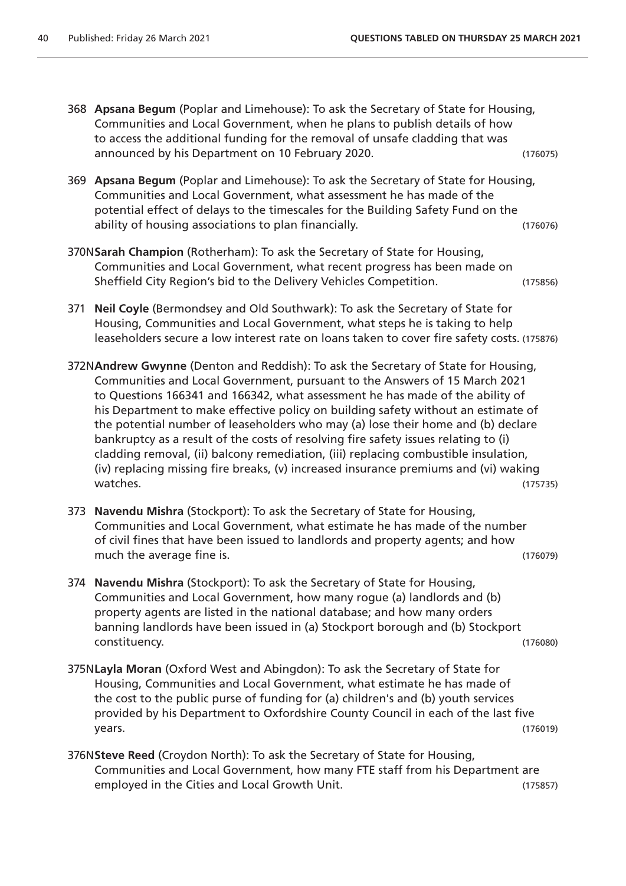368 **Apsana Begum** (Poplar and Limehouse): To ask the Secretary of State for Housing, Communities and Local Government, when he plans to publish details of how to access the additional funding for the removal of unsafe cladding that was announced by his Department on 10 February 2020. (176075)

369 **Apsana Begum** (Poplar and Limehouse): To ask the Secretary of State for Housing, Communities and Local Government, what assessment he has made of the potential effect of delays to the timescales for the Building Safety Fund on the ability of housing associations to plan financially. (176076)

370N **Sarah Champion** (Rotherham): To ask the Secretary of State for Housing, Communities and Local Government, what recent progress has been made on Sheffield City Region's bid to the Delivery Vehicles Competition. (175856)

371 **Neil Coyle** (Bermondsey and Old Southwark): To ask the Secretary of State for Housing, Communities and Local Government, what steps he is taking to help leaseholders secure a low interest rate on loans taken to cover fire safety costs. (175876)

372N **Andrew Gwynne** (Denton and Reddish): To ask the Secretary of State for Housing, Communities and Local Government, pursuant to the Answers of 15 March 2021 to Questions 166341 and 166342, what assessment he has made of the ability of his Department to make effective policy on building safety without an estimate of the potential number of leaseholders who may (a) lose their home and (b) declare bankruptcy as a result of the costs of resolving fire safety issues relating to (i) cladding removal, (ii) balcony remediation, (iii) replacing combustible insulation, (iv) replacing missing fire breaks, (v) increased insurance premiums and (vi) waking watches. (175735)

373 **Navendu Mishra** (Stockport): To ask the Secretary of State for Housing, Communities and Local Government, what estimate he has made of the number of civil fines that have been issued to landlords and property agents; and how much the average fine is. (176079)

374 **Navendu Mishra** (Stockport): To ask the Secretary of State for Housing, Communities and Local Government, how many rogue (a) landlords and (b) property agents are listed in the national database; and how many orders banning landlords have been issued in (a) Stockport borough and (b) Stockport constituency. (176080)

375N **Layla Moran** (Oxford West and Abingdon): To ask the Secretary of State for Housing, Communities and Local Government, what estimate he has made of the cost to the public purse of funding for (a) children's and (b) youth services provided by his Department to Oxfordshire County Council in each of the last five years. (176019)

376N **Steve Reed** (Croydon North): To ask the Secretary of State for Housing, Communities and Local Government, how many FTE staff from his Department are employed in the Cities and Local Growth Unit. (175857)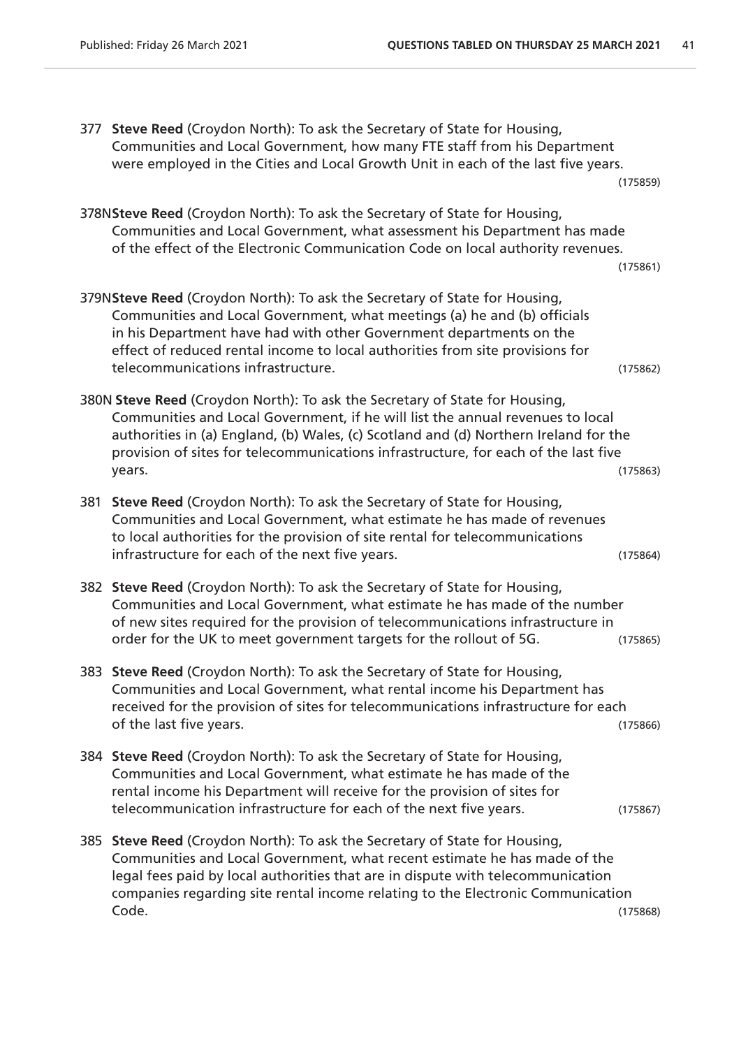377 **Steve Reed** (Croydon North): To ask the Secretary of State for Housing, Communities and Local Government, how many FTE staff from his Department were employed in the Cities and Local Growth Unit in each of the last five years. (175859)

378N **Steve Reed** (Croydon North): To ask the Secretary of State for Housing, Communities and Local Government, what assessment his Department has made of the effect of the Electronic Communication Code on local authority revenues. (175861)

379N **Steve Reed** (Croydon North): To ask the Secretary of State for Housing, Communities and Local Government, what meetings (a) he and (b) officials in his Department have had with other Government departments on the effect of reduced rental income to local authorities from site provisions for telecommunications infrastructure. (175862)

380N **Steve Reed** (Croydon North): To ask the Secretary of State for Housing, Communities and Local Government, if he will list the annual revenues to local authorities in (a) England, (b) Wales, (c) Scotland and (d) Northern Ireland for the provision of sites for telecommunications infrastructure, for each of the last five years. (175863)

381 **Steve Reed** (Croydon North): To ask the Secretary of State for Housing, Communities and Local Government, what estimate he has made of revenues to local authorities for the provision of site rental for telecommunications infrastructure for each of the next five years. (175864)

382 **Steve Reed** (Croydon North): To ask the Secretary of State for Housing, Communities and Local Government, what estimate he has made of the number of new sites required for the provision of telecommunications infrastructure in order for the UK to meet government targets for the rollout of 5G. (175865)

383 **Steve Reed** (Croydon North): To ask the Secretary of State for Housing, Communities and Local Government, what rental income his Department has received for the provision of sites for telecommunications infrastructure for each of the last five years. (175866)

384 **Steve Reed** (Croydon North): To ask the Secretary of State for Housing, Communities and Local Government, what estimate he has made of the rental income his Department will receive for the provision of sites for telecommunication infrastructure for each of the next five years. (175867)

385 **Steve Reed** (Croydon North): To ask the Secretary of State for Housing, Communities and Local Government, what recent estimate he has made of the legal fees paid by local authorities that are in dispute with telecommunication companies regarding site rental income relating to the Electronic Communication Code. (175868)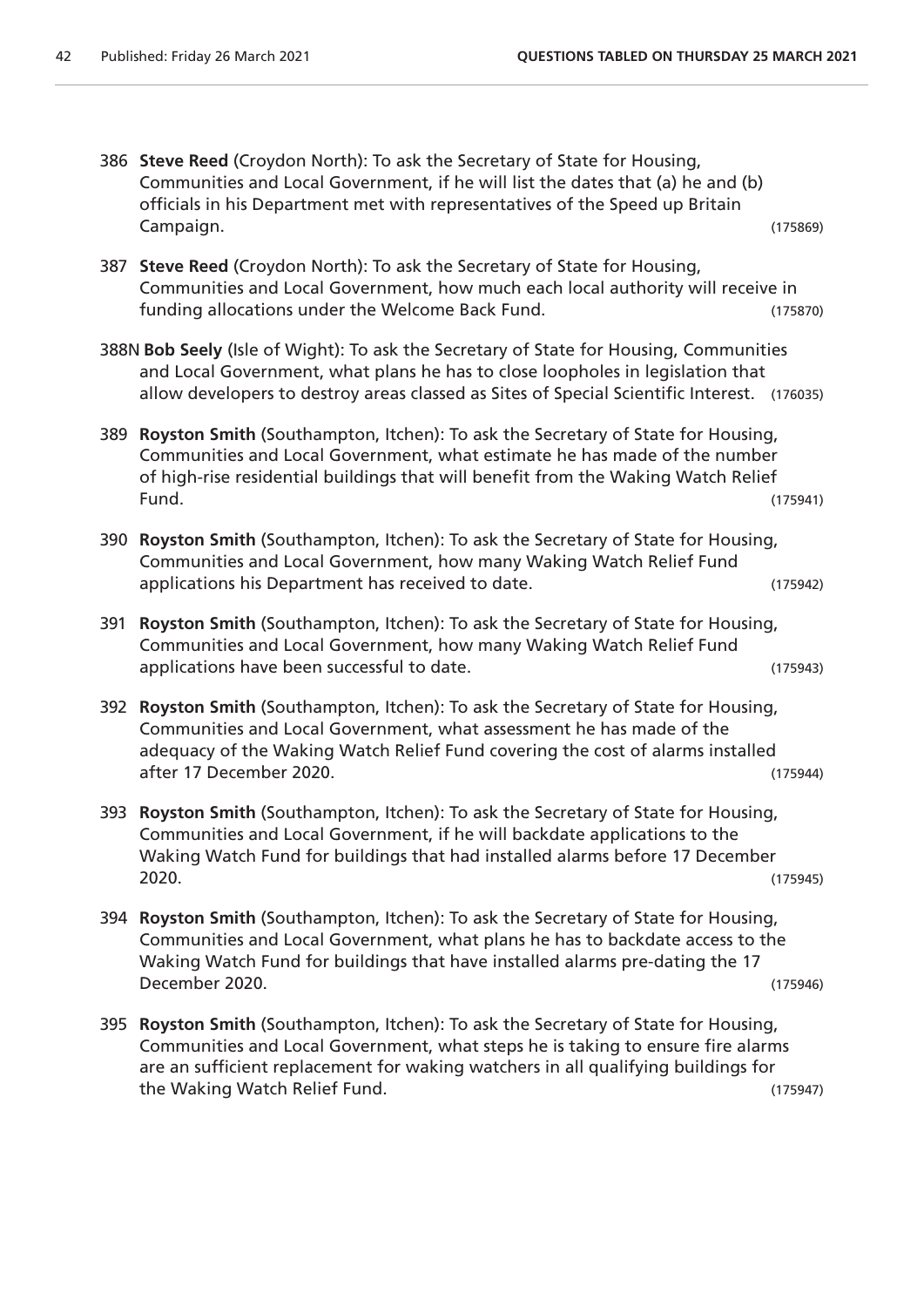386 **Steve Reed** (Croydon North): To ask the Secretary of State for Housing, Communities and Local Government, if he will list the dates that (a) he and (b) officials in his Department met with representatives of the Speed up Britain Campaign. (175869)

387 **Steve Reed** (Croydon North): To ask the Secretary of State for Housing, Communities and Local Government, how much each local authority will receive in funding allocations under the Welcome Back Fund. (175870)

388N **Bob Seely** (Isle of Wight): To ask the Secretary of State for Housing, Communities and Local Government, what plans he has to close loopholes in legislation that allow developers to destroy areas classed as Sites of Special Scientific Interest. (176035)

389 **Royston Smith** (Southampton, Itchen): To ask the Secretary of State for Housing, Communities and Local Government, what estimate he has made of the number of high-rise residential buildings that will benefit from the Waking Watch Relief Fund. (175941)

390 **Royston Smith** (Southampton, Itchen): To ask the Secretary of State for Housing, Communities and Local Government, how many Waking Watch Relief Fund applications his Department has received to date. (175942)

391 **Royston Smith** (Southampton, Itchen): To ask the Secretary of State for Housing, Communities and Local Government, how many Waking Watch Relief Fund applications have been successful to date. (175943)

392 **Royston Smith** (Southampton, Itchen): To ask the Secretary of State for Housing, Communities and Local Government, what assessment he has made of the adequacy of the Waking Watch Relief Fund covering the cost of alarms installed after 17 December 2020. (175944)

393 **Royston Smith** (Southampton, Itchen): To ask the Secretary of State for Housing, Communities and Local Government, if he will backdate applications to the Waking Watch Fund for buildings that had installed alarms before 17 December 2020. (175945)

394 **Royston Smith** (Southampton, Itchen): To ask the Secretary of State for Housing, Communities and Local Government, what plans he has to backdate access to the Waking Watch Fund for buildings that have installed alarms pre-dating the 17 December 2020. (175946)

395 **Royston Smith** (Southampton, Itchen): To ask the Secretary of State for Housing, Communities and Local Government, what steps he is taking to ensure fire alarms are an sufficient replacement for waking watchers in all qualifying buildings for the Waking Watch Relief Fund. (175947)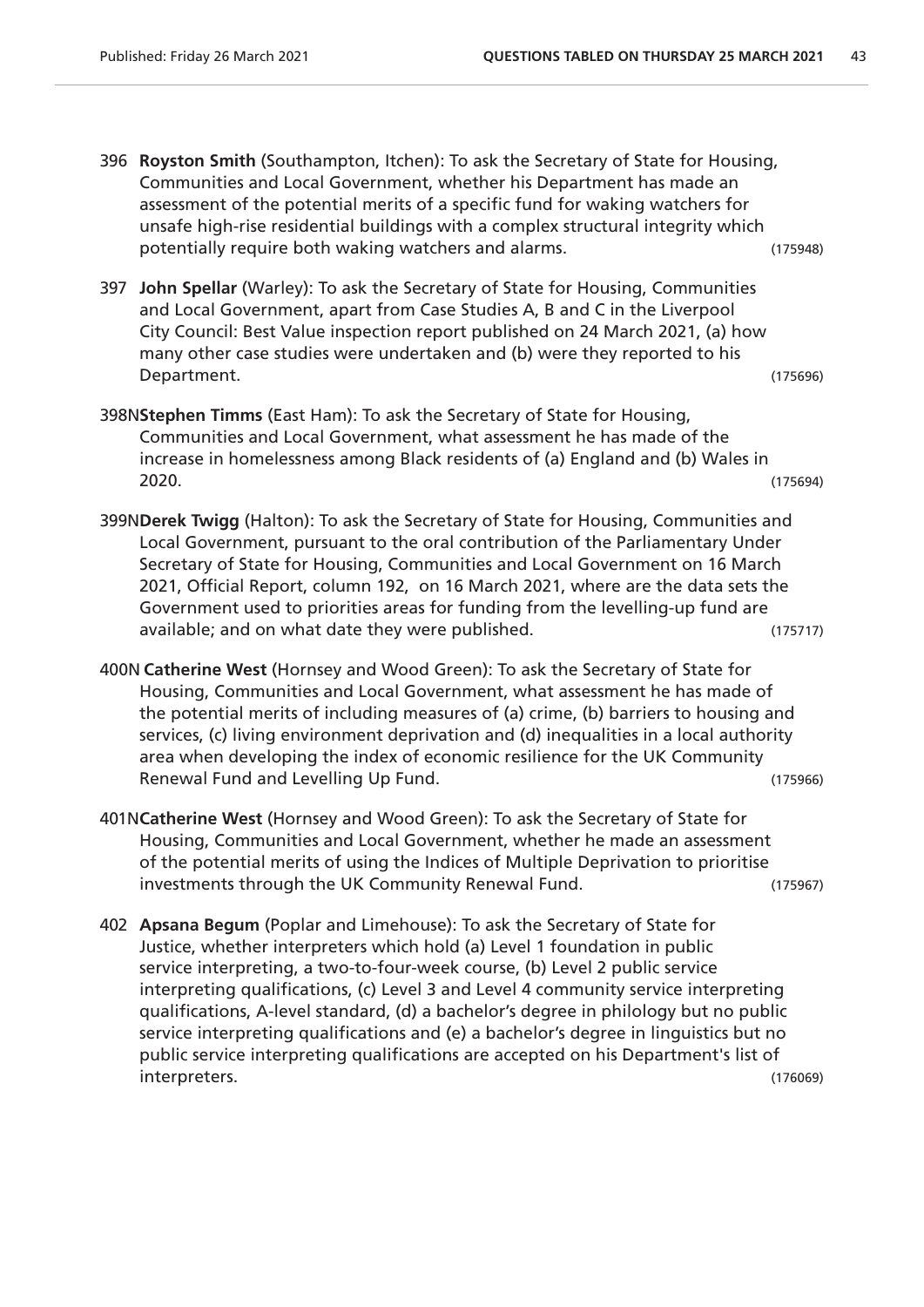396 **Royston Smith** (Southampton, Itchen): To ask the Secretary of State for Housing, Communities and Local Government, whether his Department has made an assessment of the potential merits of a specific fund for waking watchers for unsafe high-rise residential buildings with a complex structural integrity which potentially require both waking watchers and alarms. (175948)

397 **John Spellar** (Warley): To ask the Secretary of State for Housing, Communities and Local Government, apart from Case Studies A, B and C in the Liverpool City Council: Best Value inspection report published on 24 March 2021, (a) how many other case studies were undertaken and (b) were they reported to his Department. (175696)

398N**Stephen Timms** (East Ham): To ask the Secretary of State for Housing, Communities and Local Government, what assessment he has made of the increase in homelessness among Black residents of (a) England and (b) Wales in 2020. (175694)

399N**Derek Twigg** (Halton): To ask the Secretary of State for Housing, Communities and Local Government, pursuant to the oral contribution of the Parliamentary Under Secretary of State for Housing, Communities and Local Government on 16 March 2021, Official Report, column 192, on 16 March 2021, where are the data sets the Government used to priorities areas for funding from the levelling-up fund are available; and on what date they were published. (175717)

400N **Catherine West** (Hornsey and Wood Green): To ask the Secretary of State for Housing, Communities and Local Government, what assessment he has made of the potential merits of including measures of (a) crime, (b) barriers to housing and services, (c) living environment deprivation and (d) inequalities in a local authority area when developing the index of economic resilience for the UK Community Renewal Fund and Levelling Up Fund. (175966)

401N**Catherine West** (Hornsey and Wood Green): To ask the Secretary of State for Housing, Communities and Local Government, whether he made an assessment of the potential merits of using the Indices of Multiple Deprivation to prioritise investments through the UK Community Renewal Fund. (175967)

402 **Apsana Begum** (Poplar and Limehouse): To ask the Secretary of State for Justice, whether interpreters which hold (a) Level 1 foundation in public service interpreting, a two-to-four-week course, (b) Level 2 public service interpreting qualifications, (c) Level 3 and Level 4 community service interpreting qualifications, A-level standard, (d) a bachelor's degree in philology but no public service interpreting qualifications and (e) a bachelor's degree in linguistics but no public service interpreting qualifications are accepted on his Department's list of interpreters. (176069)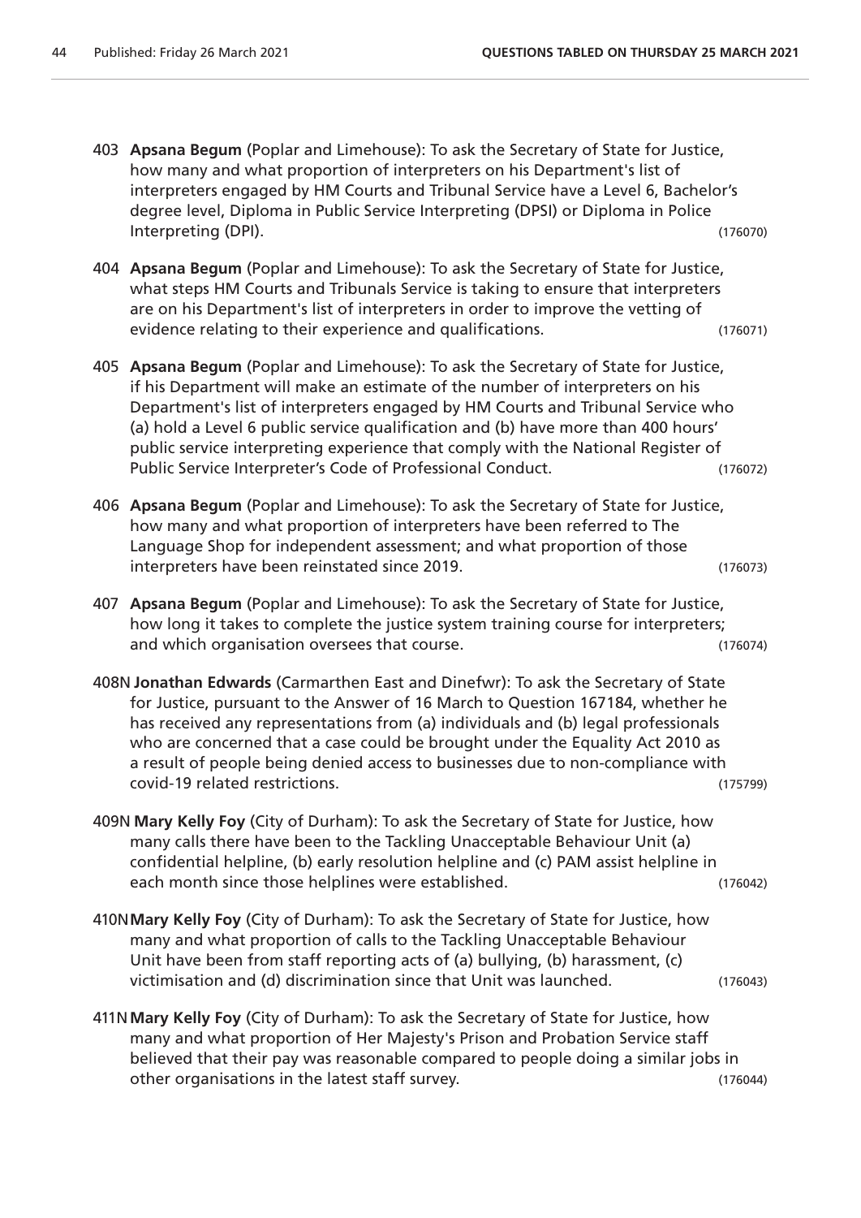403 **Apsana Begum** (Poplar and Limehouse): To ask the Secretary of State for Justice, how many and what proportion of interpreters on his Department's list of interpreters engaged by HM Courts and Tribunal Service have a Level 6, Bachelor's degree level, Diploma in Public Service Interpreting (DPSI) or Diploma in Police Interpreting (DPI). (176070)

404 **Apsana Begum** (Poplar and Limehouse): To ask the Secretary of State for Justice, what steps HM Courts and Tribunals Service is taking to ensure that interpreters are on his Department's list of interpreters in order to improve the vetting of evidence relating to their experience and qualifications. (176071)

405 **Apsana Begum** (Poplar and Limehouse): To ask the Secretary of State for Justice, if his Department will make an estimate of the number of interpreters on his Department's list of interpreters engaged by HM Courts and Tribunal Service who (a) hold a Level 6 public service qualification and (b) have more than 400 hours' public service interpreting experience that comply with the National Register of Public Service Interpreter's Code of Professional Conduct. (176072)

406 **Apsana Begum** (Poplar and Limehouse): To ask the Secretary of State for Justice, how many and what proportion of interpreters have been referred to The Language Shop for independent assessment; and what proportion of those interpreters have been reinstated since 2019. (176073)

407 **Apsana Begum** (Poplar and Limehouse): To ask the Secretary of State for Justice, how long it takes to complete the justice system training course for interpreters; and which organisation oversees that course. (176074)

408N **Jonathan Edwards** (Carmarthen East and Dinefwr): To ask the Secretary of State for Justice, pursuant to the Answer of 16 March to Question 167184, whether he has received any representations from (a) individuals and (b) legal professionals who are concerned that a case could be brought under the Equality Act 2010 as a result of people being denied access to businesses due to non-compliance with covid-19 related restrictions. (175799)

409N **Mary Kelly Foy** (City of Durham): To ask the Secretary of State for Justice, how many calls there have been to the Tackling Unacceptable Behaviour Unit (a) confidential helpline, (b) early resolution helpline and (c) PAM assist helpline in each month since those helplines were established. (176042)

410N **Mary Kelly Foy** (City of Durham): To ask the Secretary of State for Justice, how many and what proportion of calls to the Tackling Unacceptable Behaviour Unit have been from staff reporting acts of (a) bullying, (b) harassment, (c) victimisation and (d) discrimination since that Unit was launched. (176043)

411N **Mary Kelly Foy** (City of Durham): To ask the Secretary of State for Justice, how many and what proportion of Her Majesty's Prison and Probation Service staff believed that their pay was reasonable compared to people doing a similar jobs in other organisations in the latest staff survey. (176044)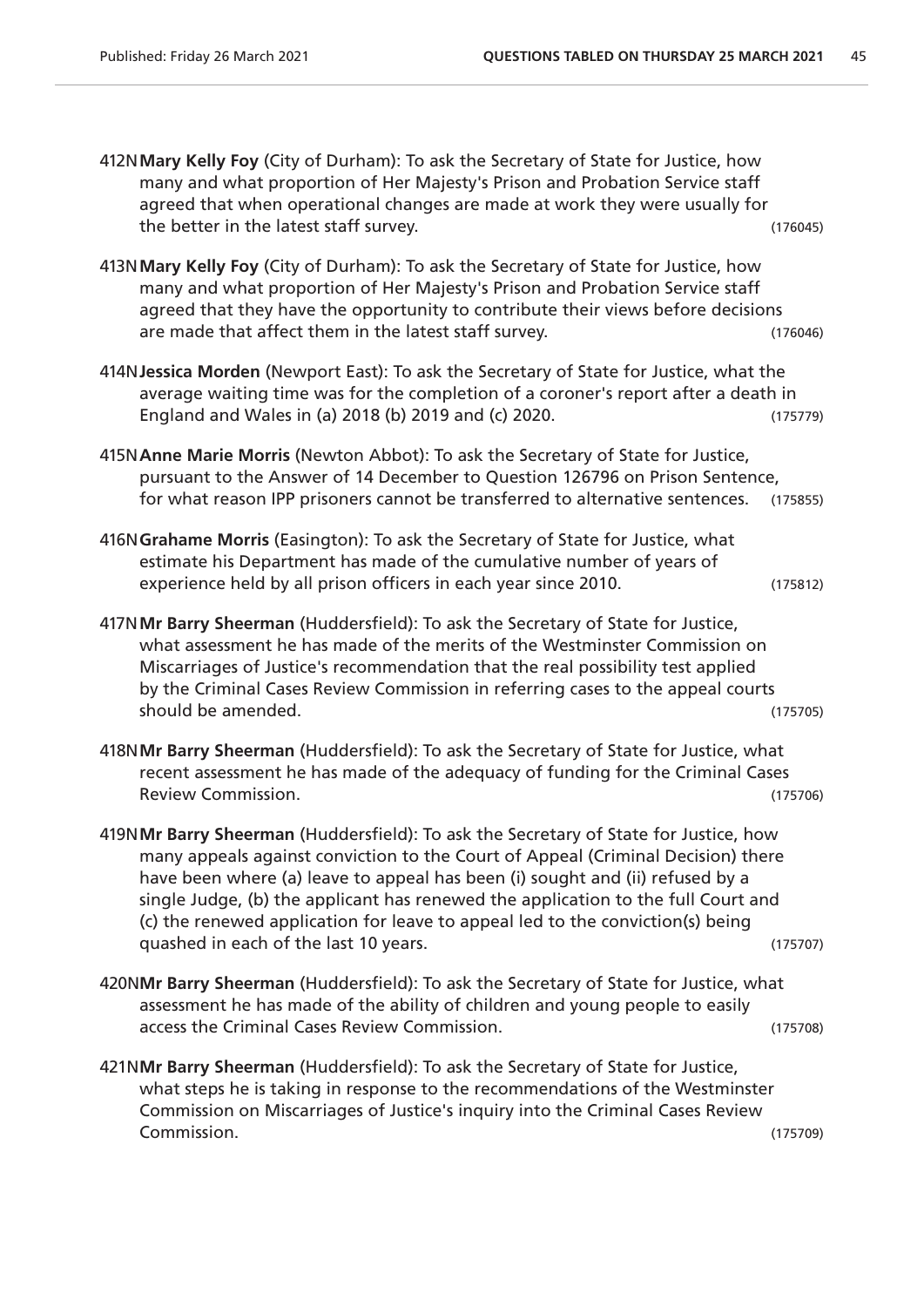412N **Mary Kelly Foy** (City of Durham): To ask the Secretary of State for Justice, how many and what proportion of Her Majesty's Prison and Probation Service staff agreed that when operational changes are made at work they were usually for the better in the latest staff survey. (176045)

413N **Mary Kelly Foy** (City of Durham): To ask the Secretary of State for Justice, how many and what proportion of Her Majesty's Prison and Probation Service staff agreed that they have the opportunity to contribute their views before decisions are made that affect them in the latest staff survey. (176046)

414N **Jessica Morden** (Newport East): To ask the Secretary of State for Justice, what the average waiting time was for the completion of a coroner's report after a death in England and Wales in (a) 2018 (b) 2019 and (c) 2020. (175779)

415N **Anne Marie Morris** (Newton Abbot): To ask the Secretary of State for Justice, pursuant to the Answer of 14 December to Question 126796 on Prison Sentence, for what reason IPP prisoners cannot be transferred to alternative sentences. (175855)

416N **Grahame Morris** (Easington): To ask the Secretary of State for Justice, what estimate his Department has made of the cumulative number of years of experience held by all prison officers in each year since 2010. (175812)

417N **Mr Barry Sheerman** (Huddersfield): To ask the Secretary of State for Justice, what assessment he has made of the merits of the Westminster Commission on Miscarriages of Justice's recommendation that the real possibility test applied by the Criminal Cases Review Commission in referring cases to the appeal courts should be amended. (175705)

418N **Mr Barry Sheerman** (Huddersfield): To ask the Secretary of State for Justice, what recent assessment he has made of the adequacy of funding for the Criminal Cases Review Commission. (175706)

419N **Mr Barry Sheerman** (Huddersfield): To ask the Secretary of State for Justice, how many appeals against conviction to the Court of Appeal (Criminal Decision) there have been where (a) leave to appeal has been (i) sought and (ii) refused by a single Judge, (b) the applicant has renewed the application to the full Court and (c) the renewed application for leave to appeal led to the conviction(s) being quashed in each of the last 10 years. (175707)

420N **Mr Barry Sheerman** (Huddersfield): To ask the Secretary of State for Justice, what assessment he has made of the ability of children and young people to easily access the Criminal Cases Review Commission. (175708)

421N **Mr Barry Sheerman** (Huddersfield): To ask the Secretary of State for Justice, what steps he is taking in response to the recommendations of the Westminster Commission on Miscarriages of Justice's inquiry into the Criminal Cases Review Commission. (175709)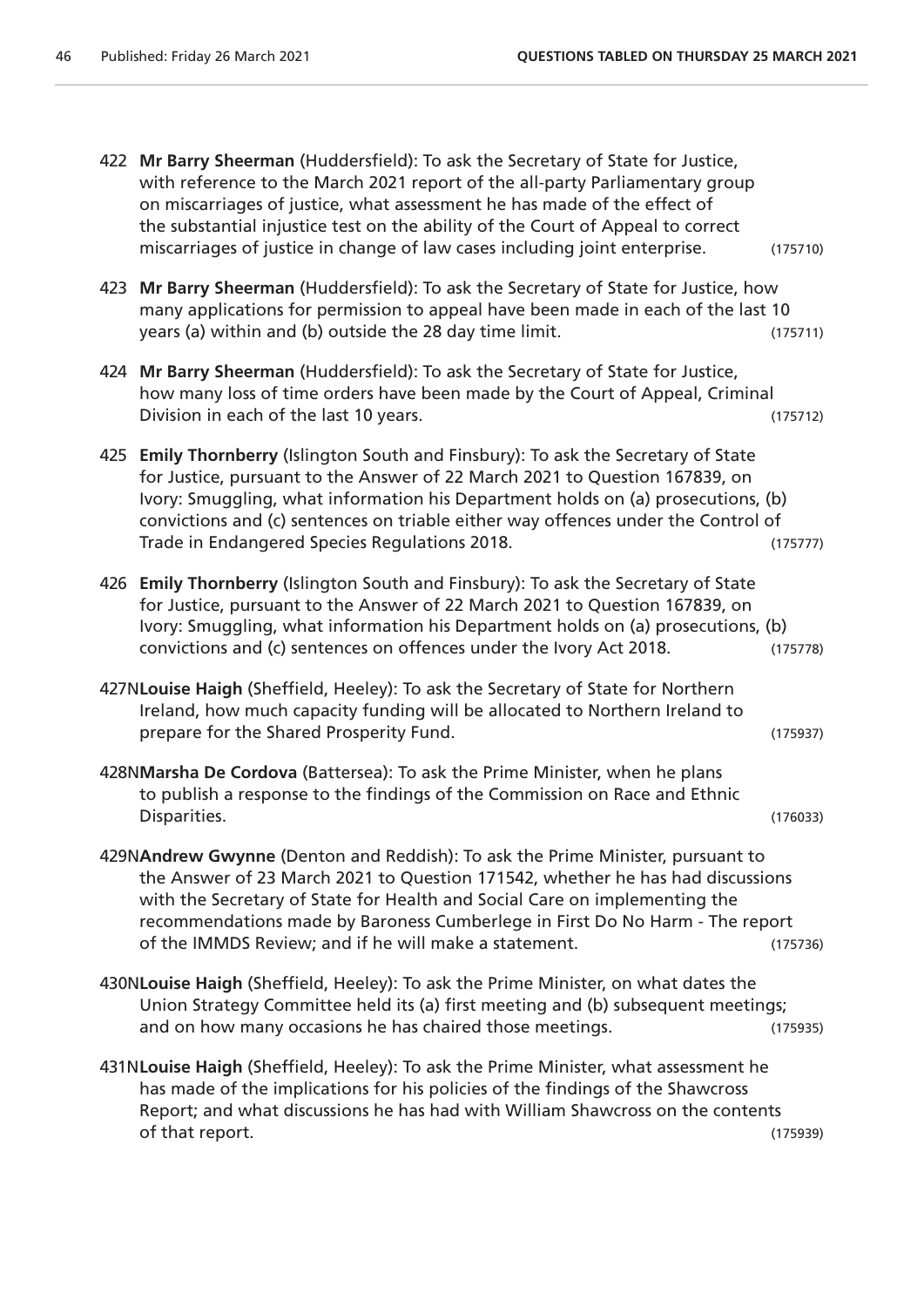422 **Mr Barry Sheerman** (Huddersfield): To ask the Secretary of State for Justice, with reference to the March 2021 report of the all-party Parliamentary group on miscarriages of justice, what assessment he has made of the effect of the substantial injustice test on the ability of the Court of Appeal to correct miscarriages of justice in change of law cases including joint enterprise. (175710)

423 **Mr Barry Sheerman** (Huddersfield): To ask the Secretary of State for Justice, how many applications for permission to appeal have been made in each of the last 10 years (a) within and (b) outside the 28 day time limit. (175711)

424 **Mr Barry Sheerman** (Huddersfield): To ask the Secretary of State for Justice, how many loss of time orders have been made by the Court of Appeal, Criminal Division in each of the last 10 years. (175712)

425 **Emily Thornberry** (Islington South and Finsbury): To ask the Secretary of State for Justice, pursuant to the Answer of 22 March 2021 to Question 167839, on Ivory: Smuggling, what information his Department holds on (a) prosecutions, (b) convictions and (c) sentences on triable either way offences under the Control of Trade in Endangered Species Regulations 2018. (175777)

426 **Emily Thornberry** (Islington South and Finsbury): To ask the Secretary of State for Justice, pursuant to the Answer of 22 March 2021 to Question 167839, on Ivory: Smuggling, what information his Department holds on (a) prosecutions, (b) convictions and (c) sentences on offences under the Ivory Act 2018. (175778)

427N **Louise Haigh** (Sheffield, Heeley): To ask the Secretary of State for Northern Ireland, how much capacity funding will be allocated to Northern Ireland to prepare for the Shared Prosperity Fund. (175937)

428N **Marsha De Cordova** (Battersea): To ask the Prime Minister, when he plans to publish a response to the findings of the Commission on Race and Ethnic Disparities. (176033)

429N **Andrew Gwynne** (Denton and Reddish): To ask the Prime Minister, pursuant to the Answer of 23 March 2021 to Question 171542, whether he has had discussions with the Secretary of State for Health and Social Care on implementing the recommendations made by Baroness Cumberlege in First Do No Harm - The report of the IMMDS Review; and if he will make a statement. (175736)

430N **Louise Haigh** (Sheffield, Heeley): To ask the Prime Minister, on what dates the Union Strategy Committee held its (a) first meeting and (b) subsequent meetings; and on how many occasions he has chaired those meetings. (175935)

431N **Louise Haigh** (Sheffield, Heeley): To ask the Prime Minister, what assessment he has made of the implications for his policies of the findings of the Shawcross Report; and what discussions he has had with William Shawcross on the contents of that report. (175939)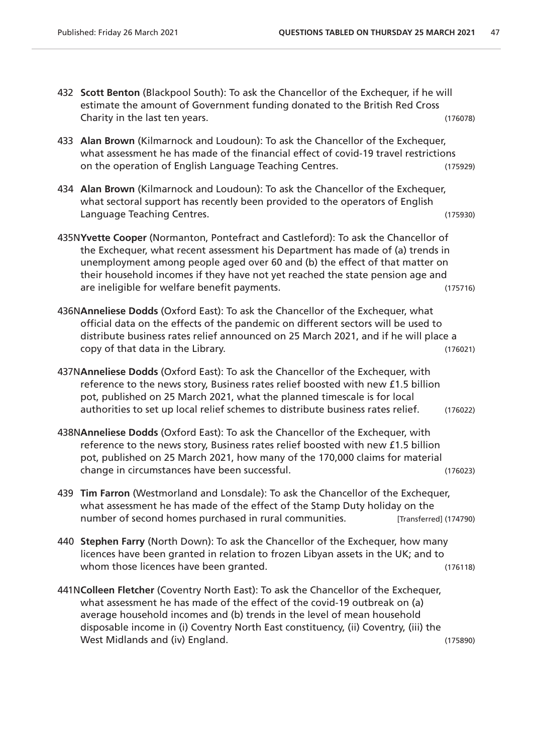432 **Scott Benton** (Blackpool South): To ask the Chancellor of the Exchequer, if he will estimate the amount of Government funding donated to the British Red Cross Charity in the last ten years. (176078)

433 **Alan Brown** (Kilmarnock and Loudoun): To ask the Chancellor of the Exchequer, what assessment he has made of the financial effect of covid-19 travel restrictions on the operation of English Language Teaching Centres. (175929)

434 **Alan Brown** (Kilmarnock and Loudoun): To ask the Chancellor of the Exchequer, what sectoral support has recently been provided to the operators of English Language Teaching Centres. (175930)

435N**Yvette Cooper** (Normanton, Pontefract and Castleford): To ask the Chancellor of the Exchequer, what recent assessment his Department has made of (a) trends in unemployment among people aged over 60 and (b) the effect of that matter on their household incomes if they have not yet reached the state pension age and are ineligible for welfare benefit payments. (175716)

436N**Anneliese Dodds** (Oxford East): To ask the Chancellor of the Exchequer, what official data on the effects of the pandemic on different sectors will be used to distribute business rates relief announced on 25 March 2021, and if he will place a copy of that data in the Library. (176021)

437N**Anneliese Dodds** (Oxford East): To ask the Chancellor of the Exchequer, with reference to the news story, Business rates relief boosted with new £1.5 billion pot, published on 25 March 2021, what the planned timescale is for local authorities to set up local relief schemes to distribute business rates relief. (176022)

438N**Anneliese Dodds** (Oxford East): To ask the Chancellor of the Exchequer, with reference to the news story, Business rates relief boosted with new £1.5 billion pot, published on 25 March 2021, how many of the 170,000 claims for material change in circumstances have been successful. (176023)

439 **Tim Farron** (Westmorland and Lonsdale): To ask the Chancellor of the Exchequer, what assessment he has made of the effect of the Stamp Duty holiday on the number of second homes purchased in rural communities. [Transferred] (174790)

440 **Stephen Farry** (North Down): To ask the Chancellor of the Exchequer, how many licences have been granted in relation to frozen Libyan assets in the UK; and to whom those licences have been granted. (176118)

441N**Colleen Fletcher** (Coventry North East): To ask the Chancellor of the Exchequer, what assessment he has made of the effect of the covid-19 outbreak on (a) average household incomes and (b) trends in the level of mean household disposable income in (i) Coventry North East constituency, (ii) Coventry, (iii) the West Midlands and (iv) England. (175890)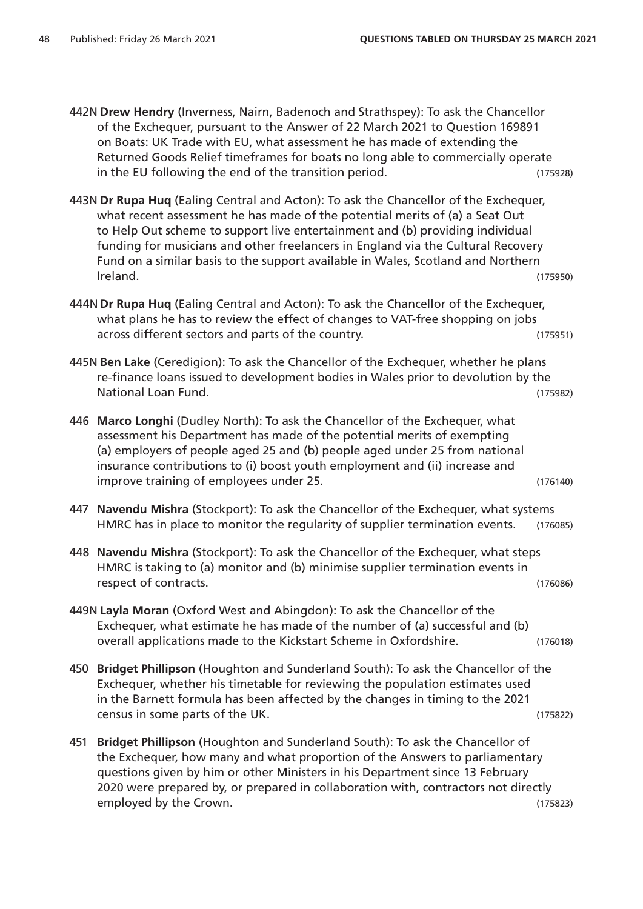442N **Drew Hendry** (Inverness, Nairn, Badenoch and Strathspey): To ask the Chancellor of the Exchequer, pursuant to the Answer of 22 March 2021 to Question 169891 on Boats: UK Trade with EU, what assessment he has made of extending the Returned Goods Relief timeframes for boats no long able to commercially operate in the EU following the end of the transition period. (175928)

443N **Dr Rupa Huq** (Ealing Central and Acton): To ask the Chancellor of the Exchequer, what recent assessment he has made of the potential merits of (a) a Seat Out to Help Out scheme to support live entertainment and (b) providing individual funding for musicians and other freelancers in England via the Cultural Recovery Fund on a similar basis to the support available in Wales, Scotland and Northern Ireland. (175950)

444N **Dr Rupa Huq** (Ealing Central and Acton): To ask the Chancellor of the Exchequer, what plans he has to review the effect of changes to VAT-free shopping on jobs across different sectors and parts of the country. (175951)

445N **Ben Lake** (Ceredigion): To ask the Chancellor of the Exchequer, whether he plans re-finance loans issued to development bodies in Wales prior to devolution by the National Loan Fund. (175982)

446 **Marco Longhi** (Dudley North): To ask the Chancellor of the Exchequer, what assessment his Department has made of the potential merits of exempting (a) employers of people aged 25 and (b) people aged under 25 from national insurance contributions to (i) boost youth employment and (ii) increase and improve training of employees under 25. (176140)

447 **Navendu Mishra** (Stockport): To ask the Chancellor of the Exchequer, what systems HMRC has in place to monitor the regularity of supplier termination events. (176085)

448 **Navendu Mishra** (Stockport): To ask the Chancellor of the Exchequer, what steps HMRC is taking to (a) monitor and (b) minimise supplier termination events in respect of contracts. (176086)

449N **Layla Moran** (Oxford West and Abingdon): To ask the Chancellor of the Exchequer, what estimate he has made of the number of (a) successful and (b) overall applications made to the Kickstart Scheme in Oxfordshire. (176018)

450 **Bridget Phillipson** (Houghton and Sunderland South): To ask the Chancellor of the Exchequer, whether his timetable for reviewing the population estimates used in the Barnett formula has been affected by the changes in timing to the 2021 census in some parts of the UK. (175822)

451 **Bridget Phillipson** (Houghton and Sunderland South): To ask the Chancellor of the Exchequer, how many and what proportion of the Answers to parliamentary questions given by him or other Ministers in his Department since 13 February 2020 were prepared by, or prepared in collaboration with, contractors not directly employed by the Crown. (175823)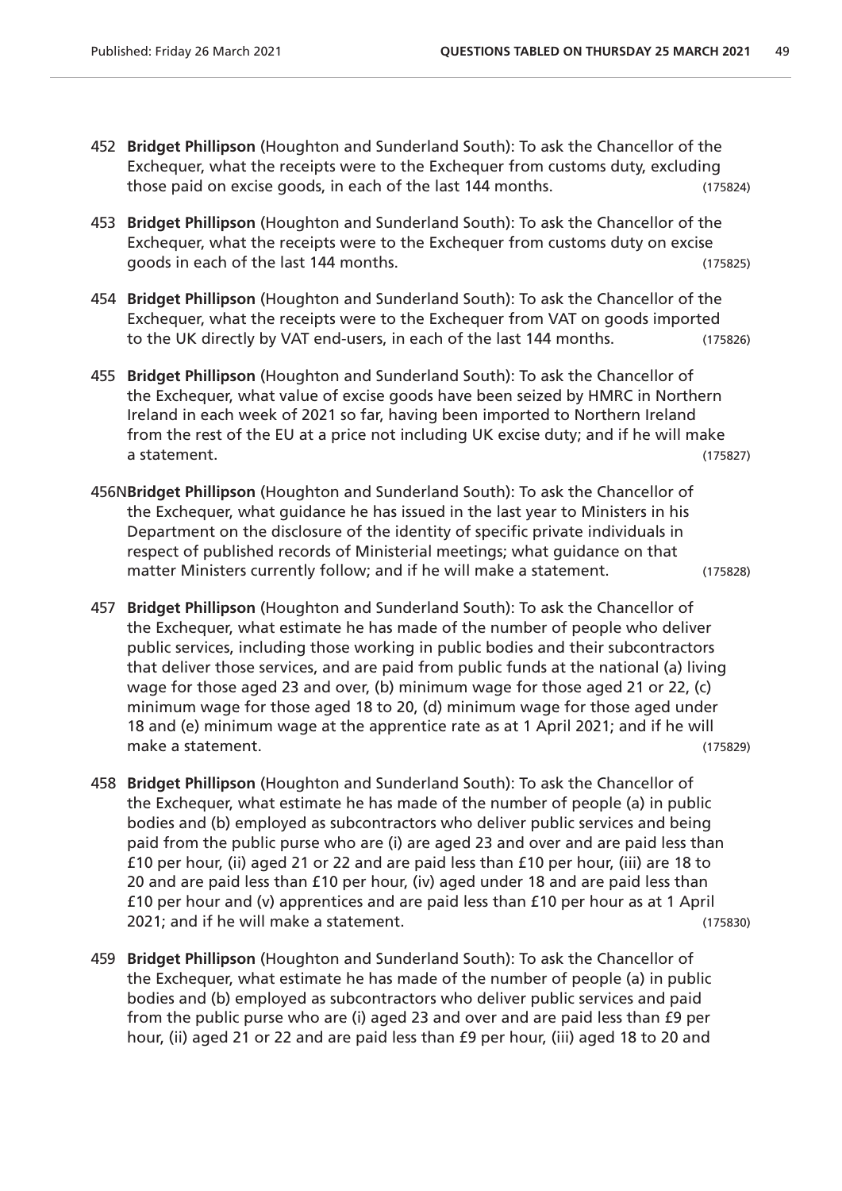452 **Bridget Phillipson** (Houghton and Sunderland South): To ask the Chancellor of the Exchequer, what the receipts were to the Exchequer from customs duty, excluding those paid on excise goods, in each of the last 144 months. (175824)

453 **Bridget Phillipson** (Houghton and Sunderland South): To ask the Chancellor of the Exchequer, what the receipts were to the Exchequer from customs duty on excise goods in each of the last 144 months. (175825)

454 **Bridget Phillipson** (Houghton and Sunderland South): To ask the Chancellor of the Exchequer, what the receipts were to the Exchequer from VAT on goods imported to the UK directly by VAT end-users, in each of the last 144 months. (175826)

455 **Bridget Phillipson** (Houghton and Sunderland South): To ask the Chancellor of the Exchequer, what value of excise goods have been seized by HMRC in Northern Ireland in each week of 2021 so far, having been imported to Northern Ireland from the rest of the EU at a price not including UK excise duty; and if he will make a statement. (175827)

456N **Bridget Phillipson** (Houghton and Sunderland South): To ask the Chancellor of the Exchequer, what guidance he has issued in the last year to Ministers in his Department on the disclosure of the identity of specific private individuals in respect of published records of Ministerial meetings; what guidance on that matter Ministers currently follow; and if he will make a statement. (175828)

457 **Bridget Phillipson** (Houghton and Sunderland South): To ask the Chancellor of the Exchequer, what estimate he has made of the number of people who deliver public services, including those working in public bodies and their subcontractors that deliver those services, and are paid from public funds at the national (a) living wage for those aged 23 and over, (b) minimum wage for those aged 21 or 22, (c) minimum wage for those aged 18 to 20, (d) minimum wage for those aged under 18 and (e) minimum wage at the apprentice rate as at 1 April 2021; and if he will make a statement. (175829)

458 **Bridget Phillipson** (Houghton and Sunderland South): To ask the Chancellor of the Exchequer, what estimate he has made of the number of people (a) in public bodies and (b) employed as subcontractors who deliver public services and being paid from the public purse who are (i) are aged 23 and over and are paid less than £10 per hour, (ii) aged 21 or 22 and are paid less than £10 per hour, (iii) are 18 to 20 and are paid less than £10 per hour, (iv) aged under 18 and are paid less than £10 per hour and (v) apprentices and are paid less than £10 per hour as at 1 April 2021; and if he will make a statement. (175830)

459 **Bridget Phillipson** (Houghton and Sunderland South): To ask the Chancellor of the Exchequer, what estimate he has made of the number of people (a) in public bodies and (b) employed as subcontractors who deliver public services and paid from the public purse who are (i) aged 23 and over and are paid less than £9 per hour, (ii) aged 21 or 22 and are paid less than £9 per hour, (iii) aged 18 to 20 and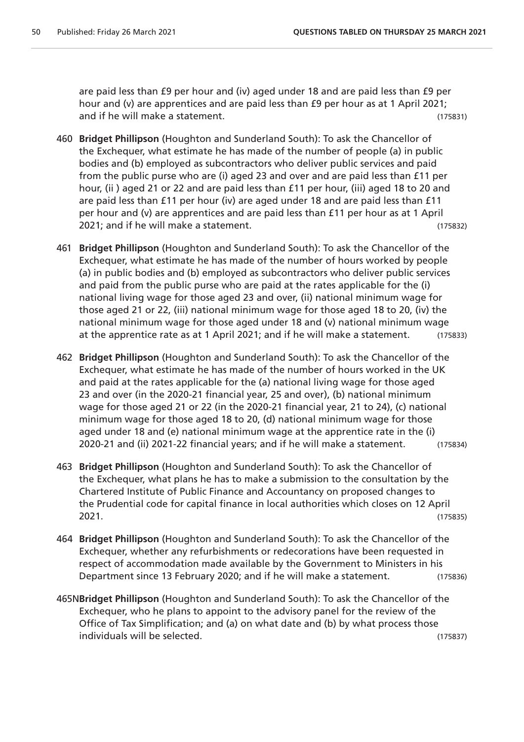are paid less than £9 per hour and (iv) aged under 18 and are paid less than £9 per hour and (v) are apprentices and are paid less than £9 per hour as at 1 April 2021; and if he will make a statement. (175831)

460 **Bridget Phillipson** (Houghton and Sunderland South): To ask the Chancellor of the Exchequer, what estimate he has made of the number of people (a) in public bodies and (b) employed as subcontractors who deliver public services and paid from the public purse who are (i) aged 23 and over and are paid less than £11 per hour, (ii ) aged 21 or 22 and are paid less than £11 per hour, (iii) aged 18 to 20 and are paid less than £11 per hour (iv) are aged under 18 and are paid less than £11 per hour and (v) are apprentices and are paid less than £11 per hour as at 1 April 2021; and if he will make a statement. (175832)

461 **Bridget Phillipson** (Houghton and Sunderland South): To ask the Chancellor of the Exchequer, what estimate he has made of the number of hours worked by people (a) in public bodies and (b) employed as subcontractors who deliver public services and paid from the public purse who are paid at the rates applicable for the (i) national living wage for those aged 23 and over, (ii) national minimum wage for those aged 21 or 22, (iii) national minimum wage for those aged 18 to 20, (iv) the national minimum wage for those aged under 18 and (v) national minimum wage at the apprentice rate as at 1 April 2021; and if he will make a statement. (175833)

462 **Bridget Phillipson** (Houghton and Sunderland South): To ask the Chancellor of the Exchequer, what estimate he has made of the number of hours worked in the UK and paid at the rates applicable for the (a) national living wage for those aged 23 and over (in the 2020-21 financial year, 25 and over), (b) national minimum wage for those aged 21 or 22 (in the 2020-21 financial year, 21 to 24), (c) national minimum wage for those aged 18 to 20, (d) national minimum wage for those aged under 18 and (e) national minimum wage at the apprentice rate in the (i) 2020-21 and (ii) 2021-22 financial years; and if he will make a statement. (175834)

463 **Bridget Phillipson** (Houghton and Sunderland South): To ask the Chancellor of the Exchequer, what plans he has to make a submission to the consultation by the Chartered Institute of Public Finance and Accountancy on proposed changes to the Prudential code for capital finance in local authorities which closes on 12 April 2021. (175835)

464 **Bridget Phillipson** (Houghton and Sunderland South): To ask the Chancellor of the Exchequer, whether any refurbishments or redecorations have been requested in respect of accommodation made available by the Government to Ministers in his Department since 13 February 2020; and if he will make a statement. (175836)

465N**Bridget Phillipson** (Houghton and Sunderland South): To ask the Chancellor of the Exchequer, who he plans to appoint to the advisory panel for the review of the Office of Tax Simplification; and (a) on what date and (b) by what process those individuals will be selected. (175837)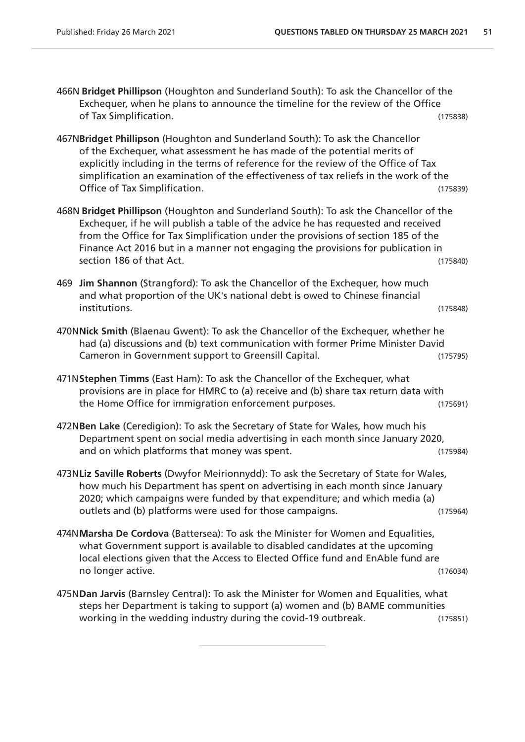466N **Bridget Phillipson** (Houghton and Sunderland South): To ask the Chancellor of the Exchequer, when he plans to announce the timeline for the review of the Office of Tax Simplification. (175838)

467N **Bridget Phillipson** (Houghton and Sunderland South): To ask the Chancellor of the Exchequer, what assessment he has made of the potential merits of explicitly including in the terms of reference for the review of the Office of Tax simplification an examination of the effectiveness of tax reliefs in the work of the Office of Tax Simplification. (175839)

468N **Bridget Phillipson** (Houghton and Sunderland South): To ask the Chancellor of the Exchequer, if he will publish a table of the advice he has requested and received from the Office for Tax Simplification under the provisions of section 185 of the Finance Act 2016 but in a manner not engaging the provisions for publication in section 186 of that Act. (175840)

469 **Jim Shannon** (Strangford): To ask the Chancellor of the Exchequer, how much and what proportion of the UK's national debt is owed to Chinese financial institutions. (175848)

470N **Nick Smith** (Blaenau Gwent): To ask the Chancellor of the Exchequer, whether he had (a) discussions and (b) text communication with former Prime Minister David Cameron in Government support to Greensill Capital. (175795)

471N **Stephen Timms** (East Ham): To ask the Chancellor of the Exchequer, what provisions are in place for HMRC to (a) receive and (b) share tax return data with the Home Office for immigration enforcement purposes. (175691)

472N **Ben Lake** (Ceredigion): To ask the Secretary of State for Wales, how much his Department spent on social media advertising in each month since January 2020, and on which platforms that money was spent. (175984)

473N **Liz Saville Roberts** (Dwyfor Meirionnydd): To ask the Secretary of State for Wales, how much his Department has spent on advertising in each month since January 2020; which campaigns were funded by that expenditure; and which media (a) outlets and (b) platforms were used for those campaigns. (175964)

474N **Marsha De Cordova** (Battersea): To ask the Minister for Women and Equalities, what Government support is available to disabled candidates at the upcoming local elections given that the Access to Elected Office fund and EnAble fund are no longer active. (176034)

475N **Dan Jarvis** (Barnsley Central): To ask the Minister for Women and Equalities, what steps her Department is taking to support (a) women and (b) BAME communities working in the wedding industry during the covid-19 outbreak. (175851)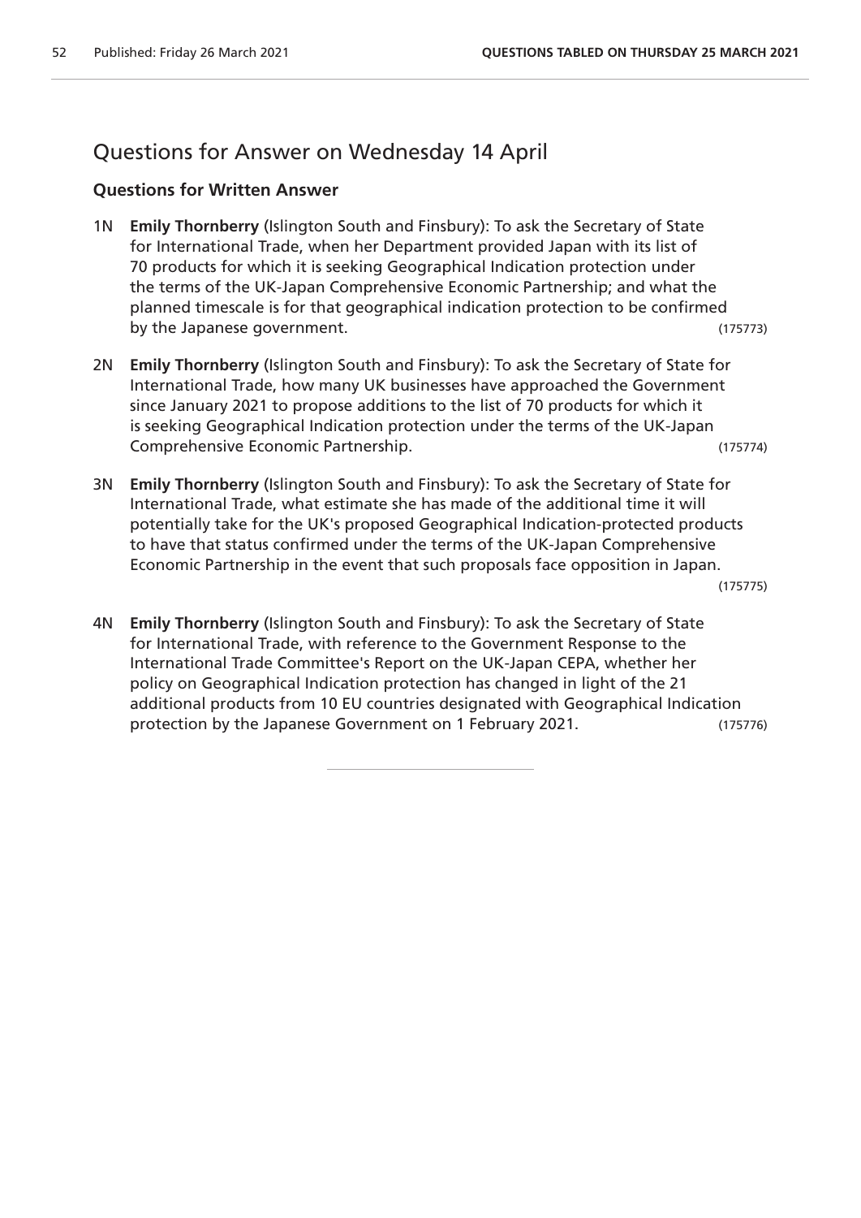## Questions for Answer on Wednesday 14 April

### Questions for Written Answer

1N **Emily Thornberry** (Islington South and Finsbury): To ask the Secretary of State for International Trade, when her Department provided Japan with its list of 70 products for which it is seeking Geographical Indication protection under the terms of the UK-Japan Comprehensive Economic Partnership; and what the planned timescale is for that geographical indication protection to be confirmed by the Japanese government. (175773)

2N **Emily Thornberry** (Islington South and Finsbury): To ask the Secretary of State for International Trade, how many UK businesses have approached the Government since January 2021 to propose additions to the list of 70 products for which it is seeking Geographical Indication protection under the terms of the UK-Japan Comprehensive Economic Partnership. (175774)

3N **Emily Thornberry** (Islington South and Finsbury): To ask the Secretary of State for International Trade, what estimate she has made of the additional time it will potentially take for the UK's proposed Geographical Indication-protected products to have that status confirmed under the terms of the UK-Japan Comprehensive Economic Partnership in the event that such proposals face opposition in Japan. (175775)

4N **Emily Thornberry** (Islington South and Finsbury): To ask the Secretary of State for International Trade, with reference to the Government Response to the International Trade Committee's Report on the UK-Japan CEPA, whether her policy on Geographical Indication protection has changed in light of the 21 additional products from 10 EU countries designated with Geographical Indication protection by the Japanese Government on 1 February 2021. (175776)